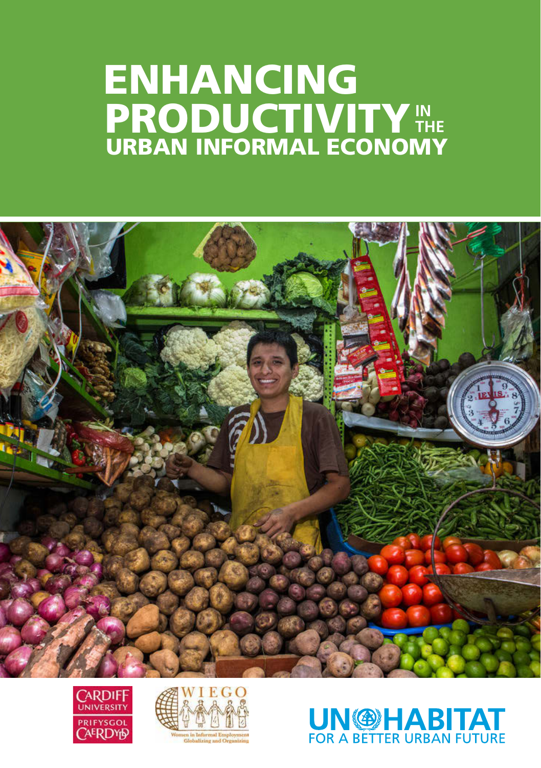# ENHANCING PRODUCTIVITY IN THE URBAN INFORMAL ECONOMY

CARDIFF UNIVERSITY
PRIFYSGOL CAERDYD

WIEGO
Women in Informal Employment Globalizing and Organizing

UN-HABITAT
FOR A BETTER URBAN FUTURE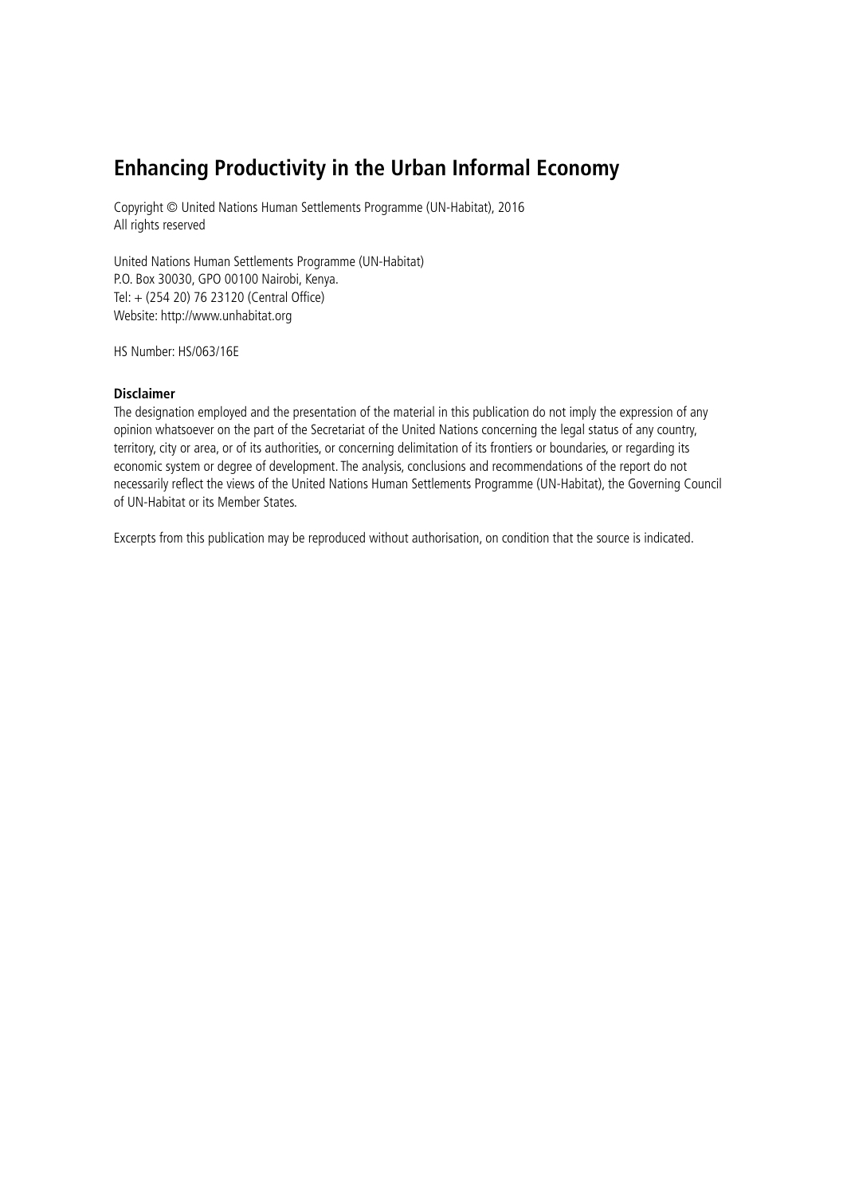# Enhancing Productivity in the Urban Informal Economy

Copyright © United Nations Human Settlements Programme (UN-Habitat), 2016
All rights reserved

United Nations Human Settlements Programme (UN-Habitat)
P.O. Box 30030, GPO 00100 Nairobi, Kenya.
Tel: + (254 20) 76 23120 (Central Office)
Website: http://www.unhabitat.org

HS Number: HS/063/16E

**Disclaimer**
The designation employed and the presentation of the material in this publication do not imply the expression of any opinion whatsoever on the part of the Secretariat of the United Nations concerning the legal status of any country, territory, city or area, or of its authorities, or concerning delimitation of its frontiers or boundaries, or regarding its economic system or degree of development. The analysis, conclusions and recommendations of the report do not necessarily reflect the views of the United Nations Human Settlements Programme (UN-Habitat), the Governing Council of UN-Habitat or its Member States.

Excerpts from this publication may be reproduced without authorisation, on condition that the source is indicated.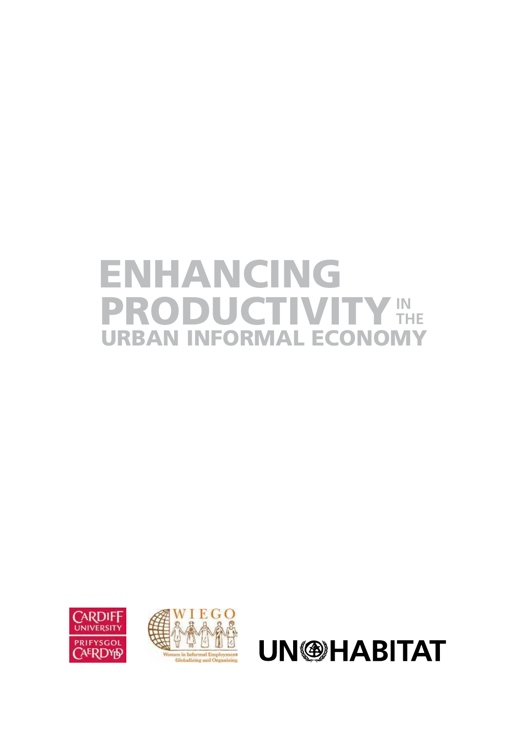# ENHANCING PRODUCTIVITY IN THE URBAN INFORMAL ECONOMY

CARDIFF UNIVERSITY
PRIFYSGOL CAERDYDD

WIEGO
Women in Informal Employment Globalizing and Organizing

UN HABITAT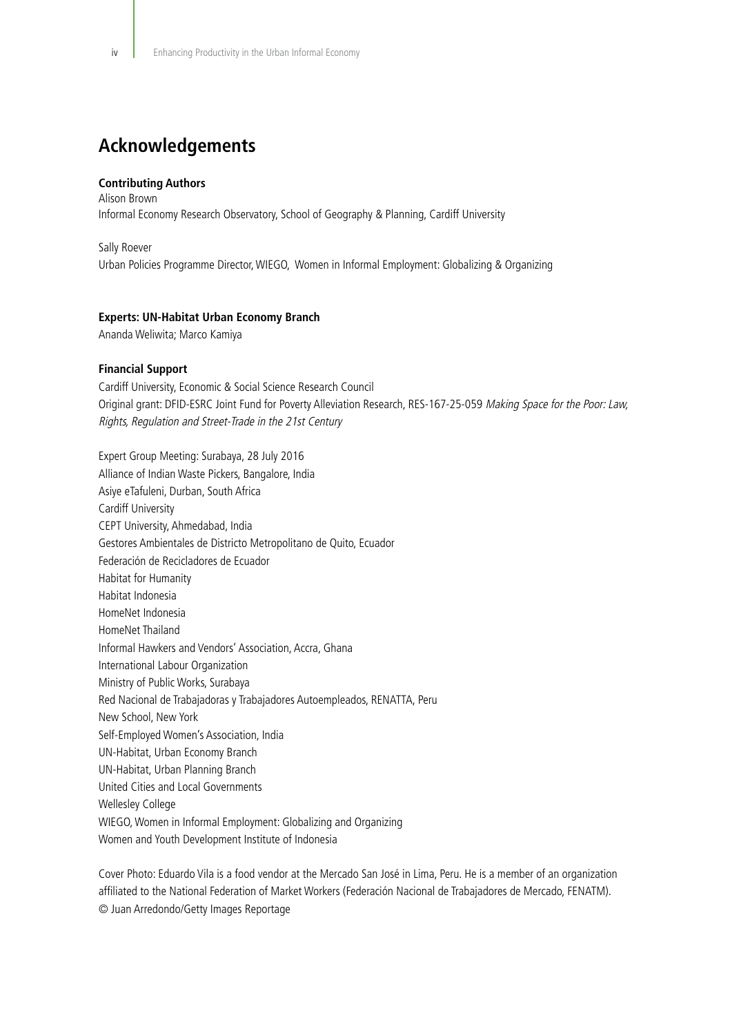## Acknowledgements

**Contributing Authors**

Alison Brown
Informal Economy Research Observatory, School of Geography & Planning, Cardiff University

Sally Roever
Urban Policies Programme Director, WIEGO, Women in Informal Employment: Globalizing & Organizing

**Experts: UN-Habitat Urban Economy Branch**

Ananda Weliwita; Marco Kamiya

**Financial Support**

Cardiff University, Economic & Social Science Research Council
Original grant: DFID-ESRC Joint Fund for Poverty Alleviation Research, RES-167-25-059 *Making Space for the Poor: Law, Rights, Regulation and Street-Trade in the 21st Century*

Expert Group Meeting: Surabaya, 28 July 2016
Alliance of Indian Waste Pickers, Bangalore, India
Asiye eTafuleni, Durban, South Africa
Cardiff University
CEPT University, Ahmedabad, India
Gestores Ambientales de Districto Metropolitano de Quito, Ecuador
Federación de Recicladores de Ecuador
Habitat for Humanity
Habitat Indonesia
HomeNet Indonesia
HomeNet Thailand
Informal Hawkers and Vendors' Association, Accra, Ghana
International Labour Organization
Ministry of Public Works, Surabaya
Red Nacional de Trabajadoras y Trabajadores Autoempleados, RENATTA, Peru
New School, New York
Self-Employed Women's Association, India
UN-Habitat, Urban Economy Branch
UN-Habitat, Urban Planning Branch
United Cities and Local Governments
Wellesley College
WIEGO, Women in Informal Employment: Globalizing and Organizing
Women and Youth Development Institute of Indonesia

Cover Photo: Eduardo Vila is a food vendor at the Mercado San José in Lima, Peru. He is a member of an organization affiliated to the National Federation of Market Workers (Federación Nacional de Trabajadores de Mercado, FENATM).
© Juan Arredondo/Getty Images Reportage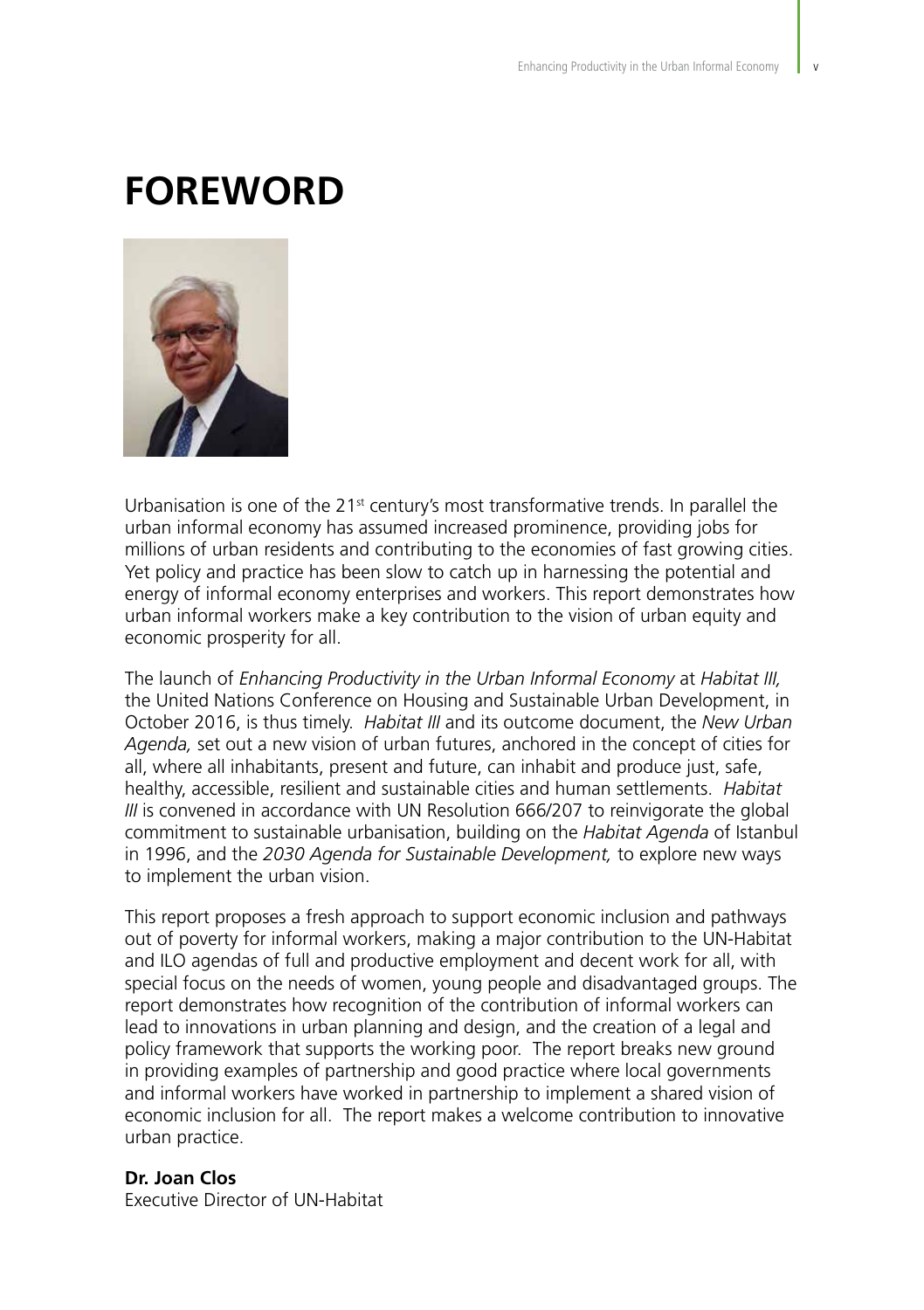# FOREWORD

Urbanisation is one of the 21st century's most transformative trends. In parallel the urban informal economy has assumed increased prominence, providing jobs for millions of urban residents and contributing to the economies of fast growing cities. Yet policy and practice has been slow to catch up in harnessing the potential and energy of informal economy enterprises and workers. This report demonstrates how urban informal workers make a key contribution to the vision of urban equity and economic prosperity for all.

The launch of *Enhancing Productivity in the Urban Informal Economy* at *Habitat III,* the United Nations Conference on Housing and Sustainable Urban Development, in October 2016, is thus timely. *Habitat III* and its outcome document, the *New Urban Agenda,* set out a new vision of urban futures, anchored in the concept of cities for all, where all inhabitants, present and future, can inhabit and produce just, safe, healthy, accessible, resilient and sustainable cities and human settlements. *Habitat III* is convened in accordance with UN Resolution 666/207 to reinvigorate the global commitment to sustainable urbanisation, building on the *Habitat Agenda* of Istanbul in 1996, and the *2030 Agenda for Sustainable Development,* to explore new ways to implement the urban vision.

This report proposes a fresh approach to support economic inclusion and pathways out of poverty for informal workers, making a major contribution to the UN-Habitat and ILO agendas of full and productive employment and decent work for all, with special focus on the needs of women, young people and disadvantaged groups. The report demonstrates how recognition of the contribution of informal workers can lead to innovations in urban planning and design, and the creation of a legal and policy framework that supports the working poor. The report breaks new ground in providing examples of partnership and good practice where local governments and informal workers have worked in partnership to implement a shared vision of economic inclusion for all. The report makes a welcome contribution to innovative urban practice.

**Dr. Joan Clos**
Executive Director of UN-Habitat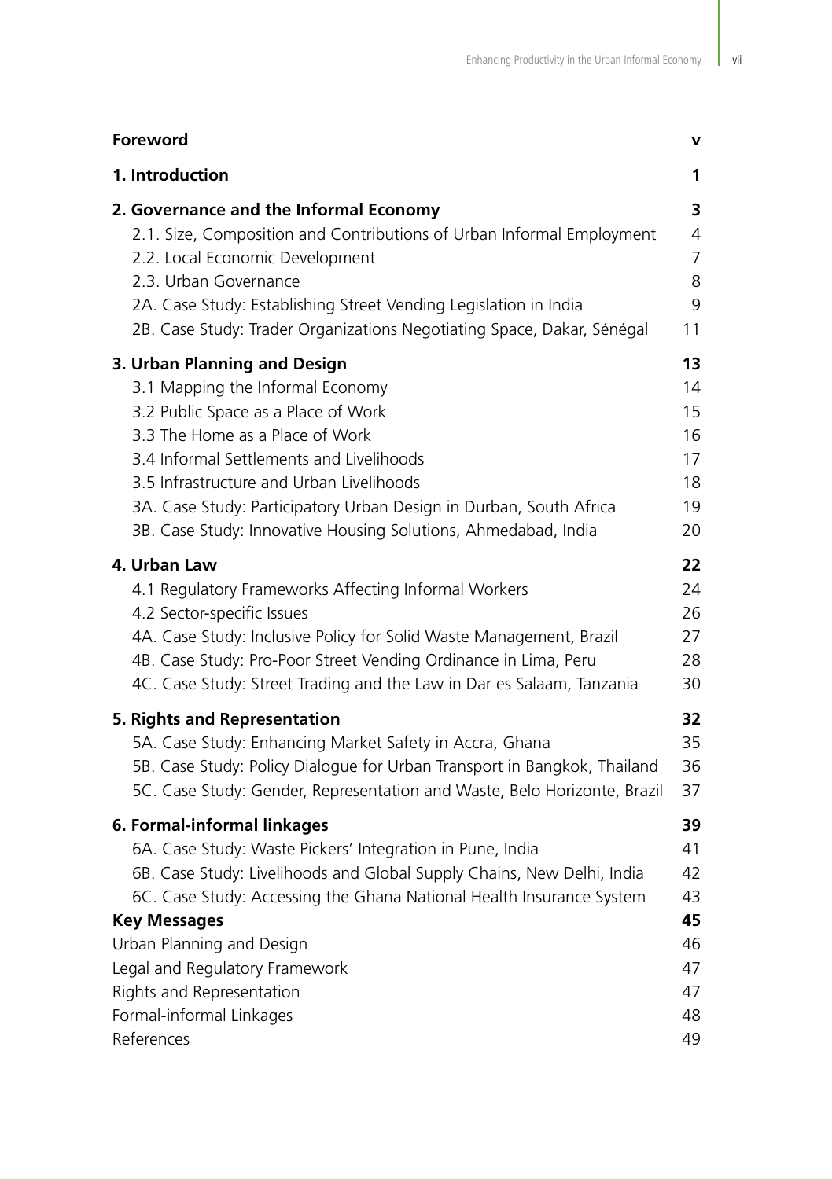| | |
|---|---|
| **Foreword** | **v** |
| **1. Introduction** | **1** |
| **2. Governance and the Informal Economy** | **3** |
| 2.1. Size, Composition and Contributions of Urban Informal Employment | 4 |
| 2.2. Local Economic Development | 7 |
| 2.3. Urban Governance | 8 |
| 2A. Case Study: Establishing Street Vending Legislation in India | 9 |
| 2B. Case Study: Trader Organizations Negotiating Space, Dakar, Sénégal | 11 |
| **3. Urban Planning and Design** | **13** |
| 3.1 Mapping the Informal Economy | 14 |
| 3.2 Public Space as a Place of Work | 15 |
| 3.3 The Home as a Place of Work | 16 |
| 3.4 Informal Settlements and Livelihoods | 17 |
| 3.5 Infrastructure and Urban Livelihoods | 18 |
| 3A. Case Study: Participatory Urban Design in Durban, South Africa | 19 |
| 3B. Case Study: Innovative Housing Solutions, Ahmedabad, India | 20 |
| **4. Urban Law** | **22** |
| 4.1 Regulatory Frameworks Affecting Informal Workers | 24 |
| 4.2 Sector-specific Issues | 26 |
| 4A. Case Study: Inclusive Policy for Solid Waste Management, Brazil | 27 |
| 4B. Case Study: Pro-Poor Street Vending Ordinance in Lima, Peru | 28 |
| 4C. Case Study: Street Trading and the Law in Dar es Salaam, Tanzania | 30 |
| **5. Rights and Representation** | **32** |
| 5A. Case Study: Enhancing Market Safety in Accra, Ghana | 35 |
| 5B. Case Study: Policy Dialogue for Urban Transport in Bangkok, Thailand | 36 |
| 5C. Case Study: Gender, Representation and Waste, Belo Horizonte, Brazil | 37 |
| **6. Formal-informal linkages** | **39** |
| 6A. Case Study: Waste Pickers' Integration in Pune, India | 41 |
| 6B. Case Study: Livelihoods and Global Supply Chains, New Delhi, India | 42 |
| 6C. Case Study: Accessing the Ghana National Health Insurance System | 43 |
| **Key Messages** | **45** |
| Urban Planning and Design | 46 |
| Legal and Regulatory Framework | 47 |
| Rights and Representation | 47 |
| Formal-informal Linkages | 48 |
| References | 49 |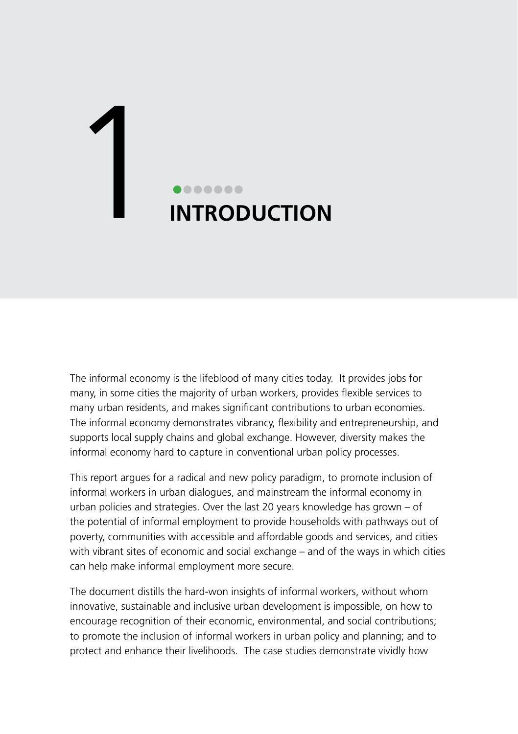# 1 INTRODUCTION

The informal economy is the lifeblood of many cities today. It provides jobs for many, in some cities the majority of urban workers, provides flexible services to many urban residents, and makes significant contributions to urban economies. The informal economy demonstrates vibrancy, flexibility and entrepreneurship, and supports local supply chains and global exchange. However, diversity makes the informal economy hard to capture in conventional urban policy processes.

This report argues for a radical and new policy paradigm, to promote inclusion of informal workers in urban dialogues, and mainstream the informal economy in urban policies and strategies. Over the last 20 years knowledge has grown – of the potential of informal employment to provide households with pathways out of poverty, communities with accessible and affordable goods and services, and cities with vibrant sites of economic and social exchange – and of the ways in which cities can help make informal employment more secure.

The document distills the hard-won insights of informal workers, without whom innovative, sustainable and inclusive urban development is impossible, on how to encourage recognition of their economic, environmental, and social contributions; to promote the inclusion of informal workers in urban policy and planning; and to protect and enhance their livelihoods. The case studies demonstrate vividly how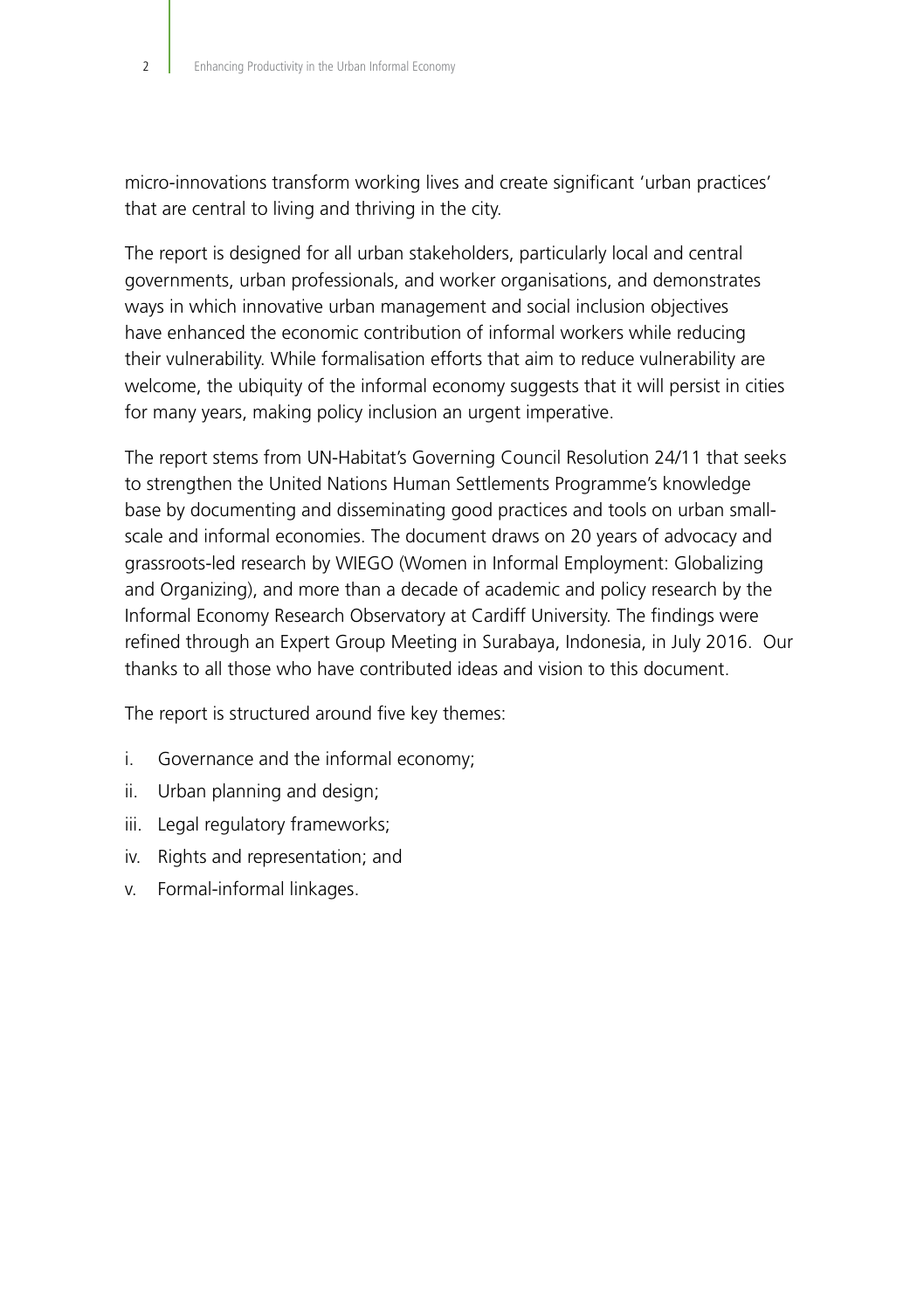micro-innovations transform working lives and create significant 'urban practices' that are central to living and thriving in the city.

The report is designed for all urban stakeholders, particularly local and central governments, urban professionals, and worker organisations, and demonstrates ways in which innovative urban management and social inclusion objectives have enhanced the economic contribution of informal workers while reducing their vulnerability. While formalisation efforts that aim to reduce vulnerability are welcome, the ubiquity of the informal economy suggests that it will persist in cities for many years, making policy inclusion an urgent imperative.

The report stems from UN-Habitat's Governing Council Resolution 24/11 that seeks to strengthen the United Nations Human Settlements Programme's knowledge base by documenting and disseminating good practices and tools on urban small-scale and informal economies. The document draws on 20 years of advocacy and grassroots-led research by WIEGO (Women in Informal Employment: Globalizing and Organizing), and more than a decade of academic and policy research by the Informal Economy Research Observatory at Cardiff University. The findings were refined through an Expert Group Meeting in Surabaya, Indonesia, in July 2016. Our thanks to all those who have contributed ideas and vision to this document.

The report is structured around five key themes:

i. Governance and the informal economy;
ii. Urban planning and design;
iii. Legal regulatory frameworks;
iv. Rights and representation; and
v. Formal-informal linkages.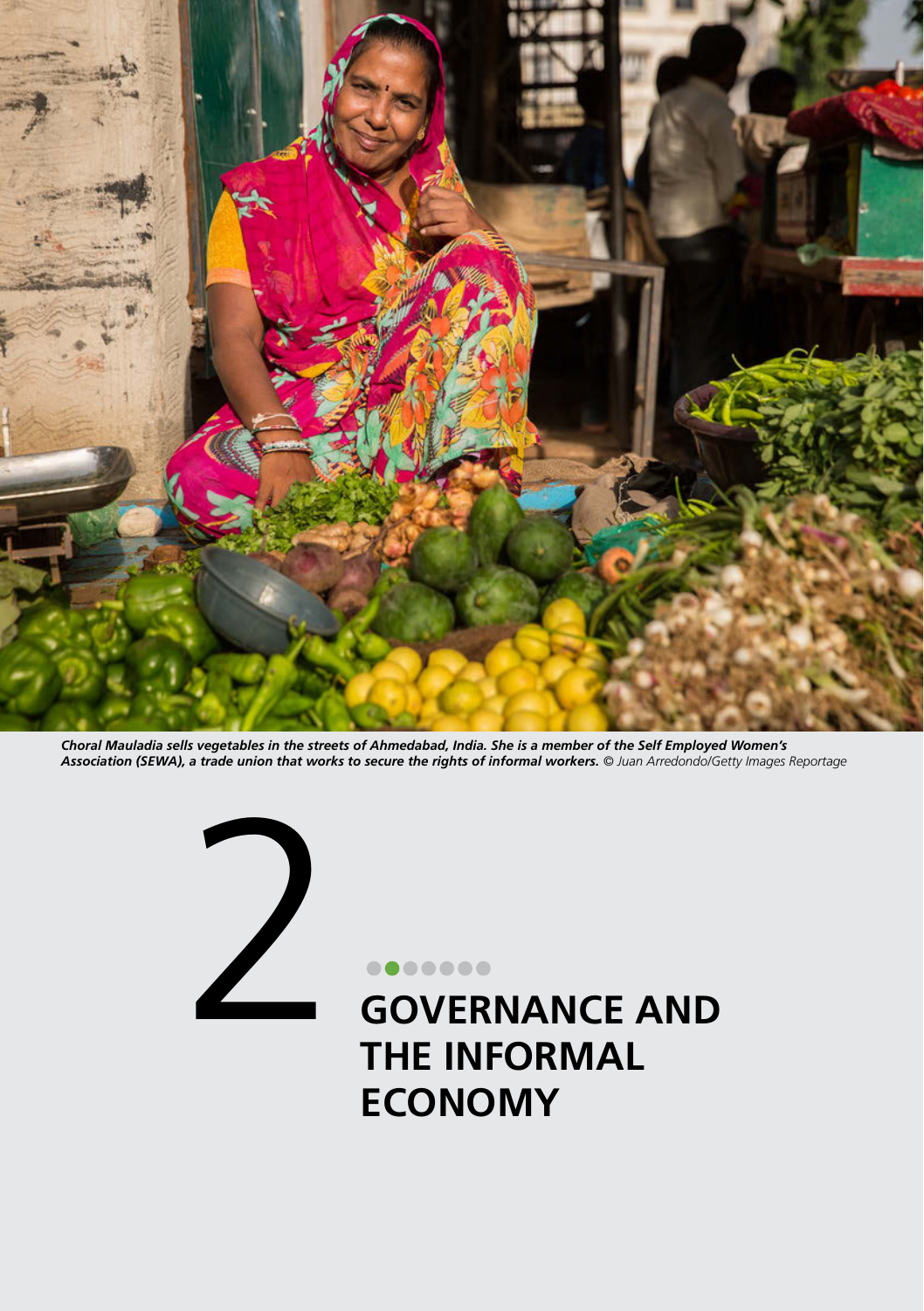***Choral Mauladia sells vegetables in the streets of Ahmedabad, India. She is a member of the Self Employed Women's Association (SEWA), a trade union that works to secure the rights of informal workers.*** *© Juan Arredondo/Getty Images Reportage*

# 2 GOVERNANCE AND THE INFORMAL ECONOMY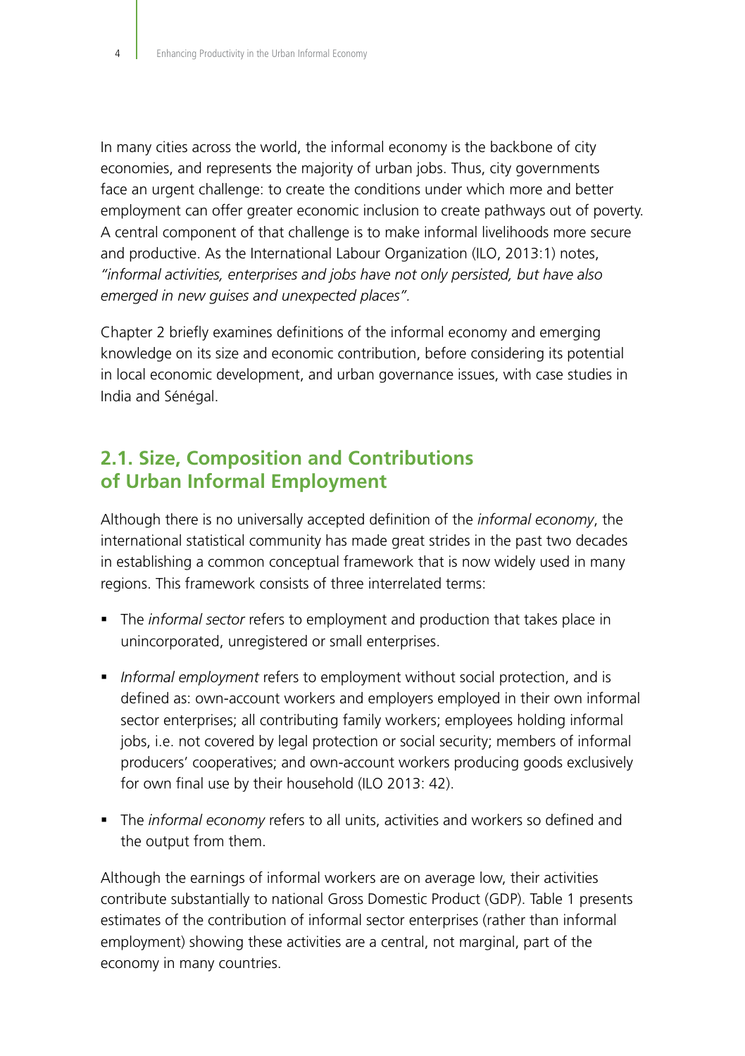In many cities across the world, the informal economy is the backbone of city economies, and represents the majority of urban jobs. Thus, city governments face an urgent challenge: to create the conditions under which more and better employment can offer greater economic inclusion to create pathways out of poverty. A central component of that challenge is to make informal livelihoods more secure and productive. As the International Labour Organization (ILO, 2013:1) notes, *"informal activities, enterprises and jobs have not only persisted, but have also emerged in new guises and unexpected places".*

Chapter 2 briefly examines definitions of the informal economy and emerging knowledge on its size and economic contribution, before considering its potential in local economic development, and urban governance issues, with case studies in India and Sénégal.

## 2.1. Size, Composition and Contributions of Urban Informal Employment

Although there is no universally accepted definition of the *informal economy*, the international statistical community has made great strides in the past two decades in establishing a common conceptual framework that is now widely used in many regions. This framework consists of three interrelated terms:

- The *informal sector* refers to employment and production that takes place in unincorporated, unregistered or small enterprises.
- *Informal employment* refers to employment without social protection, and is defined as: own-account workers and employers employed in their own informal sector enterprises; all contributing family workers; employees holding informal jobs, i.e. not covered by legal protection or social security; members of informal producers' cooperatives; and own-account workers producing goods exclusively for own final use by their household (ILO 2013: 42).
- The *informal economy* refers to all units, activities and workers so defined and the output from them.

Although the earnings of informal workers are on average low, their activities contribute substantially to national Gross Domestic Product (GDP). Table 1 presents estimates of the contribution of informal sector enterprises (rather than informal employment) showing these activities are a central, not marginal, part of the economy in many countries.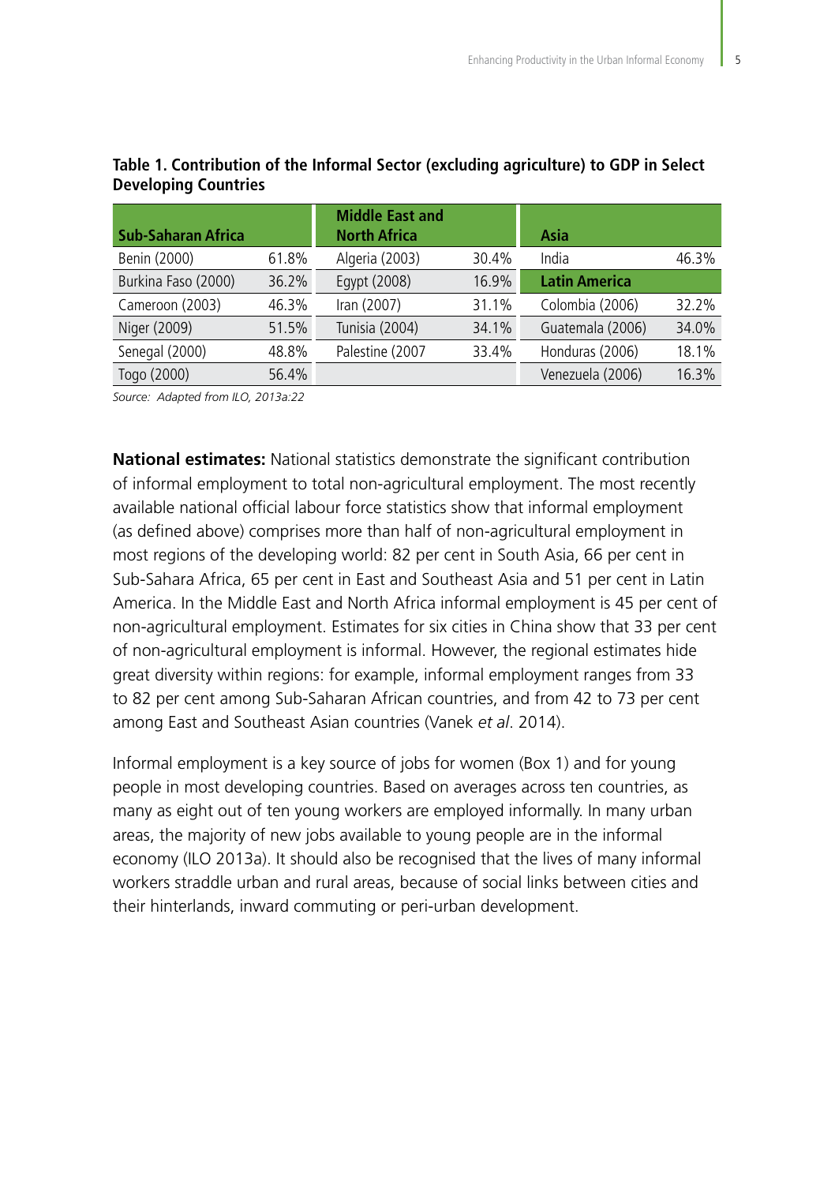**Table 1. Contribution of the Informal Sector (excluding agriculture) to GDP in Select Developing Countries**

| Sub-Saharan Africa | | Middle East and North Africa | | Asia | |
|---|---|---|---|---|---|
| Benin (2000) | 61.8% | Algeria (2003) | 30.4% | India | 46.3% |
| Burkina Faso (2000) | 36.2% | Egypt (2008) | 16.9% | **Latin America** | |
| Cameroon (2003) | 46.3% | Iran (2007) | 31.1% | Colombia (2006) | 32.2% |
| Niger (2009) | 51.5% | Tunisia (2004) | 34.1% | Guatemala (2006) | 34.0% |
| Senegal (2000) | 48.8% | Palestine (2007 | 33.4% | Honduras (2006) | 18.1% |
| Togo (2000) | 56.4% | | | Venezuela (2006) | 16.3% |

*Source: Adapted from ILO, 2013a:22*

**National estimates:** National statistics demonstrate the significant contribution of informal employment to total non-agricultural employment. The most recently available national official labour force statistics show that informal employment (as defined above) comprises more than half of non-agricultural employment in most regions of the developing world: 82 per cent in South Asia, 66 per cent in Sub-Sahara Africa, 65 per cent in East and Southeast Asia and 51 per cent in Latin America. In the Middle East and North Africa informal employment is 45 per cent of non-agricultural employment. Estimates for six cities in China show that 33 per cent of non-agricultural employment is informal. However, the regional estimates hide great diversity within regions: for example, informal employment ranges from 33 to 82 per cent among Sub-Saharan African countries, and from 42 to 73 per cent among East and Southeast Asian countries (Vanek *et al*. 2014).

Informal employment is a key source of jobs for women (Box 1) and for young people in most developing countries. Based on averages across ten countries, as many as eight out of ten young workers are employed informally. In many urban areas, the majority of new jobs available to young people are in the informal economy (ILO 2013a). It should also be recognised that the lives of many informal workers straddle urban and rural areas, because of social links between cities and their hinterlands, inward commuting or peri-urban development.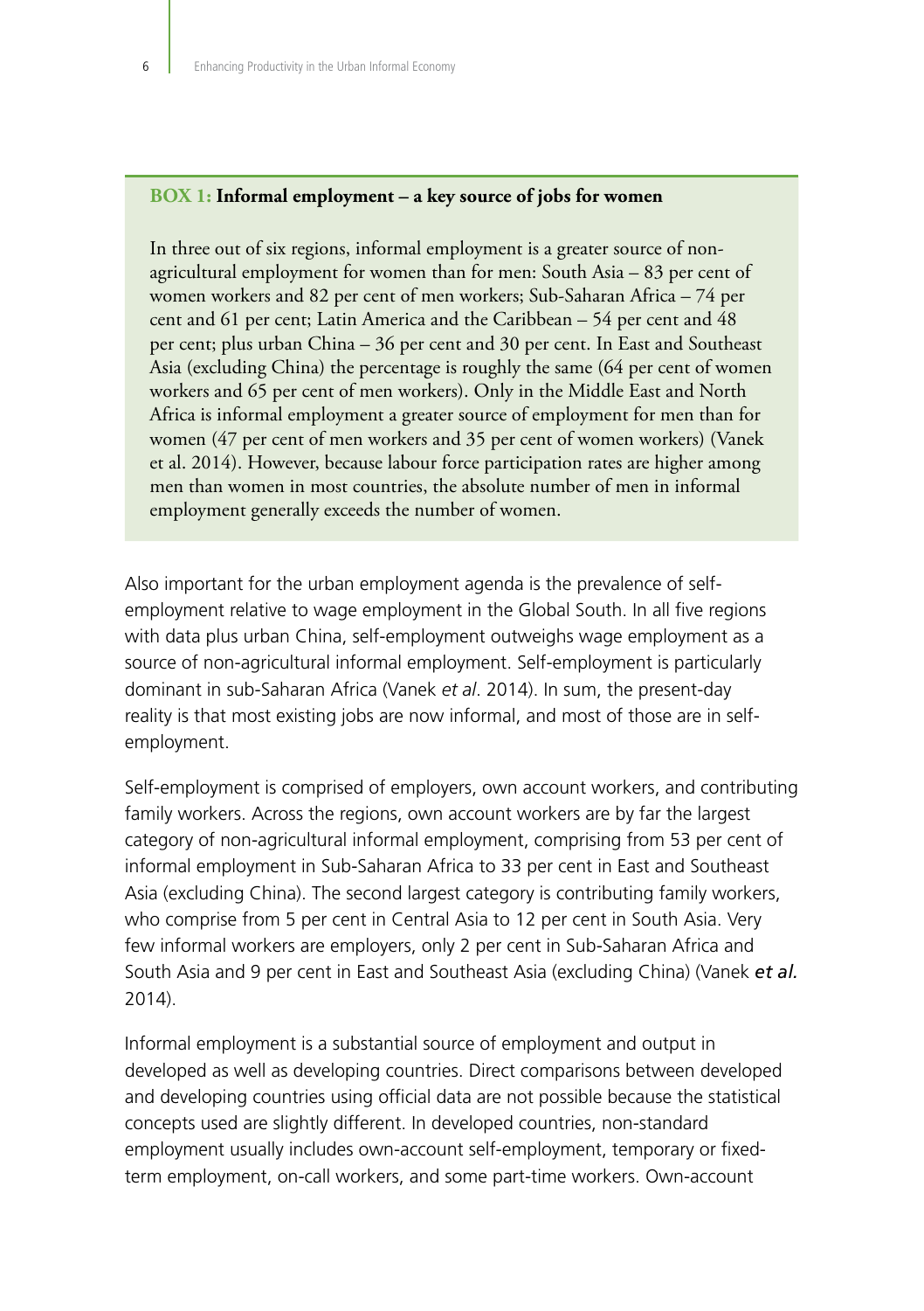**BOX 1: Informal employment – a key source of jobs for women**

In three out of six regions, informal employment is a greater source of non-agricultural employment for women than for men: South Asia – 83 per cent of women workers and 82 per cent of men workers; Sub-Saharan Africa – 74 per cent and 61 per cent; Latin America and the Caribbean – 54 per cent and 48 per cent; plus urban China – 36 per cent and 30 per cent. In East and Southeast Asia (excluding China) the percentage is roughly the same (64 per cent of women workers and 65 per cent of men workers). Only in the Middle East and North Africa is informal employment a greater source of employment for men than for women (47 per cent of men workers and 35 per cent of women workers) (Vanek et al. 2014). However, because labour force participation rates are higher among men than women in most countries, the absolute number of men in informal employment generally exceeds the number of women.

Also important for the urban employment agenda is the prevalence of self-employment relative to wage employment in the Global South. In all five regions with data plus urban China, self-employment outweighs wage employment as a source of non-agricultural informal employment. Self-employment is particularly dominant in sub-Saharan Africa (Vanek *et al*. 2014). In sum, the present-day reality is that most existing jobs are now informal, and most of those are in self-employment.

Self-employment is comprised of employers, own account workers, and contributing family workers. Across the regions, own account workers are by far the largest category of non-agricultural informal employment, comprising from 53 per cent of informal employment in Sub-Saharan Africa to 33 per cent in East and Southeast Asia (excluding China). The second largest category is contributing family workers, who comprise from 5 per cent in Central Asia to 12 per cent in South Asia. Very few informal workers are employers, only 2 per cent in Sub-Saharan Africa and South Asia and 9 per cent in East and Southeast Asia (excluding China) (Vanek ***et al.*** 2014).

Informal employment is a substantial source of employment and output in developed as well as developing countries. Direct comparisons between developed and developing countries using official data are not possible because the statistical concepts used are slightly different. In developed countries, non-standard employment usually includes own-account self-employment, temporary or fixed-term employment, on-call workers, and some part-time workers. Own-account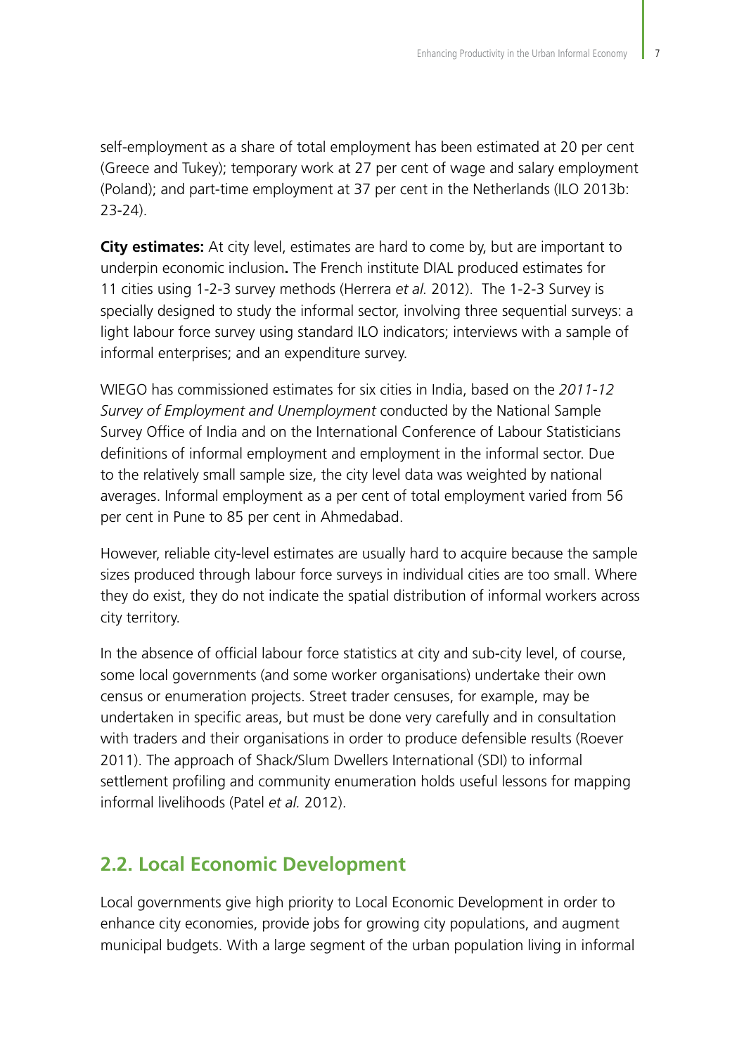self-employment as a share of total employment has been estimated at 20 per cent (Greece and Tukey); temporary work at 27 per cent of wage and salary employment (Poland); and part-time employment at 37 per cent in the Netherlands (ILO 2013b: 23-24).

**City estimates:** At city level, estimates are hard to come by, but are important to underpin economic inclusion**.** The French institute DIAL produced estimates for 11 cities using 1-2-3 survey methods (Herrera *et al.* 2012). The 1-2-3 Survey is specially designed to study the informal sector, involving three sequential surveys: a light labour force survey using standard ILO indicators; interviews with a sample of informal enterprises; and an expenditure survey.

WIEGO has commissioned estimates for six cities in India, based on the *2011-12 Survey of Employment and Unemployment* conducted by the National Sample Survey Office of India and on the International Conference of Labour Statisticians definitions of informal employment and employment in the informal sector. Due to the relatively small sample size, the city level data was weighted by national averages. Informal employment as a per cent of total employment varied from 56 per cent in Pune to 85 per cent in Ahmedabad.

However, reliable city-level estimates are usually hard to acquire because the sample sizes produced through labour force surveys in individual cities are too small. Where they do exist, they do not indicate the spatial distribution of informal workers across city territory.

In the absence of official labour force statistics at city and sub-city level, of course, some local governments (and some worker organisations) undertake their own census or enumeration projects. Street trader censuses, for example, may be undertaken in specific areas, but must be done very carefully and in consultation with traders and their organisations in order to produce defensible results (Roever 2011). The approach of Shack/Slum Dwellers International (SDI) to informal settlement profiling and community enumeration holds useful lessons for mapping informal livelihoods (Patel *et al.* 2012).

## 2.2. Local Economic Development

Local governments give high priority to Local Economic Development in order to enhance city economies, provide jobs for growing city populations, and augment municipal budgets. With a large segment of the urban population living in informal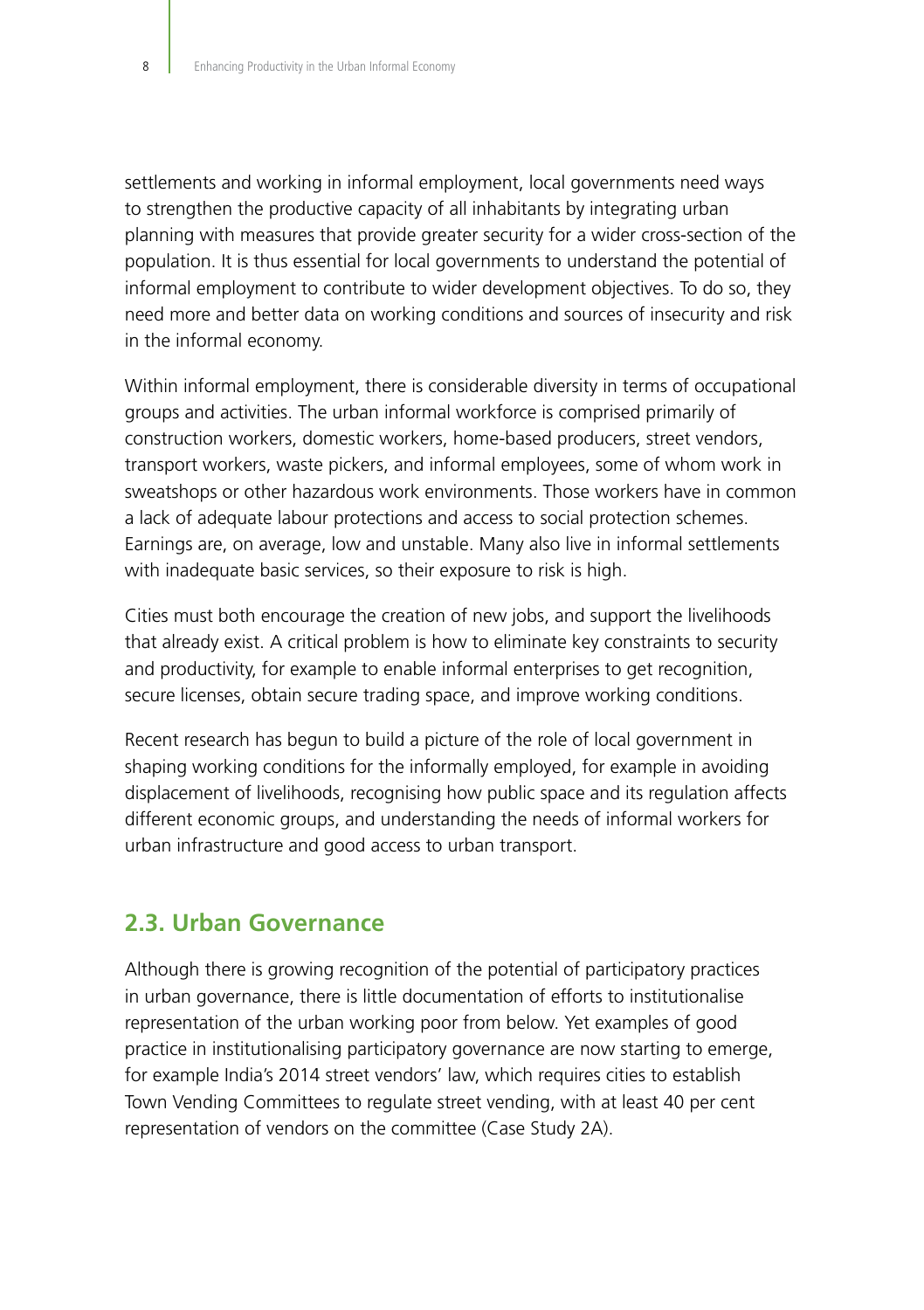settlements and working in informal employment, local governments need ways to strengthen the productive capacity of all inhabitants by integrating urban planning with measures that provide greater security for a wider cross-section of the population. It is thus essential for local governments to understand the potential of informal employment to contribute to wider development objectives. To do so, they need more and better data on working conditions and sources of insecurity and risk in the informal economy.

Within informal employment, there is considerable diversity in terms of occupational groups and activities. The urban informal workforce is comprised primarily of construction workers, domestic workers, home-based producers, street vendors, transport workers, waste pickers, and informal employees, some of whom work in sweatshops or other hazardous work environments. Those workers have in common a lack of adequate labour protections and access to social protection schemes. Earnings are, on average, low and unstable. Many also live in informal settlements with inadequate basic services, so their exposure to risk is high.

Cities must both encourage the creation of new jobs, and support the livelihoods that already exist. A critical problem is how to eliminate key constraints to security and productivity, for example to enable informal enterprises to get recognition, secure licenses, obtain secure trading space, and improve working conditions.

Recent research has begun to build a picture of the role of local government in shaping working conditions for the informally employed, for example in avoiding displacement of livelihoods, recognising how public space and its regulation affects different economic groups, and understanding the needs of informal workers for urban infrastructure and good access to urban transport.

## 2.3. Urban Governance

Although there is growing recognition of the potential of participatory practices in urban governance, there is little documentation of efforts to institutionalise representation of the urban working poor from below. Yet examples of good practice in institutionalising participatory governance are now starting to emerge, for example India's 2014 street vendors' law, which requires cities to establish Town Vending Committees to regulate street vending, with at least 40 per cent representation of vendors on the committee (Case Study 2A).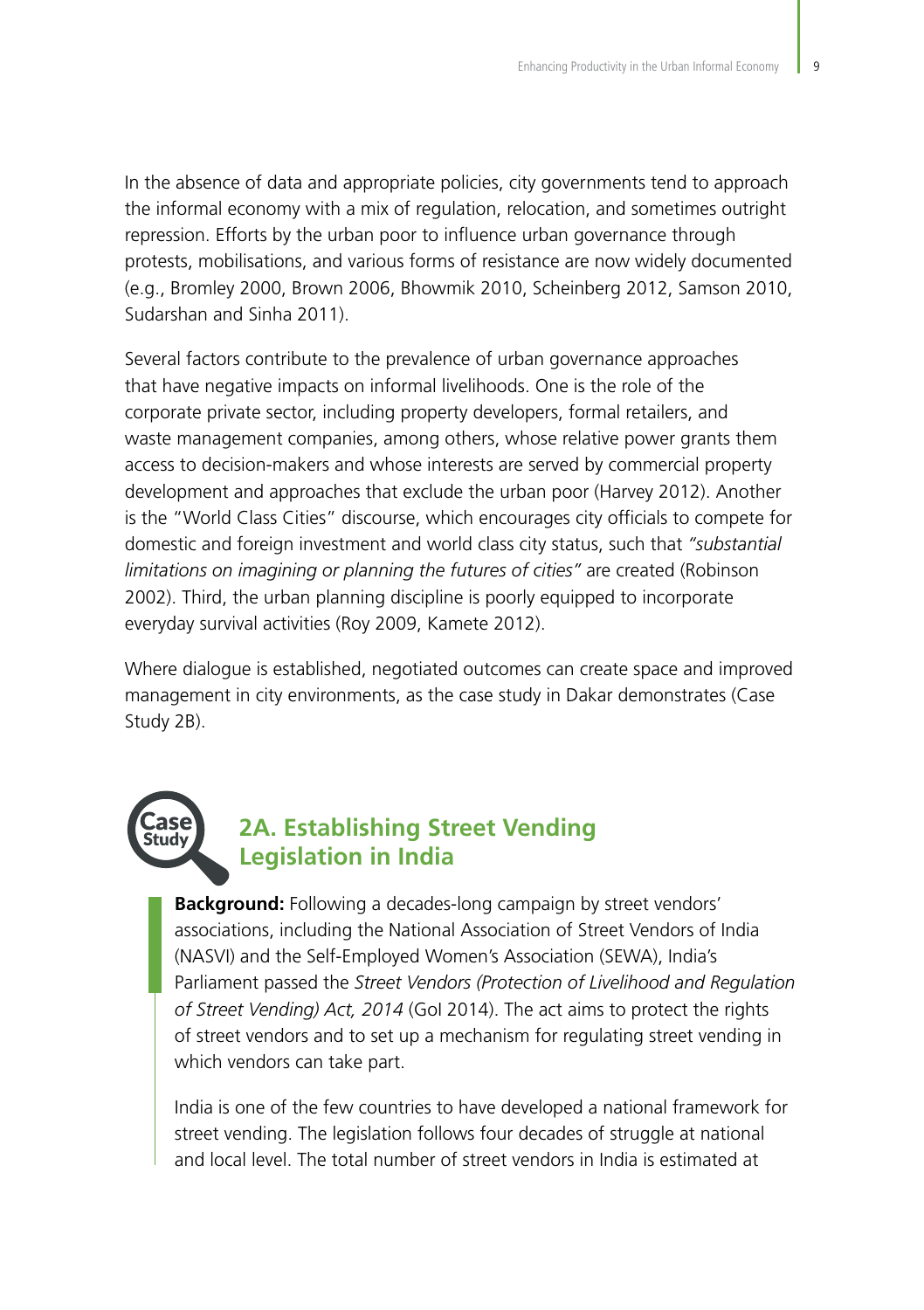In the absence of data and appropriate policies, city governments tend to approach the informal economy with a mix of regulation, relocation, and sometimes outright repression. Efforts by the urban poor to influence urban governance through protests, mobilisations, and various forms of resistance are now widely documented (e.g., Bromley 2000, Brown 2006, Bhowmik 2010, Scheinberg 2012, Samson 2010, Sudarshan and Sinha 2011).

Several factors contribute to the prevalence of urban governance approaches that have negative impacts on informal livelihoods. One is the role of the corporate private sector, including property developers, formal retailers, and waste management companies, among others, whose relative power grants them access to decision-makers and whose interests are served by commercial property development and approaches that exclude the urban poor (Harvey 2012). Another is the "World Class Cities" discourse, which encourages city officials to compete for domestic and foreign investment and world class city status, such that *"substantial limitations on imagining or planning the futures of cities"* are created (Robinson 2002). Third, the urban planning discipline is poorly equipped to incorporate everyday survival activities (Roy 2009, Kamete 2012).

Where dialogue is established, negotiated outcomes can create space and improved management in city environments, as the case study in Dakar demonstrates (Case Study 2B).

## 2A. Establishing Street Vending Legislation in India

**Background:** Following a decades-long campaign by street vendors' associations, including the National Association of Street Vendors of India (NASVI) and the Self-Employed Women's Association (SEWA), India's Parliament passed the *Street Vendors (Protection of Livelihood and Regulation of Street Vending) Act, 2014* (GoI 2014). The act aims to protect the rights of street vendors and to set up a mechanism for regulating street vending in which vendors can take part.

India is one of the few countries to have developed a national framework for street vending. The legislation follows four decades of struggle at national and local level. The total number of street vendors in India is estimated at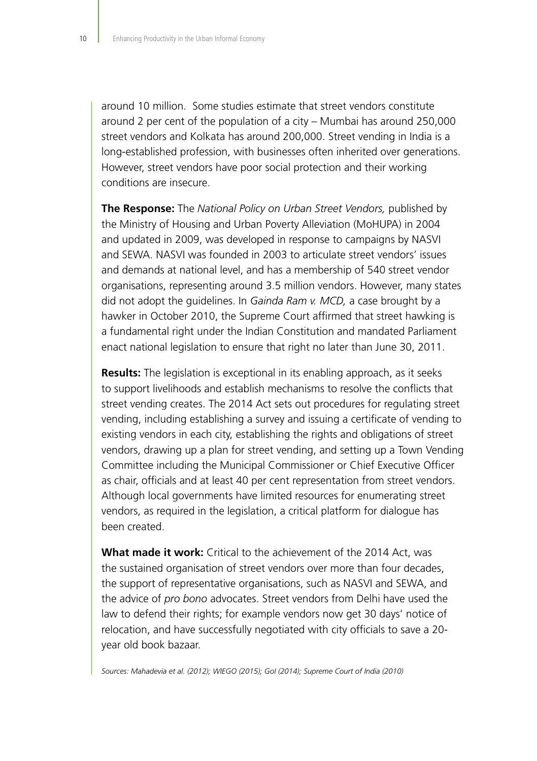around 10 million. Some studies estimate that street vendors constitute around 2 per cent of the population of a city – Mumbai has around 250,000 street vendors and Kolkata has around 200,000. Street vending in India is a long-established profession, with businesses often inherited over generations. However, street vendors have poor social protection and their working conditions are insecure.

**The Response:** The *National Policy on Urban Street Vendors,* published by the Ministry of Housing and Urban Poverty Alleviation (MoHUPA) in 2004 and updated in 2009, was developed in response to campaigns by NASVI and SEWA. NASVI was founded in 2003 to articulate street vendors' issues and demands at national level, and has a membership of 540 street vendor organisations, representing around 3.5 million vendors. However, many states did not adopt the guidelines. In *Gainda Ram v. MCD,* a case brought by a hawker in October 2010, the Supreme Court affirmed that street hawking is a fundamental right under the Indian Constitution and mandated Parliament enact national legislation to ensure that right no later than June 30, 2011.

**Results:** The legislation is exceptional in its enabling approach, as it seeks to support livelihoods and establish mechanisms to resolve the conflicts that street vending creates. The 2014 Act sets out procedures for regulating street vending, including establishing a survey and issuing a certificate of vending to existing vendors in each city, establishing the rights and obligations of street vendors, drawing up a plan for street vending, and setting up a Town Vending Committee including the Municipal Commissioner or Chief Executive Officer as chair, officials and at least 40 per cent representation from street vendors. Although local governments have limited resources for enumerating street vendors, as required in the legislation, a critical platform for dialogue has been created.

**What made it work:** Critical to the achievement of the 2014 Act, was the sustained organisation of street vendors over more than four decades, the support of representative organisations, such as NASVI and SEWA, and the advice of *pro bono* advocates. Street vendors from Delhi have used the law to defend their rights; for example vendors now get 30 days' notice of relocation, and have successfully negotiated with city officials to save a 20-year old book bazaar.

*Sources: Mahadevia et al. (2012); WIEGO (2015); GoI (2014); Supreme Court of India (2010)*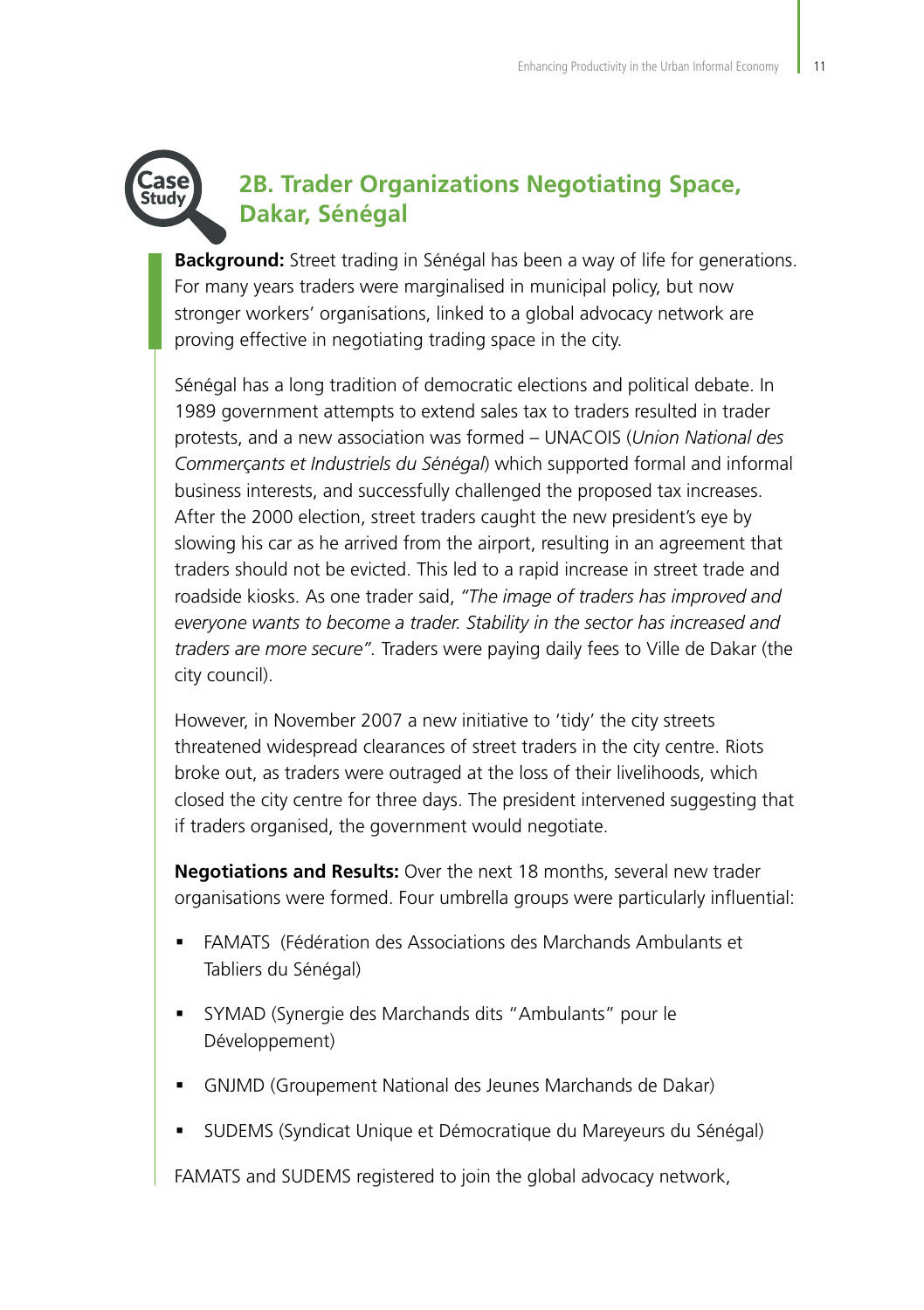## 2B. Trader Organizations Negotiating Space, Dakar, Sénégal

**Background:** Street trading in Sénégal has been a way of life for generations. For many years traders were marginalised in municipal policy, but now stronger workers' organisations, linked to a global advocacy network are proving effective in negotiating trading space in the city.

Sénégal has a long tradition of democratic elections and political debate. In 1989 government attempts to extend sales tax to traders resulted in trader protests, and a new association was formed – UNACOIS (*Union National des Commerçants et Industriels du Sénégal*) which supported formal and informal business interests, and successfully challenged the proposed tax increases. After the 2000 election, street traders caught the new president's eye by slowing his car as he arrived from the airport, resulting in an agreement that traders should not be evicted. This led to a rapid increase in street trade and roadside kiosks. As one trader said, *"The image of traders has improved and everyone wants to become a trader. Stability in the sector has increased and traders are more secure".* Traders were paying daily fees to Ville de Dakar (the city council).

However, in November 2007 a new initiative to 'tidy' the city streets threatened widespread clearances of street traders in the city centre. Riots broke out, as traders were outraged at the loss of their livelihoods, which closed the city centre for three days. The president intervened suggesting that if traders organised, the government would negotiate.

**Negotiations and Results:** Over the next 18 months, several new trader organisations were formed. Four umbrella groups were particularly influential:

- FAMATS (Fédération des Associations des Marchands Ambulants et Tabliers du Sénégal)
- SYMAD (Synergie des Marchands dits "Ambulants" pour le Développement)
- GNJMD (Groupement National des Jeunes Marchands de Dakar)
- SUDEMS (Syndicat Unique et Démocratique du Mareyeurs du Sénégal)

FAMATS and SUDEMS registered to join the global advocacy network,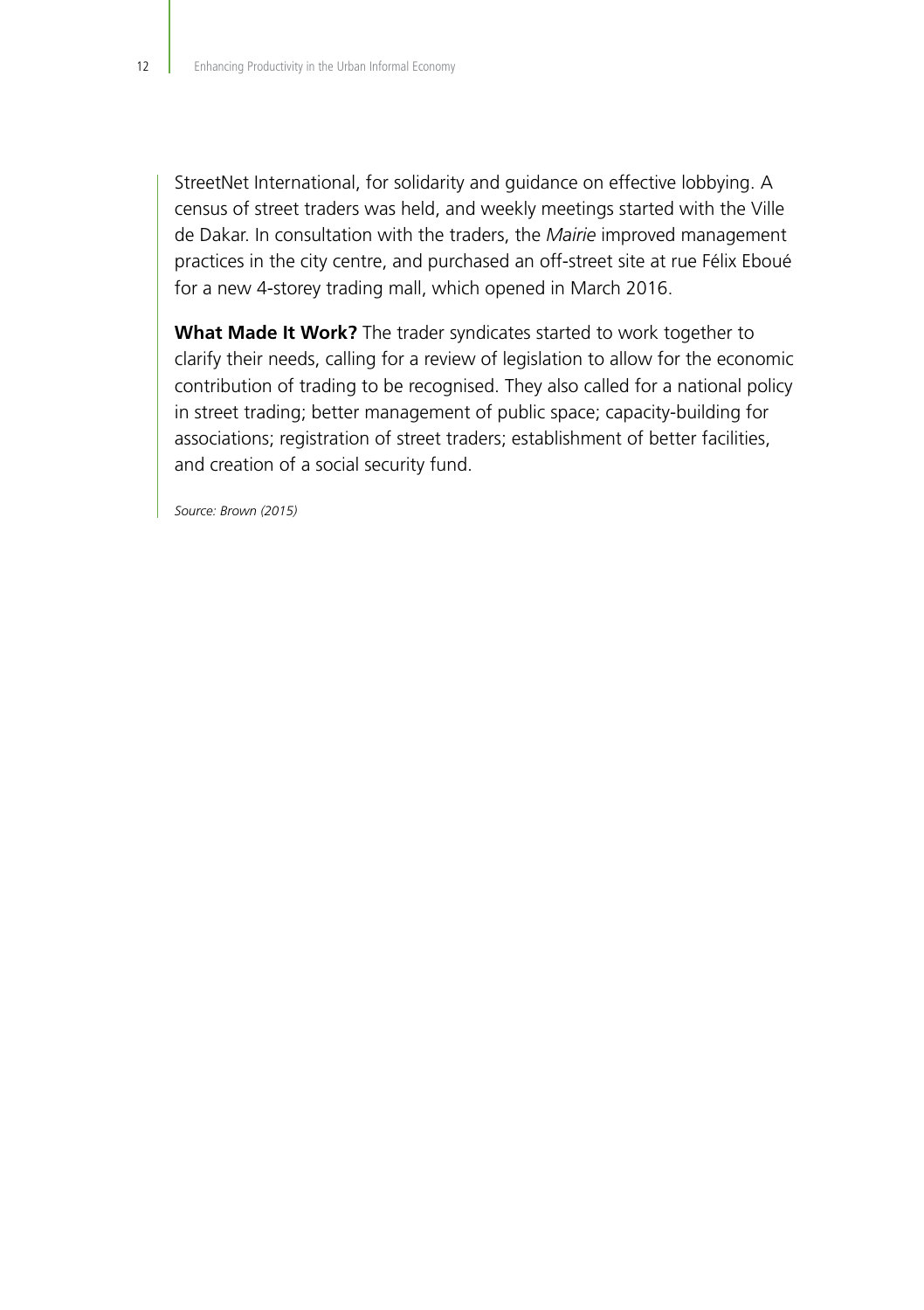StreetNet International, for solidarity and guidance on effective lobbying. A census of street traders was held, and weekly meetings started with the Ville de Dakar. In consultation with the traders, the *Mairie* improved management practices in the city centre, and purchased an off-street site at rue Félix Eboué for a new 4-storey trading mall, which opened in March 2016.

**What Made It Work?** The trader syndicates started to work together to clarify their needs, calling for a review of legislation to allow for the economic contribution of trading to be recognised. They also called for a national policy in street trading; better management of public space; capacity-building for associations; registration of street traders; establishment of better facilities, and creation of a social security fund.

*Source: Brown (2015)*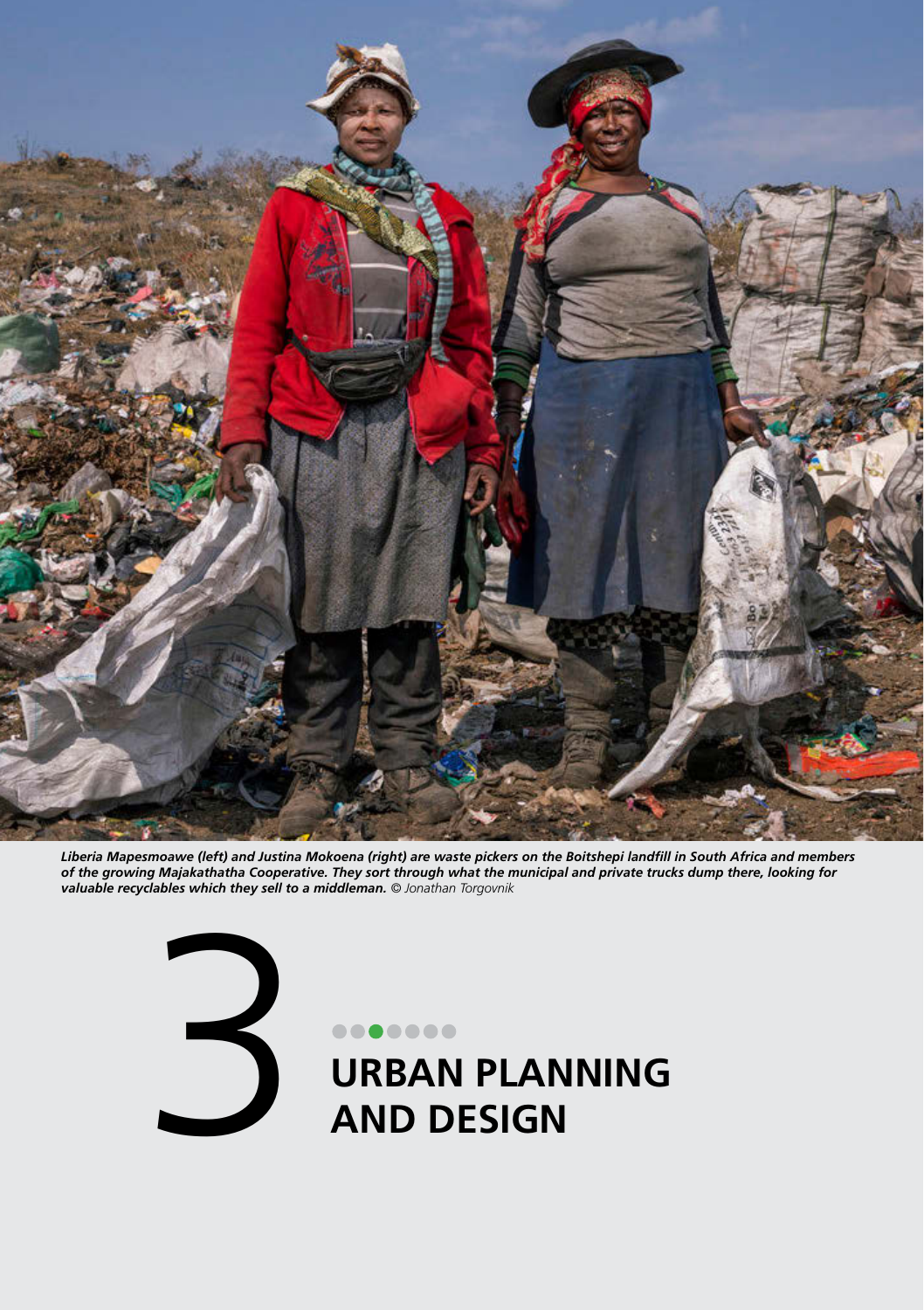*Liberia Mapesmoawe (left) and Justina Mokoena (right) are waste pickers on the Boitshepi landfill in South Africa and members of the growing Majakathatha Cooperative. They sort through what the municipal and private trucks dump there, looking for valuable recyclables which they sell to a middleman.* © Jonathan Torgovnik

# 3 URBAN PLANNING AND DESIGN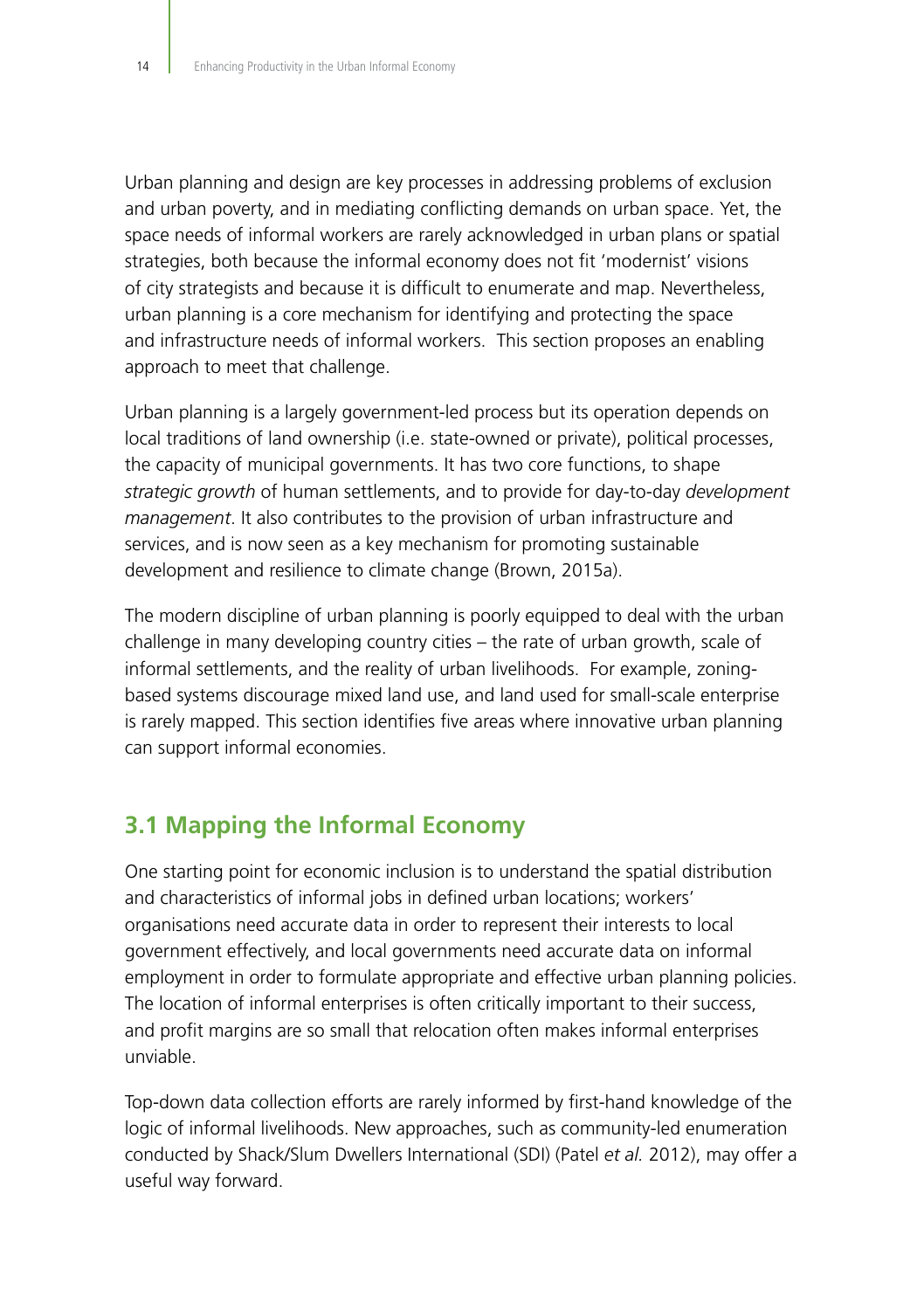Urban planning and design are key processes in addressing problems of exclusion and urban poverty, and in mediating conflicting demands on urban space. Yet, the space needs of informal workers are rarely acknowledged in urban plans or spatial strategies, both because the informal economy does not fit 'modernist' visions of city strategists and because it is difficult to enumerate and map. Nevertheless, urban planning is a core mechanism for identifying and protecting the space and infrastructure needs of informal workers. This section proposes an enabling approach to meet that challenge.

Urban planning is a largely government-led process but its operation depends on local traditions of land ownership (i.e. state-owned or private), political processes, the capacity of municipal governments. It has two core functions, to shape *strategic growth* of human settlements, and to provide for day-to-day *development management*. It also contributes to the provision of urban infrastructure and services, and is now seen as a key mechanism for promoting sustainable development and resilience to climate change (Brown, 2015a).

The modern discipline of urban planning is poorly equipped to deal with the urban challenge in many developing country cities – the rate of urban growth, scale of informal settlements, and the reality of urban livelihoods. For example, zoning-based systems discourage mixed land use, and land used for small-scale enterprise is rarely mapped. This section identifies five areas where innovative urban planning can support informal economies.

## 3.1 Mapping the Informal Economy

One starting point for economic inclusion is to understand the spatial distribution and characteristics of informal jobs in defined urban locations; workers' organisations need accurate data in order to represent their interests to local government effectively, and local governments need accurate data on informal employment in order to formulate appropriate and effective urban planning policies. The location of informal enterprises is often critically important to their success, and profit margins are so small that relocation often makes informal enterprises unviable.

Top-down data collection efforts are rarely informed by first-hand knowledge of the logic of informal livelihoods. New approaches, such as community-led enumeration conducted by Shack/Slum Dwellers International (SDI) (Patel *et al.* 2012), may offer a useful way forward.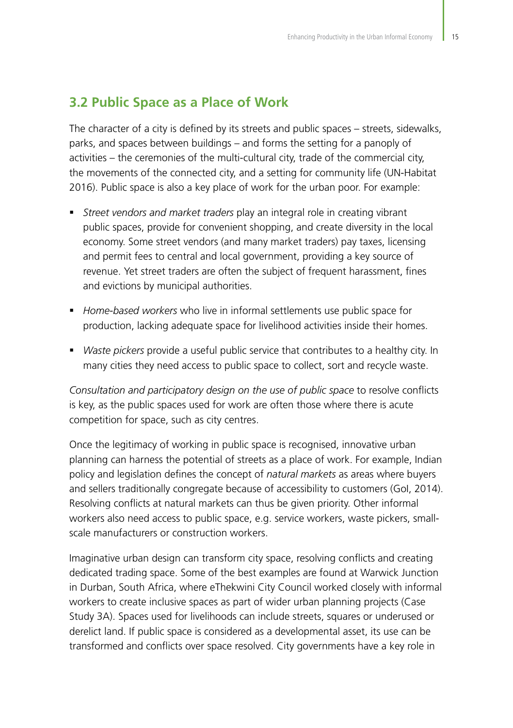## 3.2 Public Space as a Place of Work

The character of a city is defined by its streets and public spaces – streets, sidewalks, parks, and spaces between buildings – and forms the setting for a panoply of activities – the ceremonies of the multi-cultural city, trade of the commercial city, the movements of the connected city, and a setting for community life (UN-Habitat 2016). Public space is also a key place of work for the urban poor. For example:

- *Street vendors and market traders* play an integral role in creating vibrant public spaces, provide for convenient shopping, and create diversity in the local economy. Some street vendors (and many market traders) pay taxes, licensing and permit fees to central and local government, providing a key source of revenue. Yet street traders are often the subject of frequent harassment, fines and evictions by municipal authorities.
- *Home-based workers* who live in informal settlements use public space for production, lacking adequate space for livelihood activities inside their homes.
- *Waste pickers* provide a useful public service that contributes to a healthy city. In many cities they need access to public space to collect, sort and recycle waste.

*Consultation and participatory design on the use of public space* to resolve conflicts is key, as the public spaces used for work are often those where there is acute competition for space, such as city centres.

Once the legitimacy of working in public space is recognised, innovative urban planning can harness the potential of streets as a place of work. For example, Indian policy and legislation defines the concept of *natural markets* as areas where buyers and sellers traditionally congregate because of accessibility to customers (GoI, 2014). Resolving conflicts at natural markets can thus be given priority. Other informal workers also need access to public space, e.g. service workers, waste pickers, small-scale manufacturers or construction workers.

Imaginative urban design can transform city space, resolving conflicts and creating dedicated trading space. Some of the best examples are found at Warwick Junction in Durban, South Africa, where eThekwini City Council worked closely with informal workers to create inclusive spaces as part of wider urban planning projects (Case Study 3A). Spaces used for livelihoods can include streets, squares or underused or derelict land. If public space is considered as a developmental asset, its use can be transformed and conflicts over space resolved. City governments have a key role in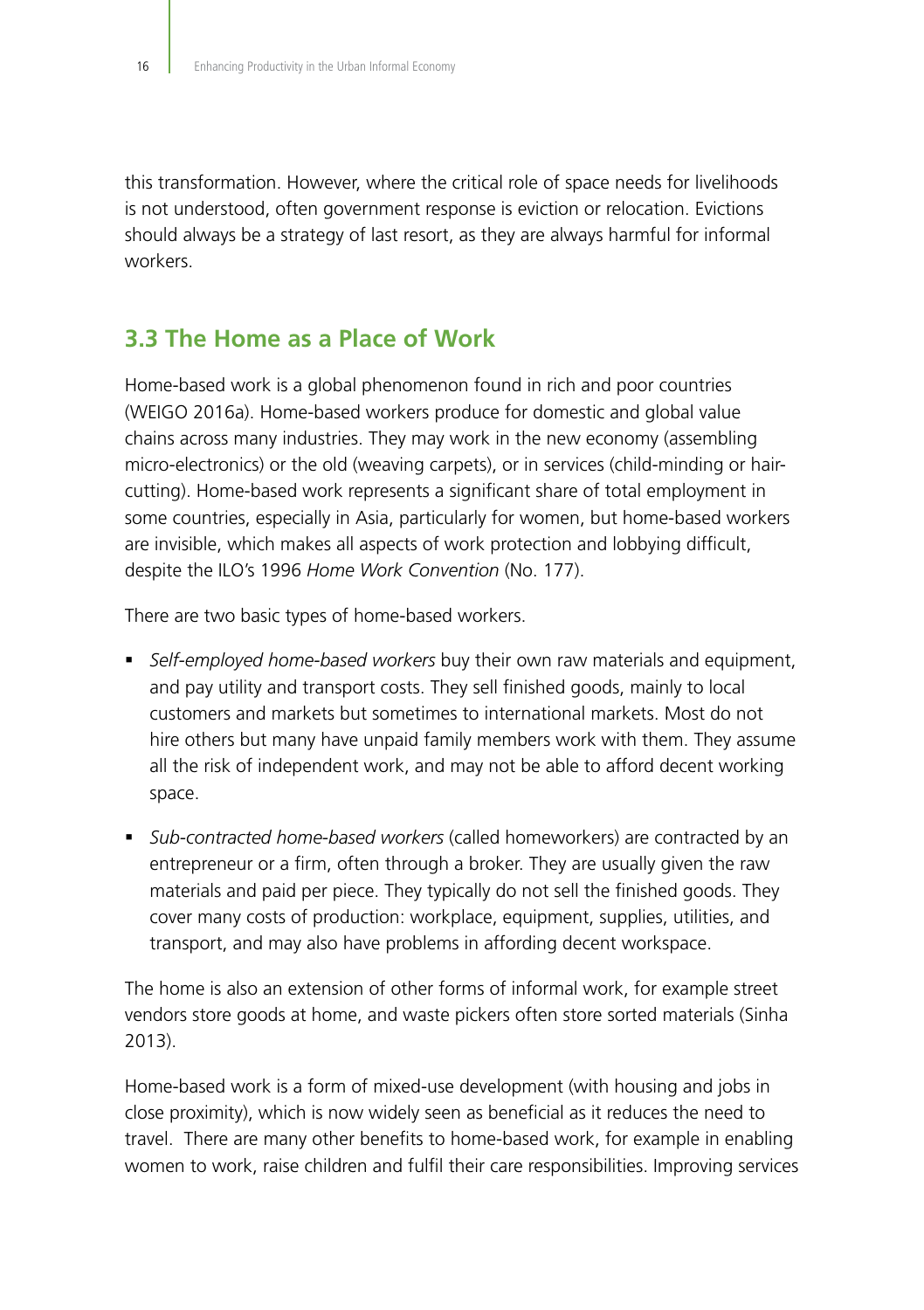this transformation. However, where the critical role of space needs for livelihoods is not understood, often government response is eviction or relocation. Evictions should always be a strategy of last resort, as they are always harmful for informal workers.

## 3.3 The Home as a Place of Work

Home-based work is a global phenomenon found in rich and poor countries (WEIGO 2016a). Home-based workers produce for domestic and global value chains across many industries. They may work in the new economy (assembling micro-electronics) or the old (weaving carpets), or in services (child-minding or hair-cutting). Home-based work represents a significant share of total employment in some countries, especially in Asia, particularly for women, but home-based workers are invisible, which makes all aspects of work protection and lobbying difficult, despite the ILO's 1996 *Home Work Convention* (No. 177).

There are two basic types of home-based workers.

- *Self-employed home-based workers* buy their own raw materials and equipment, and pay utility and transport costs. They sell finished goods, mainly to local customers and markets but sometimes to international markets. Most do not hire others but many have unpaid family members work with them. They assume all the risk of independent work, and may not be able to afford decent working space.
- *Sub-contracted home-based workers* (called homeworkers) are contracted by an entrepreneur or a firm, often through a broker. They are usually given the raw materials and paid per piece. They typically do not sell the finished goods. They cover many costs of production: workplace, equipment, supplies, utilities, and transport, and may also have problems in affording decent workspace.

The home is also an extension of other forms of informal work, for example street vendors store goods at home, and waste pickers often store sorted materials (Sinha 2013).

Home-based work is a form of mixed-use development (with housing and jobs in close proximity), which is now widely seen as beneficial as it reduces the need to travel. There are many other benefits to home-based work, for example in enabling women to work, raise children and fulfil their care responsibilities. Improving services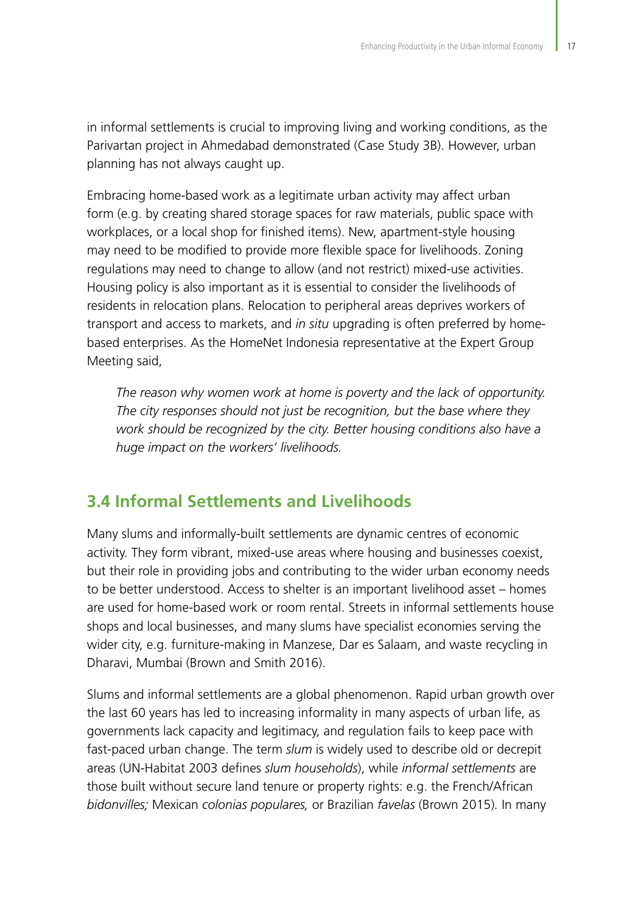in informal settlements is crucial to improving living and working conditions, as the Parivartan project in Ahmedabad demonstrated (Case Study 3B). However, urban planning has not always caught up.

Embracing home-based work as a legitimate urban activity may affect urban form (e.g. by creating shared storage spaces for raw materials, public space with workplaces, or a local shop for finished items). New, apartment-style housing may need to be modified to provide more flexible space for livelihoods. Zoning regulations may need to change to allow (and not restrict) mixed-use activities. Housing policy is also important as it is essential to consider the livelihoods of residents in relocation plans. Relocation to peripheral areas deprives workers of transport and access to markets, and *in situ* upgrading is often preferred by home-based enterprises. As the HomeNet Indonesia representative at the Expert Group Meeting said,

> *The reason why women work at home is poverty and the lack of opportunity. The city responses should not just be recognition, but the base where they work should be recognized by the city. Better housing conditions also have a huge impact on the workers' livelihoods.*

## 3.4 Informal Settlements and Livelihoods

Many slums and informally-built settlements are dynamic centres of economic activity. They form vibrant, mixed-use areas where housing and businesses coexist, but their role in providing jobs and contributing to the wider urban economy needs to be better understood. Access to shelter is an important livelihood asset – homes are used for home-based work or room rental. Streets in informal settlements house shops and local businesses, and many slums have specialist economies serving the wider city, e.g. furniture-making in Manzese, Dar es Salaam, and waste recycling in Dharavi, Mumbai (Brown and Smith 2016).

Slums and informal settlements are a global phenomenon. Rapid urban growth over the last 60 years has led to increasing informality in many aspects of urban life, as governments lack capacity and legitimacy, and regulation fails to keep pace with fast-paced urban change. The term *slum* is widely used to describe old or decrepit areas (UN-Habitat 2003 defines *slum households*), while *informal settlements* are those built without secure land tenure or property rights: e.g. the French/African *bidonvilles;* Mexican *colonias populares,* or Brazilian *favelas* (Brown 2015). In many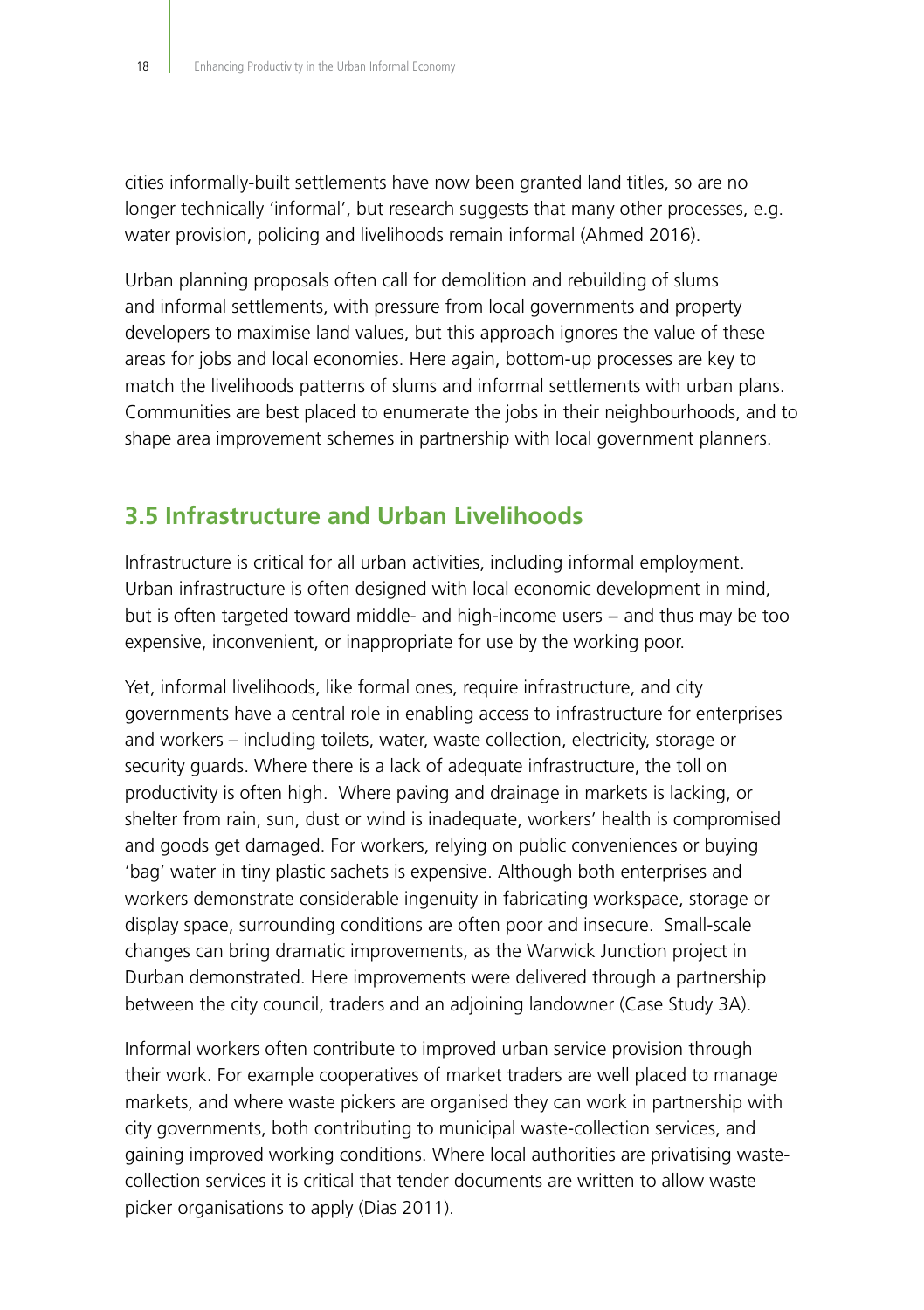cities informally-built settlements have now been granted land titles, so are no longer technically 'informal', but research suggests that many other processes, e.g. water provision, policing and livelihoods remain informal (Ahmed 2016).

Urban planning proposals often call for demolition and rebuilding of slums and informal settlements, with pressure from local governments and property developers to maximise land values, but this approach ignores the value of these areas for jobs and local economies. Here again, bottom-up processes are key to match the livelihoods patterns of slums and informal settlements with urban plans. Communities are best placed to enumerate the jobs in their neighbourhoods, and to shape area improvement schemes in partnership with local government planners.

## 3.5 Infrastructure and Urban Livelihoods

Infrastructure is critical for all urban activities, including informal employment. Urban infrastructure is often designed with local economic development in mind, but is often targeted toward middle- and high-income users – and thus may be too expensive, inconvenient, or inappropriate for use by the working poor.

Yet, informal livelihoods, like formal ones, require infrastructure, and city governments have a central role in enabling access to infrastructure for enterprises and workers – including toilets, water, waste collection, electricity, storage or security guards. Where there is a lack of adequate infrastructure, the toll on productivity is often high. Where paving and drainage in markets is lacking, or shelter from rain, sun, dust or wind is inadequate, workers' health is compromised and goods get damaged. For workers, relying on public conveniences or buying 'bag' water in tiny plastic sachets is expensive. Although both enterprises and workers demonstrate considerable ingenuity in fabricating workspace, storage or display space, surrounding conditions are often poor and insecure. Small-scale changes can bring dramatic improvements, as the Warwick Junction project in Durban demonstrated. Here improvements were delivered through a partnership between the city council, traders and an adjoining landowner (Case Study 3A).

Informal workers often contribute to improved urban service provision through their work. For example cooperatives of market traders are well placed to manage markets, and where waste pickers are organised they can work in partnership with city governments, both contributing to municipal waste-collection services, and gaining improved working conditions. Where local authorities are privatising waste-collection services it is critical that tender documents are written to allow waste picker organisations to apply (Dias 2011).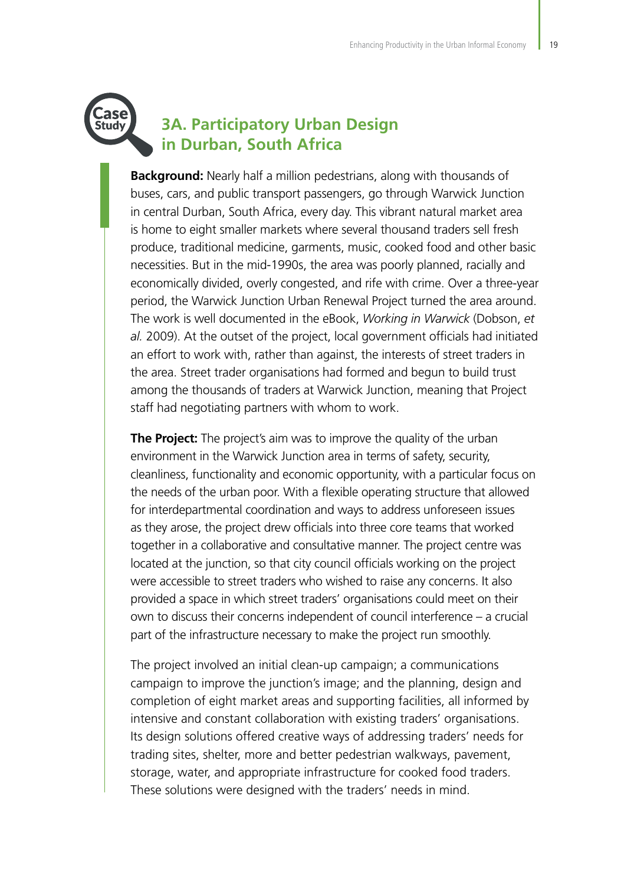Case Study

## 3A. Participatory Urban Design in Durban, South Africa

**Background:** Nearly half a million pedestrians, along with thousands of buses, cars, and public transport passengers, go through Warwick Junction in central Durban, South Africa, every day. This vibrant natural market area is home to eight smaller markets where several thousand traders sell fresh produce, traditional medicine, garments, music, cooked food and other basic necessities. But in the mid-1990s, the area was poorly planned, racially and economically divided, overly congested, and rife with crime. Over a three-year period, the Warwick Junction Urban Renewal Project turned the area around. The work is well documented in the eBook, *Working in Warwick* (Dobson, *et al.* 2009). At the outset of the project, local government officials had initiated an effort to work with, rather than against, the interests of street traders in the area. Street trader organisations had formed and begun to build trust among the thousands of traders at Warwick Junction, meaning that Project staff had negotiating partners with whom to work.

**The Project:** The project's aim was to improve the quality of the urban environment in the Warwick Junction area in terms of safety, security, cleanliness, functionality and economic opportunity, with a particular focus on the needs of the urban poor. With a flexible operating structure that allowed for interdepartmental coordination and ways to address unforeseen issues as they arose, the project drew officials into three core teams that worked together in a collaborative and consultative manner. The project centre was located at the junction, so that city council officials working on the project were accessible to street traders who wished to raise any concerns. It also provided a space in which street traders' organisations could meet on their own to discuss their concerns independent of council interference – a crucial part of the infrastructure necessary to make the project run smoothly.

The project involved an initial clean-up campaign; a communications campaign to improve the junction's image; and the planning, design and completion of eight market areas and supporting facilities, all informed by intensive and constant collaboration with existing traders' organisations. Its design solutions offered creative ways of addressing traders' needs for trading sites, shelter, more and better pedestrian walkways, pavement, storage, water, and appropriate infrastructure for cooked food traders. These solutions were designed with the traders' needs in mind.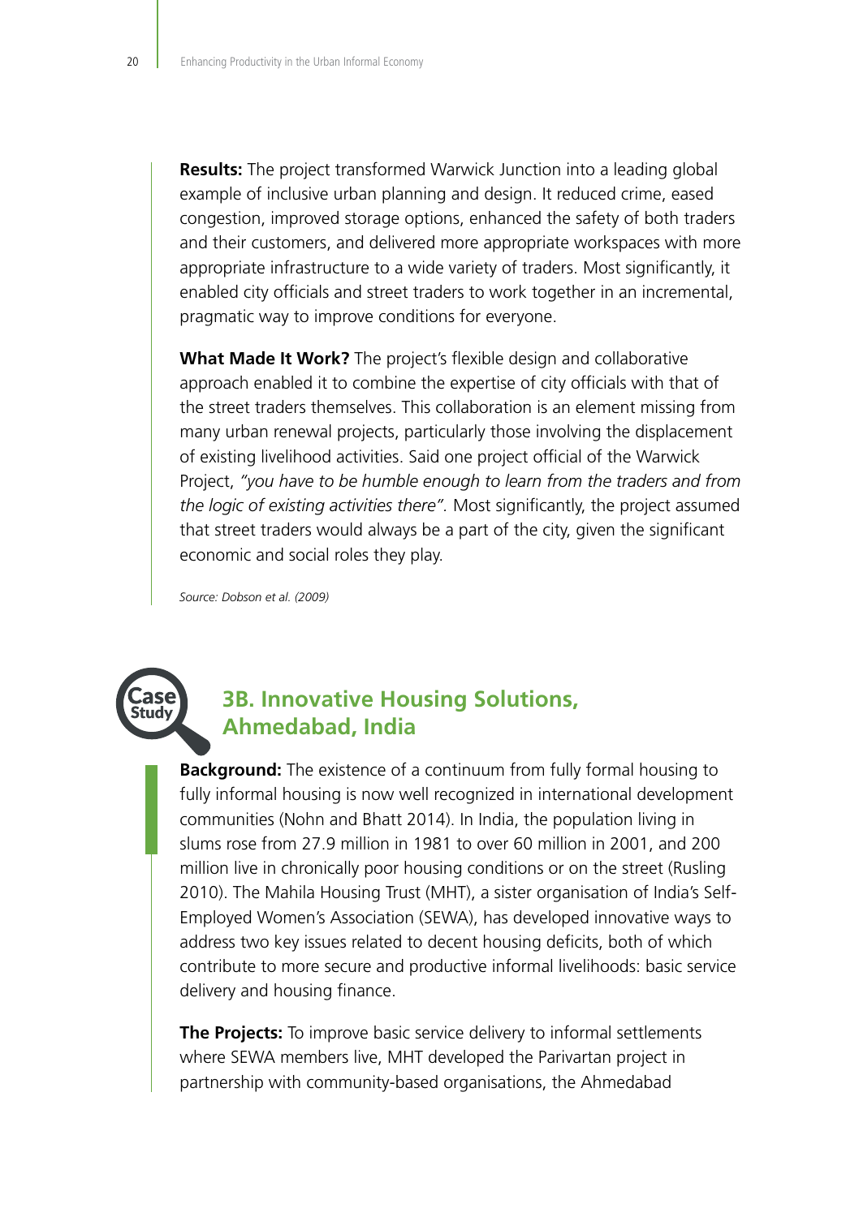**Results:** The project transformed Warwick Junction into a leading global example of inclusive urban planning and design. It reduced crime, eased congestion, improved storage options, enhanced the safety of both traders and their customers, and delivered more appropriate workspaces with more appropriate infrastructure to a wide variety of traders. Most significantly, it enabled city officials and street traders to work together in an incremental, pragmatic way to improve conditions for everyone.

**What Made It Work?** The project's flexible design and collaborative approach enabled it to combine the expertise of city officials with that of the street traders themselves. This collaboration is an element missing from many urban renewal projects, particularly those involving the displacement of existing livelihood activities. Said one project official of the Warwick Project, *"you have to be humble enough to learn from the traders and from the logic of existing activities there"*. Most significantly, the project assumed that street traders would always be a part of the city, given the significant economic and social roles they play.

*Source: Dobson et al. (2009)*

## Case Study 3B. Innovative Housing Solutions, Ahmedabad, India

**Background:** The existence of a continuum from fully formal housing to fully informal housing is now well recognized in international development communities (Nohn and Bhatt 2014). In India, the population living in slums rose from 27.9 million in 1981 to over 60 million in 2001, and 200 million live in chronically poor housing conditions or on the street (Rusling 2010). The Mahila Housing Trust (MHT), a sister organisation of India's Self-Employed Women's Association (SEWA), has developed innovative ways to address two key issues related to decent housing deficits, both of which contribute to more secure and productive informal livelihoods: basic service delivery and housing finance.

**The Projects:** To improve basic service delivery to informal settlements where SEWA members live, MHT developed the Parivartan project in partnership with community-based organisations, the Ahmedabad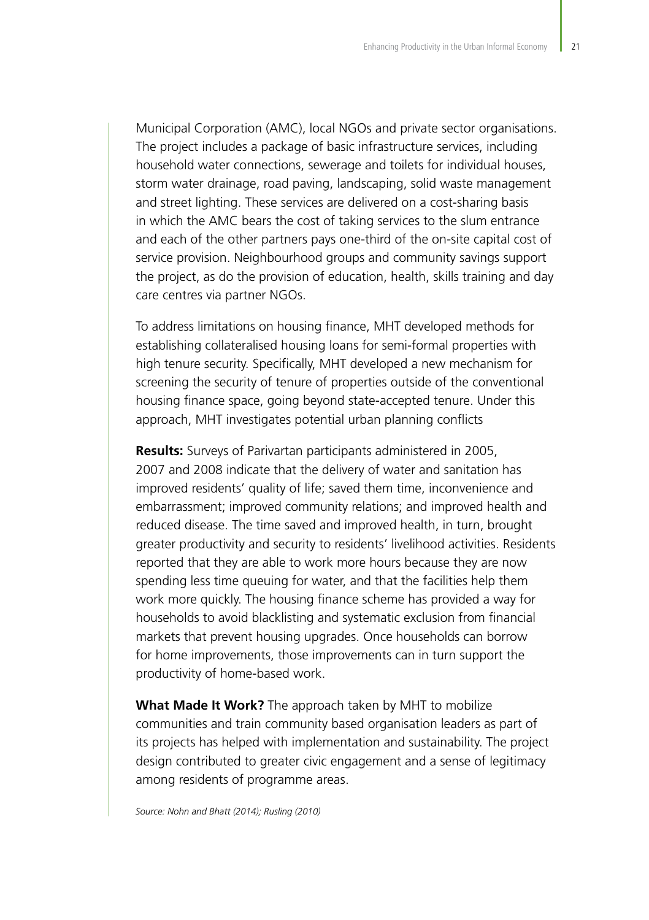Municipal Corporation (AMC), local NGOs and private sector organisations. The project includes a package of basic infrastructure services, including household water connections, sewerage and toilets for individual houses, storm water drainage, road paving, landscaping, solid waste management and street lighting. These services are delivered on a cost-sharing basis in which the AMC bears the cost of taking services to the slum entrance and each of the other partners pays one-third of the on-site capital cost of service provision. Neighbourhood groups and community savings support the project, as do the provision of education, health, skills training and day care centres via partner NGOs.

To address limitations on housing finance, MHT developed methods for establishing collateralised housing loans for semi-formal properties with high tenure security. Specifically, MHT developed a new mechanism for screening the security of tenure of properties outside of the conventional housing finance space, going beyond state-accepted tenure. Under this approach, MHT investigates potential urban planning conflicts

**Results:** Surveys of Parivartan participants administered in 2005, 2007 and 2008 indicate that the delivery of water and sanitation has improved residents' quality of life; saved them time, inconvenience and embarrassment; improved community relations; and improved health and reduced disease. The time saved and improved health, in turn, brought greater productivity and security to residents' livelihood activities. Residents reported that they are able to work more hours because they are now spending less time queuing for water, and that the facilities help them work more quickly. The housing finance scheme has provided a way for households to avoid blacklisting and systematic exclusion from financial markets that prevent housing upgrades. Once households can borrow for home improvements, those improvements can in turn support the productivity of home-based work.

**What Made It Work?** The approach taken by MHT to mobilize communities and train community based organisation leaders as part of its projects has helped with implementation and sustainability. The project design contributed to greater civic engagement and a sense of legitimacy among residents of programme areas.

*Source: Nohn and Bhatt (2014); Rusling (2010)*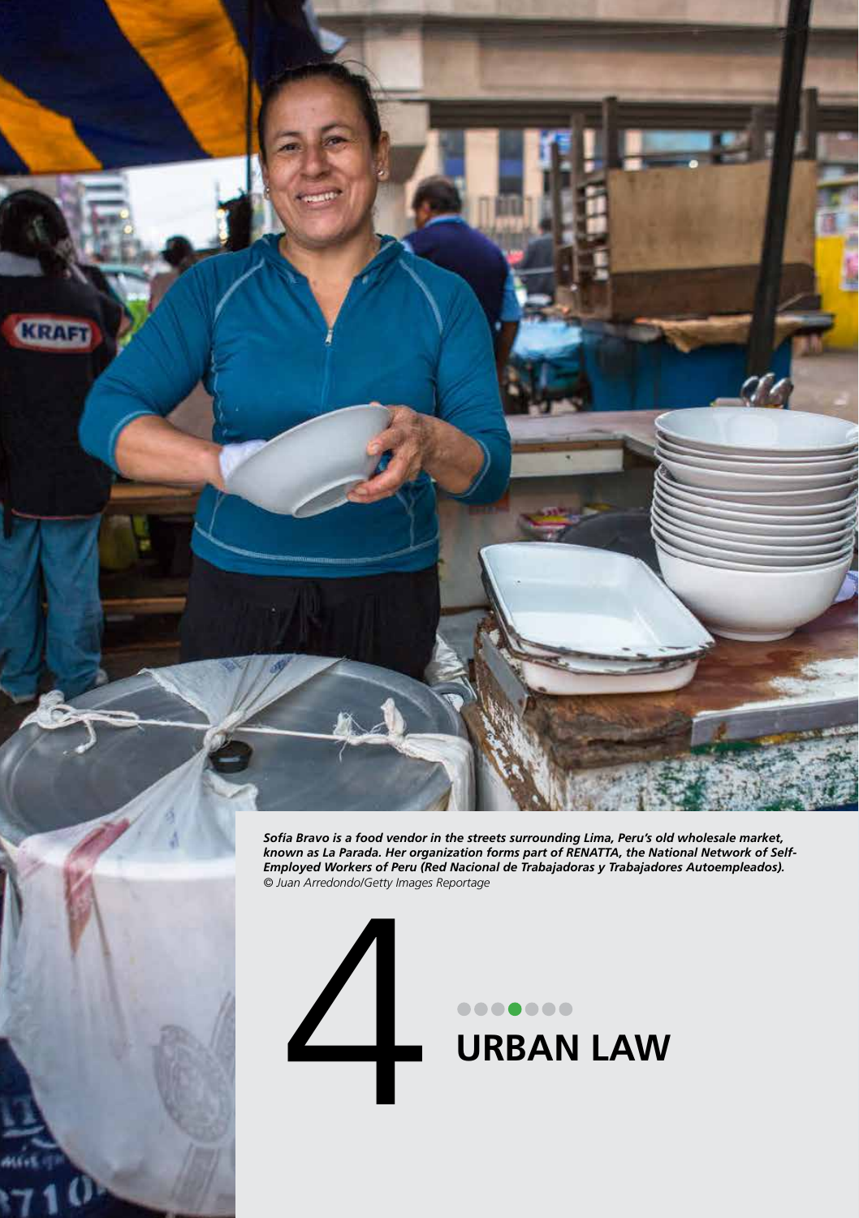*Sofia Bravo is a food vendor in the streets surrounding Lima, Peru's old wholesale market, known as La Parada. Her organization forms part of RENATTA, the National Network of Self-Employed Workers of Peru (Red Nacional de Trabajadoras y Trabajadores Autoempleados).* 
*© Juan Arredondo/Getty Images Reportage*

# 4 URBAN LAW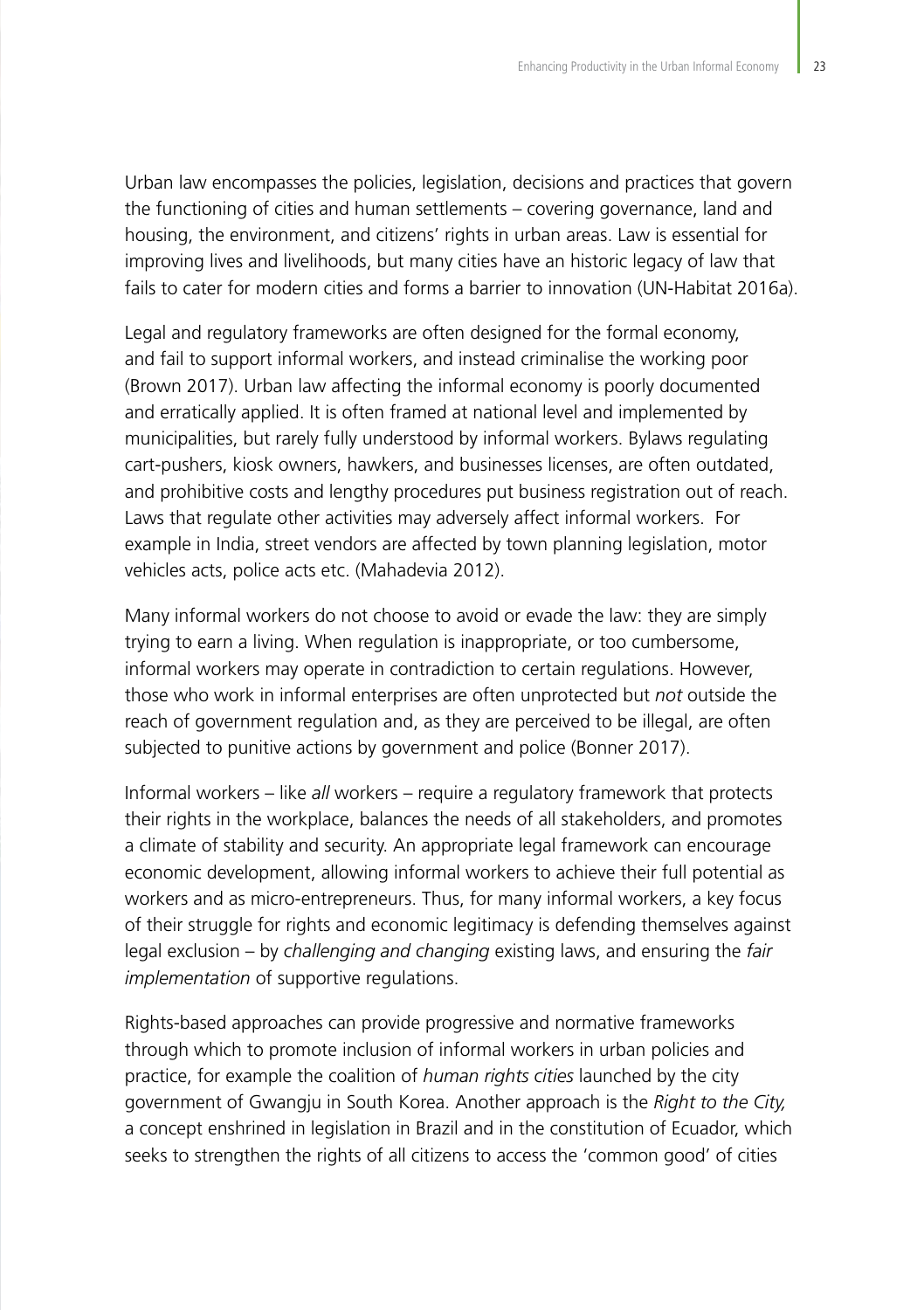Urban law encompasses the policies, legislation, decisions and practices that govern the functioning of cities and human settlements – covering governance, land and housing, the environment, and citizens' rights in urban areas. Law is essential for improving lives and livelihoods, but many cities have an historic legacy of law that fails to cater for modern cities and forms a barrier to innovation (UN-Habitat 2016a).

Legal and regulatory frameworks are often designed for the formal economy, and fail to support informal workers, and instead criminalise the working poor (Brown 2017). Urban law affecting the informal economy is poorly documented and erratically applied. It is often framed at national level and implemented by municipalities, but rarely fully understood by informal workers. Bylaws regulating cart-pushers, kiosk owners, hawkers, and businesses licenses, are often outdated, and prohibitive costs and lengthy procedures put business registration out of reach. Laws that regulate other activities may adversely affect informal workers. For example in India, street vendors are affected by town planning legislation, motor vehicles acts, police acts etc. (Mahadevia 2012).

Many informal workers do not choose to avoid or evade the law: they are simply trying to earn a living. When regulation is inappropriate, or too cumbersome, informal workers may operate in contradiction to certain regulations. However, those who work in informal enterprises are often unprotected but *not* outside the reach of government regulation and, as they are perceived to be illegal, are often subjected to punitive actions by government and police (Bonner 2017).

Informal workers – like *all* workers – require a regulatory framework that protects their rights in the workplace, balances the needs of all stakeholders, and promotes a climate of stability and security. An appropriate legal framework can encourage economic development, allowing informal workers to achieve their full potential as workers and as micro-entrepreneurs. Thus, for many informal workers, a key focus of their struggle for rights and economic legitimacy is defending themselves against legal exclusion – by *challenging and changing* existing laws, and ensuring the *fair implementation* of supportive regulations.

Rights-based approaches can provide progressive and normative frameworks through which to promote inclusion of informal workers in urban policies and practice, for example the coalition of *human rights cities* launched by the city government of Gwangju in South Korea. Another approach is the *Right to the City,* a concept enshrined in legislation in Brazil and in the constitution of Ecuador, which seeks to strengthen the rights of all citizens to access the 'common good' of cities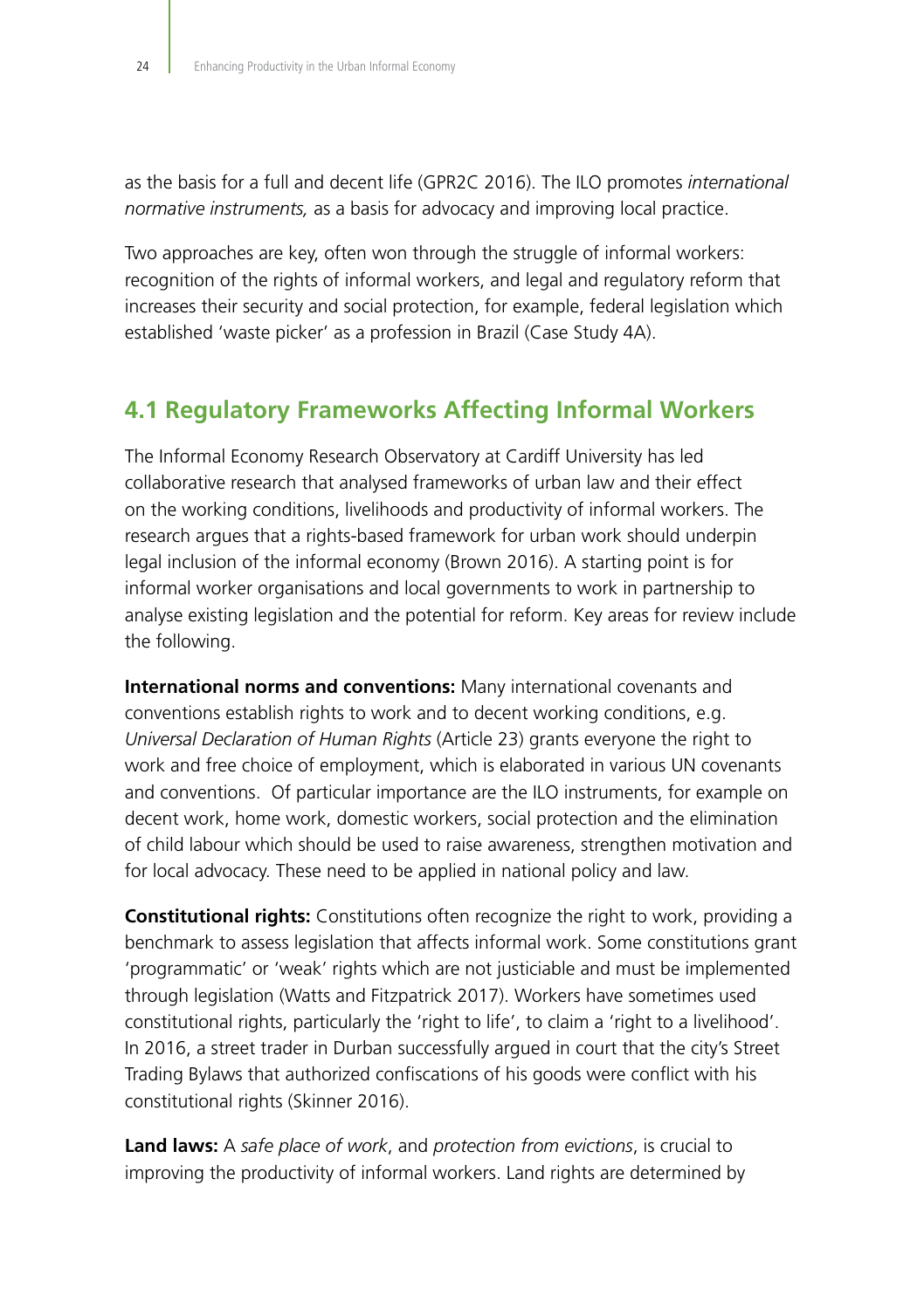as the basis for a full and decent life (GPR2C 2016). The ILO promotes *international normative instruments,* as a basis for advocacy and improving local practice.

Two approaches are key, often won through the struggle of informal workers: recognition of the rights of informal workers, and legal and regulatory reform that increases their security and social protection, for example, federal legislation which established 'waste picker' as a profession in Brazil (Case Study 4A).

## 4.1 Regulatory Frameworks Affecting Informal Workers

The Informal Economy Research Observatory at Cardiff University has led collaborative research that analysed frameworks of urban law and their effect on the working conditions, livelihoods and productivity of informal workers. The research argues that a rights-based framework for urban work should underpin legal inclusion of the informal economy (Brown 2016). A starting point is for informal worker organisations and local governments to work in partnership to analyse existing legislation and the potential for reform. Key areas for review include the following.

**International norms and conventions:** Many international covenants and conventions establish rights to work and to decent working conditions, e.g. *Universal Declaration of Human Rights* (Article 23) grants everyone the right to work and free choice of employment, which is elaborated in various UN covenants and conventions. Of particular importance are the ILO instruments, for example on decent work, home work, domestic workers, social protection and the elimination of child labour which should be used to raise awareness, strengthen motivation and for local advocacy. These need to be applied in national policy and law.

**Constitutional rights:** Constitutions often recognize the right to work, providing a benchmark to assess legislation that affects informal work. Some constitutions grant 'programmatic' or 'weak' rights which are not justiciable and must be implemented through legislation (Watts and Fitzpatrick 2017). Workers have sometimes used constitutional rights, particularly the 'right to life', to claim a 'right to a livelihood'. In 2016, a street trader in Durban successfully argued in court that the city's Street Trading Bylaws that authorized confiscations of his goods were conflict with his constitutional rights (Skinner 2016).

**Land laws:** A *safe place of work*, and *protection from evictions*, is crucial to improving the productivity of informal workers. Land rights are determined by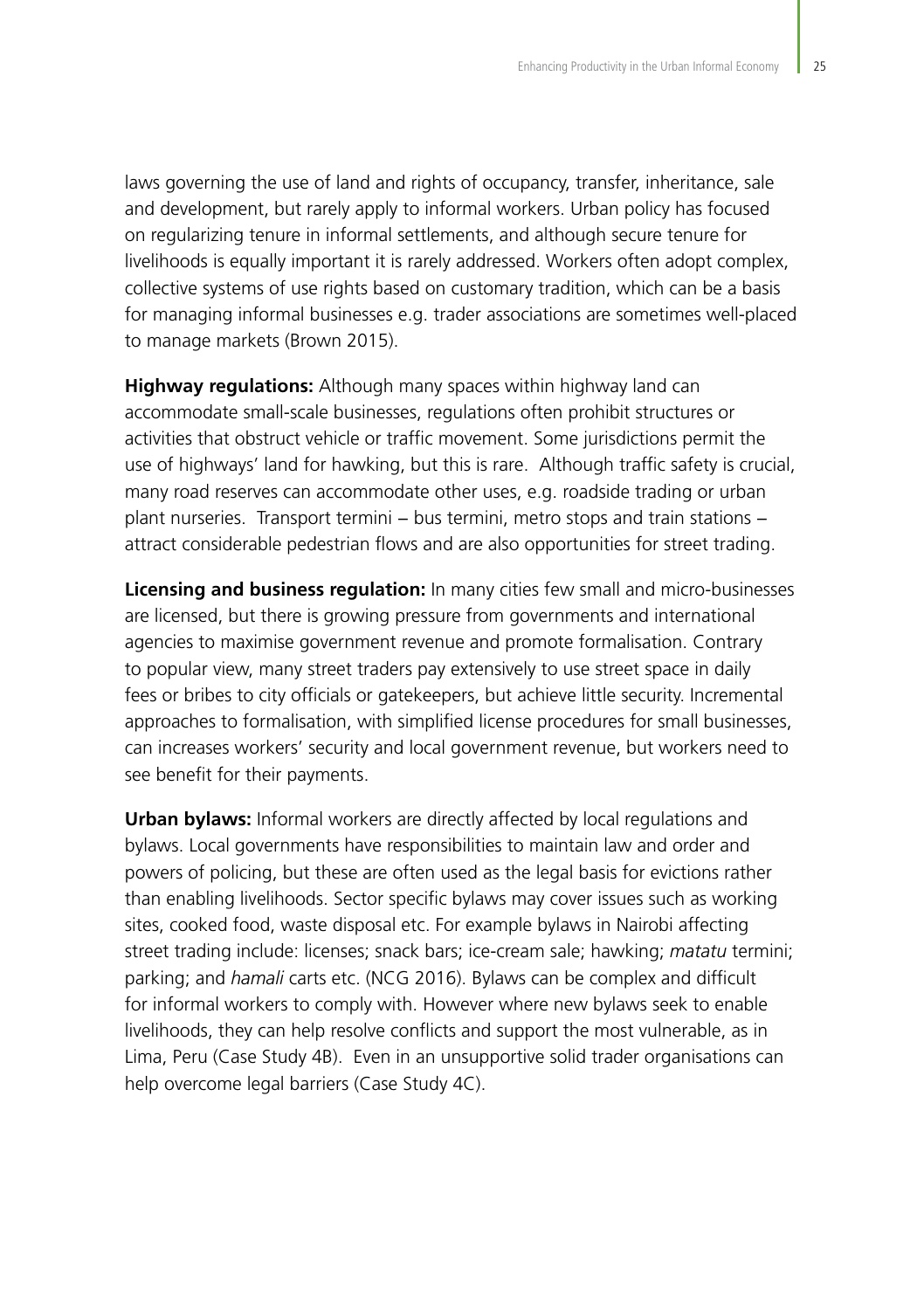laws governing the use of land and rights of occupancy, transfer, inheritance, sale and development, but rarely apply to informal workers. Urban policy has focused on regularizing tenure in informal settlements, and although secure tenure for livelihoods is equally important it is rarely addressed. Workers often adopt complex, collective systems of use rights based on customary tradition, which can be a basis for managing informal businesses e.g. trader associations are sometimes well-placed to manage markets (Brown 2015).

**Highway regulations:** Although many spaces within highway land can accommodate small-scale businesses, regulations often prohibit structures or activities that obstruct vehicle or traffic movement. Some jurisdictions permit the use of highways' land for hawking, but this is rare. Although traffic safety is crucial, many road reserves can accommodate other uses, e.g. roadside trading or urban plant nurseries. Transport termini – bus termini, metro stops and train stations – attract considerable pedestrian flows and are also opportunities for street trading.

**Licensing and business regulation:** In many cities few small and micro-businesses are licensed, but there is growing pressure from governments and international agencies to maximise government revenue and promote formalisation. Contrary to popular view, many street traders pay extensively to use street space in daily fees or bribes to city officials or gatekeepers, but achieve little security. Incremental approaches to formalisation, with simplified license procedures for small businesses, can increases workers' security and local government revenue, but workers need to see benefit for their payments.

**Urban bylaws:** Informal workers are directly affected by local regulations and bylaws. Local governments have responsibilities to maintain law and order and powers of policing, but these are often used as the legal basis for evictions rather than enabling livelihoods. Sector specific bylaws may cover issues such as working sites, cooked food, waste disposal etc. For example bylaws in Nairobi affecting street trading include: licenses; snack bars; ice-cream sale; hawking; *matatu* termini; parking; and *hamali* carts etc. (NCG 2016). Bylaws can be complex and difficult for informal workers to comply with. However where new bylaws seek to enable livelihoods, they can help resolve conflicts and support the most vulnerable, as in Lima, Peru (Case Study 4B). Even in an unsupportive solid trader organisations can help overcome legal barriers (Case Study 4C).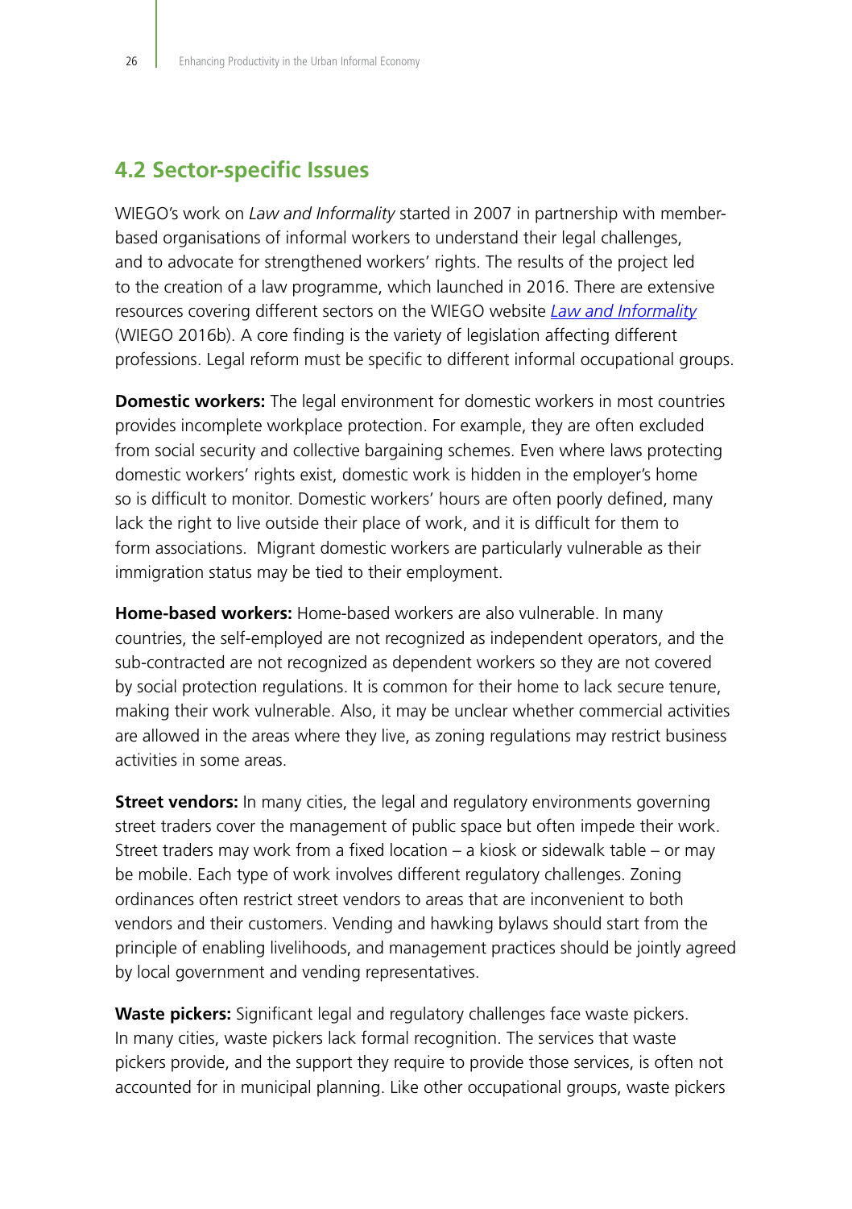## 4.2 Sector-specific Issues

WIEGO's work on *Law and Informality* started in 2007 in partnership with member-based organisations of informal workers to understand their legal challenges, and to advocate for strengthened workers' rights. The results of the project led to the creation of a law programme, which launched in 2016. There are extensive resources covering different sectors on the WIEGO website *Law and Informality* (WIEGO 2016b). A core finding is the variety of legislation affecting different professions. Legal reform must be specific to different informal occupational groups.

**Domestic workers:** The legal environment for domestic workers in most countries provides incomplete workplace protection. For example, they are often excluded from social security and collective bargaining schemes. Even where laws protecting domestic workers' rights exist, domestic work is hidden in the employer's home so is difficult to monitor. Domestic workers' hours are often poorly defined, many lack the right to live outside their place of work, and it is difficult for them to form associations. Migrant domestic workers are particularly vulnerable as their immigration status may be tied to their employment.

**Home-based workers:** Home-based workers are also vulnerable. In many countries, the self-employed are not recognized as independent operators, and the sub-contracted are not recognized as dependent workers so they are not covered by social protection regulations. It is common for their home to lack secure tenure, making their work vulnerable. Also, it may be unclear whether commercial activities are allowed in the areas where they live, as zoning regulations may restrict business activities in some areas.

**Street vendors:** In many cities, the legal and regulatory environments governing street traders cover the management of public space but often impede their work. Street traders may work from a fixed location – a kiosk or sidewalk table – or may be mobile. Each type of work involves different regulatory challenges. Zoning ordinances often restrict street vendors to areas that are inconvenient to both vendors and their customers. Vending and hawking bylaws should start from the principle of enabling livelihoods, and management practices should be jointly agreed by local government and vending representatives.

**Waste pickers:** Significant legal and regulatory challenges face waste pickers. In many cities, waste pickers lack formal recognition. The services that waste pickers provide, and the support they require to provide those services, is often not accounted for in municipal planning. Like other occupational groups, waste pickers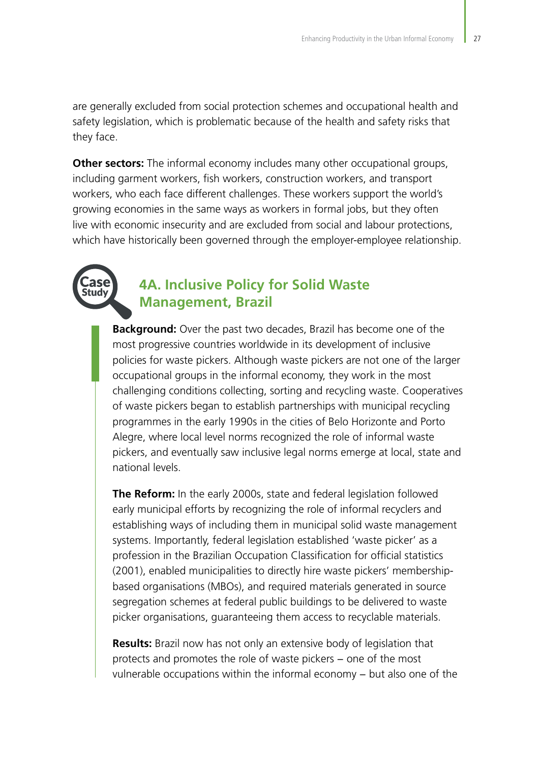are generally excluded from social protection schemes and occupational health and safety legislation, which is problematic because of the health and safety risks that they face.

**Other sectors:** The informal economy includes many other occupational groups, including garment workers, fish workers, construction workers, and transport workers, who each face different challenges. These workers support the world's growing economies in the same ways as workers in formal jobs, but they often live with economic insecurity and are excluded from social and labour protections, which have historically been governed through the employer-employee relationship.

Case Study

## 4A. Inclusive Policy for Solid Waste Management, Brazil

**Background:** Over the past two decades, Brazil has become one of the most progressive countries worldwide in its development of inclusive policies for waste pickers. Although waste pickers are not one of the larger occupational groups in the informal economy, they work in the most challenging conditions collecting, sorting and recycling waste. Cooperatives of waste pickers began to establish partnerships with municipal recycling programmes in the early 1990s in the cities of Belo Horizonte and Porto Alegre, where local level norms recognized the role of informal waste pickers, and eventually saw inclusive legal norms emerge at local, state and national levels.

**The Reform:** In the early 2000s, state and federal legislation followed early municipal efforts by recognizing the role of informal recyclers and establishing ways of including them in municipal solid waste management systems. Importantly, federal legislation established 'waste picker' as a profession in the Brazilian Occupation Classification for official statistics (2001), enabled municipalities to directly hire waste pickers' membership-based organisations (MBOs), and required materials generated in source segregation schemes at federal public buildings to be delivered to waste picker organisations, guaranteeing them access to recyclable materials.

**Results:** Brazil now has not only an extensive body of legislation that protects and promotes the role of waste pickers – one of the most vulnerable occupations within the informal economy – but also one of the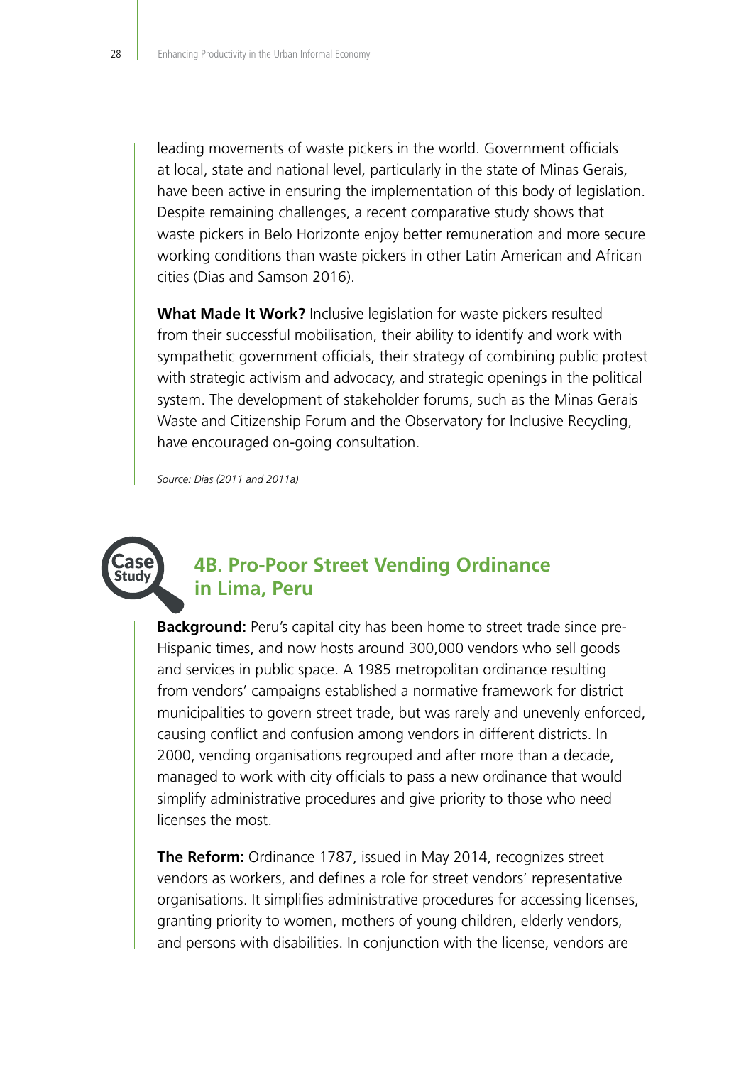leading movements of waste pickers in the world. Government officials at local, state and national level, particularly in the state of Minas Gerais, have been active in ensuring the implementation of this body of legislation. Despite remaining challenges, a recent comparative study shows that waste pickers in Belo Horizonte enjoy better remuneration and more secure working conditions than waste pickers in other Latin American and African cities (Dias and Samson 2016).

**What Made It Work?** Inclusive legislation for waste pickers resulted from their successful mobilisation, their ability to identify and work with sympathetic government officials, their strategy of combining public protest with strategic activism and advocacy, and strategic openings in the political system. The development of stakeholder forums, such as the Minas Gerais Waste and Citizenship Forum and the Observatory for Inclusive Recycling, have encouraged on-going consultation.

*Source: Dias (2011 and 2011a)*

Case Study

## 4B. Pro-Poor Street Vending Ordinance in Lima, Peru

**Background:** Peru's capital city has been home to street trade since pre-Hispanic times, and now hosts around 300,000 vendors who sell goods and services in public space. A 1985 metropolitan ordinance resulting from vendors' campaigns established a normative framework for district municipalities to govern street trade, but was rarely and unevenly enforced, causing conflict and confusion among vendors in different districts. In 2000, vending organisations regrouped and after more than a decade, managed to work with city officials to pass a new ordinance that would simplify administrative procedures and give priority to those who need licenses the most.

**The Reform:** Ordinance 1787, issued in May 2014, recognizes street vendors as workers, and defines a role for street vendors' representative organisations. It simplifies administrative procedures for accessing licenses, granting priority to women, mothers of young children, elderly vendors, and persons with disabilities. In conjunction with the license, vendors are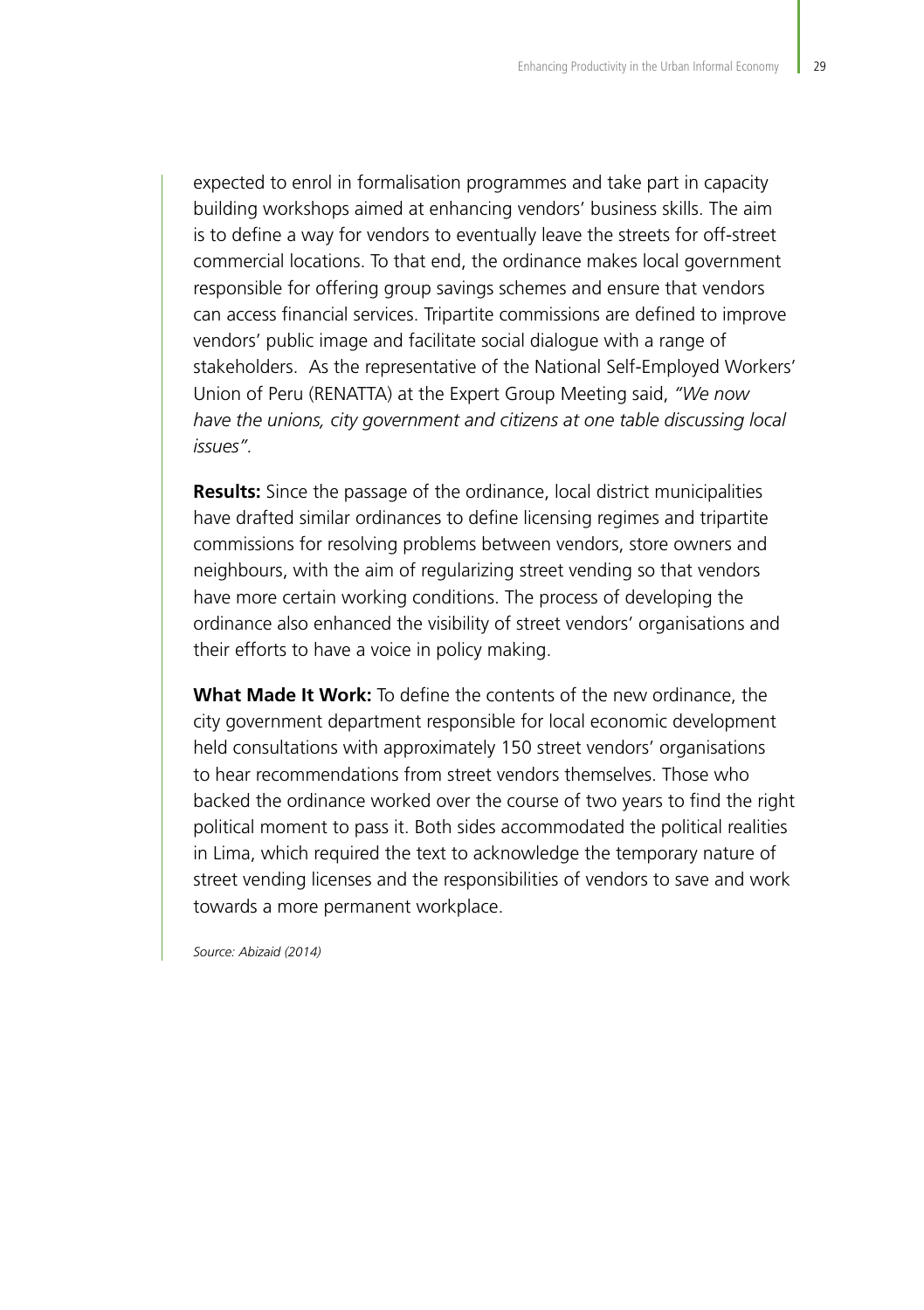expected to enrol in formalisation programmes and take part in capacity building workshops aimed at enhancing vendors' business skills. The aim is to define a way for vendors to eventually leave the streets for off-street commercial locations. To that end, the ordinance makes local government responsible for offering group savings schemes and ensure that vendors can access financial services. Tripartite commissions are defined to improve vendors' public image and facilitate social dialogue with a range of stakeholders. As the representative of the National Self-Employed Workers' Union of Peru (RENATTA) at the Expert Group Meeting said, *"We now have the unions, city government and citizens at one table discussing local issues"*.

**Results:** Since the passage of the ordinance, local district municipalities have drafted similar ordinances to define licensing regimes and tripartite commissions for resolving problems between vendors, store owners and neighbours, with the aim of regularizing street vending so that vendors have more certain working conditions. The process of developing the ordinance also enhanced the visibility of street vendors' organisations and their efforts to have a voice in policy making.

**What Made It Work:** To define the contents of the new ordinance, the city government department responsible for local economic development held consultations with approximately 150 street vendors' organisations to hear recommendations from street vendors themselves. Those who backed the ordinance worked over the course of two years to find the right political moment to pass it. Both sides accommodated the political realities in Lima, which required the text to acknowledge the temporary nature of street vending licenses and the responsibilities of vendors to save and work towards a more permanent workplace.

*Source: Abizaid (2014)*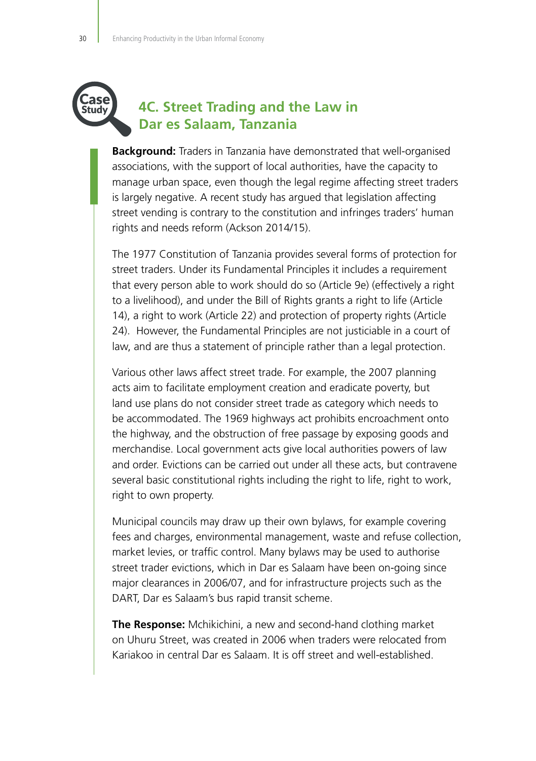## 4C. Street Trading and the Law in Dar es Salaam, Tanzania

**Background:** Traders in Tanzania have demonstrated that well-organised associations, with the support of local authorities, have the capacity to manage urban space, even though the legal regime affecting street traders is largely negative. A recent study has argued that legislation affecting street vending is contrary to the constitution and infringes traders' human rights and needs reform (Ackson 2014/15).

The 1977 Constitution of Tanzania provides several forms of protection for street traders. Under its Fundamental Principles it includes a requirement that every person able to work should do so (Article 9e) (effectively a right to a livelihood), and under the Bill of Rights grants a right to life (Article 14), a right to work (Article 22) and protection of property rights (Article 24). However, the Fundamental Principles are not justiciable in a court of law, and are thus a statement of principle rather than a legal protection.

Various other laws affect street trade. For example, the 2007 planning acts aim to facilitate employment creation and eradicate poverty, but land use plans do not consider street trade as category which needs to be accommodated. The 1969 highways act prohibits encroachment onto the highway, and the obstruction of free passage by exposing goods and merchandise. Local government acts give local authorities powers of law and order. Evictions can be carried out under all these acts, but contravene several basic constitutional rights including the right to life, right to work, right to own property.

Municipal councils may draw up their own bylaws, for example covering fees and charges, environmental management, waste and refuse collection, market levies, or traffic control. Many bylaws may be used to authorise street trader evictions, which in Dar es Salaam have been on-going since major clearances in 2006/07, and for infrastructure projects such as the DART, Dar es Salaam's bus rapid transit scheme.

**The Response:** Mchikichini, a new and second-hand clothing market on Uhuru Street, was created in 2006 when traders were relocated from Kariakoo in central Dar es Salaam. It is off street and well-established.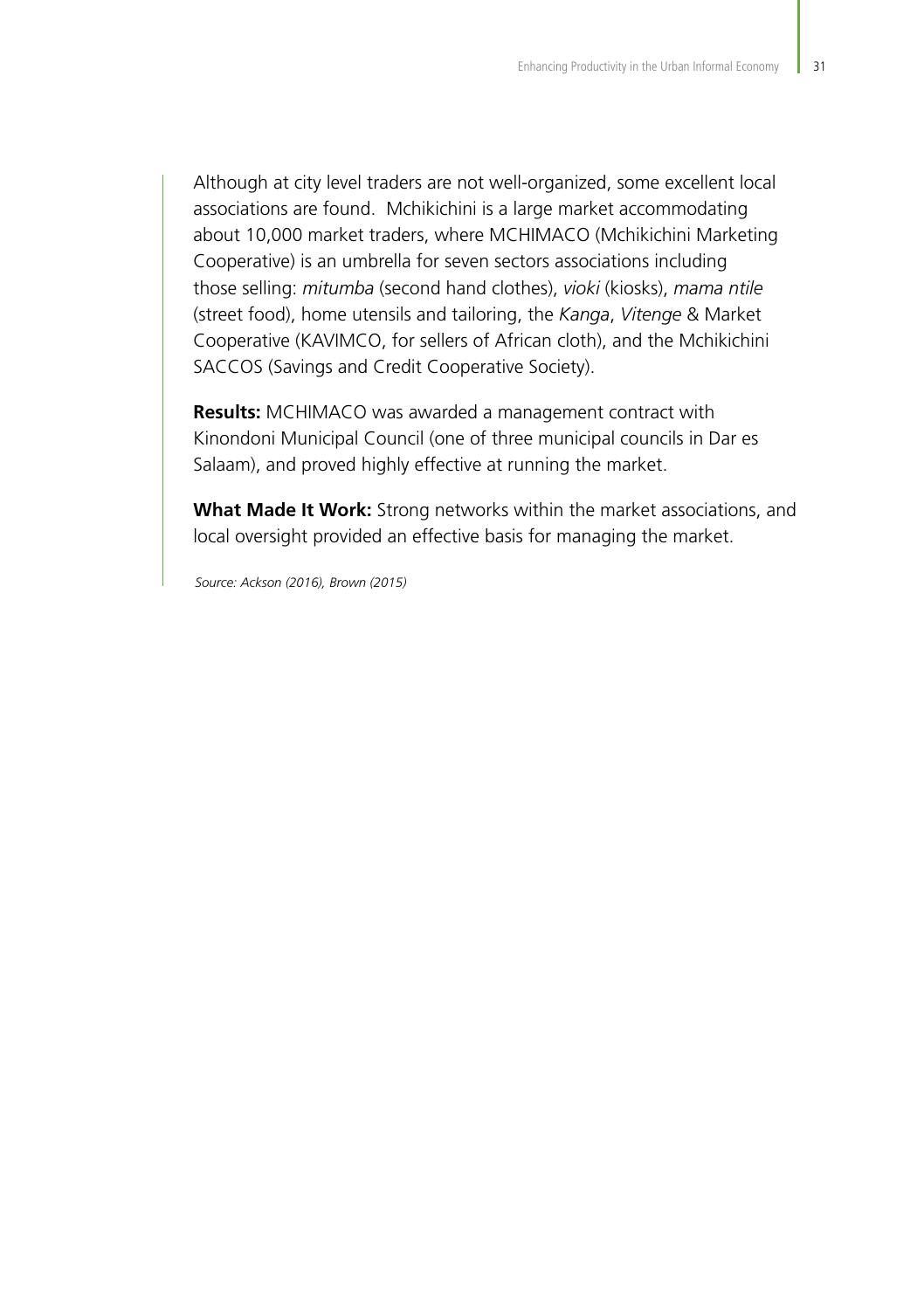Although at city level traders are not well-organized, some excellent local associations are found.  Mchikichini is a large market accommodating about 10,000 market traders, where MCHIMACO (Mchikichini Marketing Cooperative) is an umbrella for seven sectors associations including those selling: *mitumba* (second hand clothes), *vioki* (kiosks), *mama ntile* (street food), home utensils and tailoring, the *Kanga*, *Vitenge* & Market Cooperative (KAVIMCO, for sellers of African cloth), and the Mchikichini SACCOS (Savings and Credit Cooperative Society).

**Results:** MCHIMACO was awarded a management contract with Kinondoni Municipal Council (one of three municipal councils in Dar es Salaam), and proved highly effective at running the market.

**What Made It Work:** Strong networks within the market associations, and local oversight provided an effective basis for managing the market.

*Source: Ackson (2016), Brown (2015)*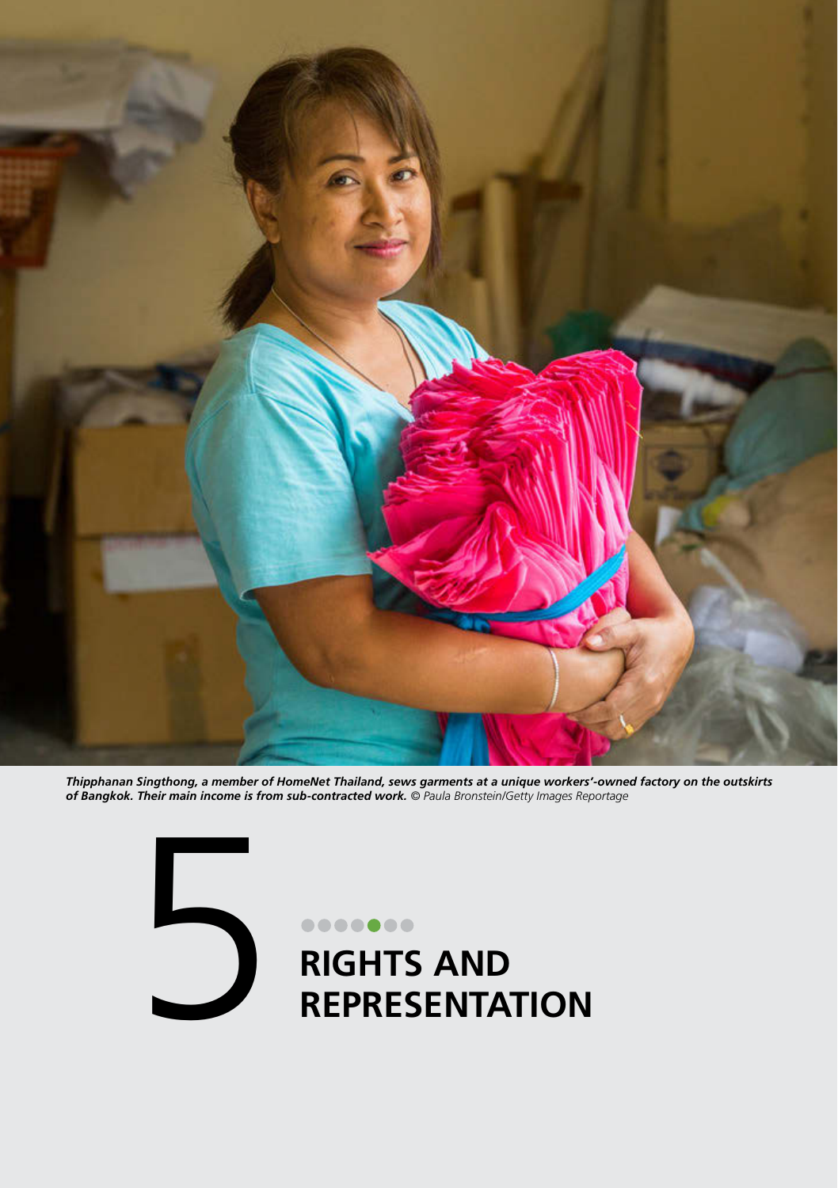***Thipphanan Singthong, a member of HomeNet Thailand, sews garments at a unique workers'-owned factory on the outskirts of Bangkok. Their main income is from sub-contracted work.*** *© Paula Bronstein/Getty Images Reportage*

# 5 RIGHTS AND REPRESENTATION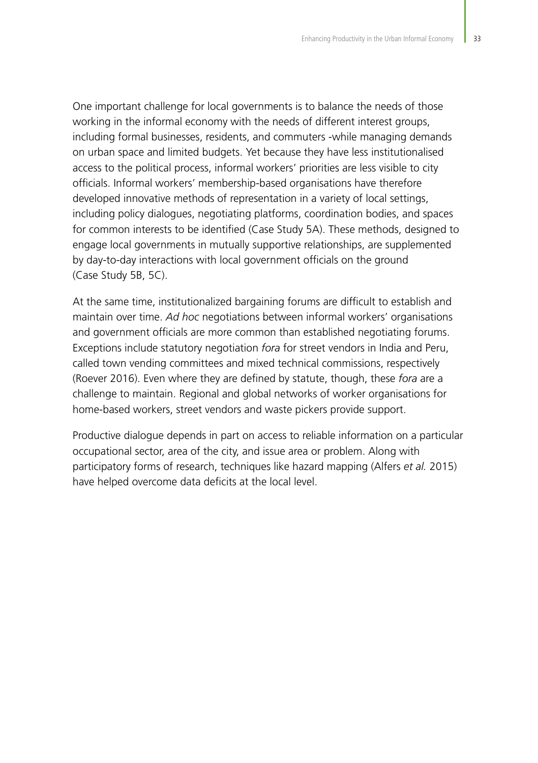One important challenge for local governments is to balance the needs of those working in the informal economy with the needs of different interest groups, including formal businesses, residents, and commuters -while managing demands on urban space and limited budgets. Yet because they have less institutionalised access to the political process, informal workers' priorities are less visible to city officials. Informal workers' membership-based organisations have therefore developed innovative methods of representation in a variety of local settings, including policy dialogues, negotiating platforms, coordination bodies, and spaces for common interests to be identified (Case Study 5A). These methods, designed to engage local governments in mutually supportive relationships, are supplemented by day-to-day interactions with local government officials on the ground (Case Study 5B, 5C).

At the same time, institutionalized bargaining forums are difficult to establish and maintain over time. *Ad hoc* negotiations between informal workers' organisations and government officials are more common than established negotiating forums. Exceptions include statutory negotiation *fora* for street vendors in India and Peru, called town vending committees and mixed technical commissions, respectively (Roever 2016). Even where they are defined by statute, though, these *fora* are a challenge to maintain. Regional and global networks of worker organisations for home-based workers, street vendors and waste pickers provide support.

Productive dialogue depends in part on access to reliable information on a particular occupational sector, area of the city, and issue area or problem. Along with participatory forms of research, techniques like hazard mapping (Alfers *et al.* 2015) have helped overcome data deficits at the local level.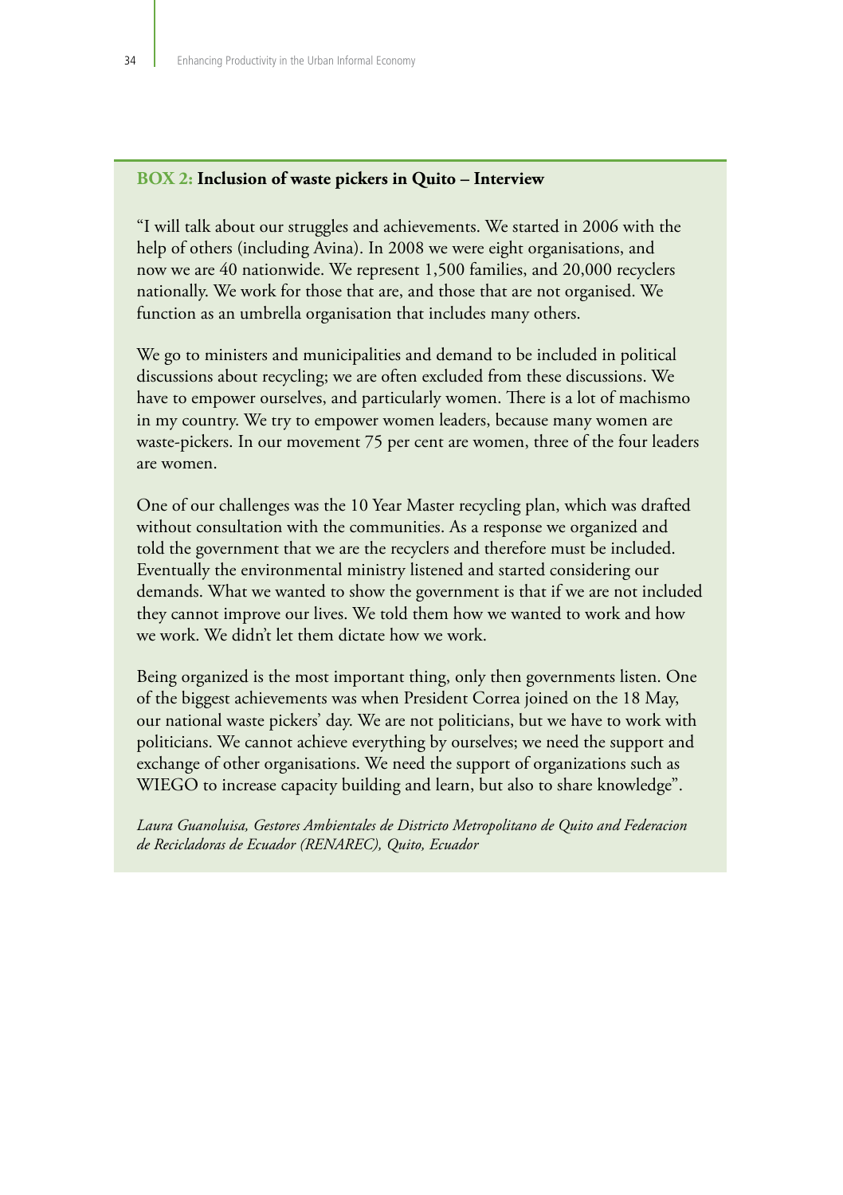**BOX 2: Inclusion of waste pickers in Quito – Interview**

"I will talk about our struggles and achievements. We started in 2006 with the help of others (including Avina). In 2008 we were eight organisations, and now we are 40 nationwide. We represent 1,500 families, and 20,000 recyclers nationally. We work for those that are, and those that are not organised. We function as an umbrella organisation that includes many others.

We go to ministers and municipalities and demand to be included in political discussions about recycling; we are often excluded from these discussions. We have to empower ourselves, and particularly women. There is a lot of machismo in my country. We try to empower women leaders, because many women are waste-pickers. In our movement 75 per cent are women, three of the four leaders are women.

One of our challenges was the 10 Year Master recycling plan, which was drafted without consultation with the communities. As a response we organized and told the government that we are the recyclers and therefore must be included. Eventually the environmental ministry listened and started considering our demands. What we wanted to show the government is that if we are not included they cannot improve our lives. We told them how we wanted to work and how we work. We didn't let them dictate how we work.

Being organized is the most important thing, only then governments listen. One of the biggest achievements was when President Correa joined on the 18 May, our national waste pickers' day. We are not politicians, but we have to work with politicians. We cannot achieve everything by ourselves; we need the support and exchange of other organisations. We need the support of organizations such as WIEGO to increase capacity building and learn, but also to share knowledge".

*Laura Guanoluisa, Gestores Ambientales de Districto Metropolitano de Quito and Federacion de Recicladoras de Ecuador (RENAREC), Quito, Ecuador*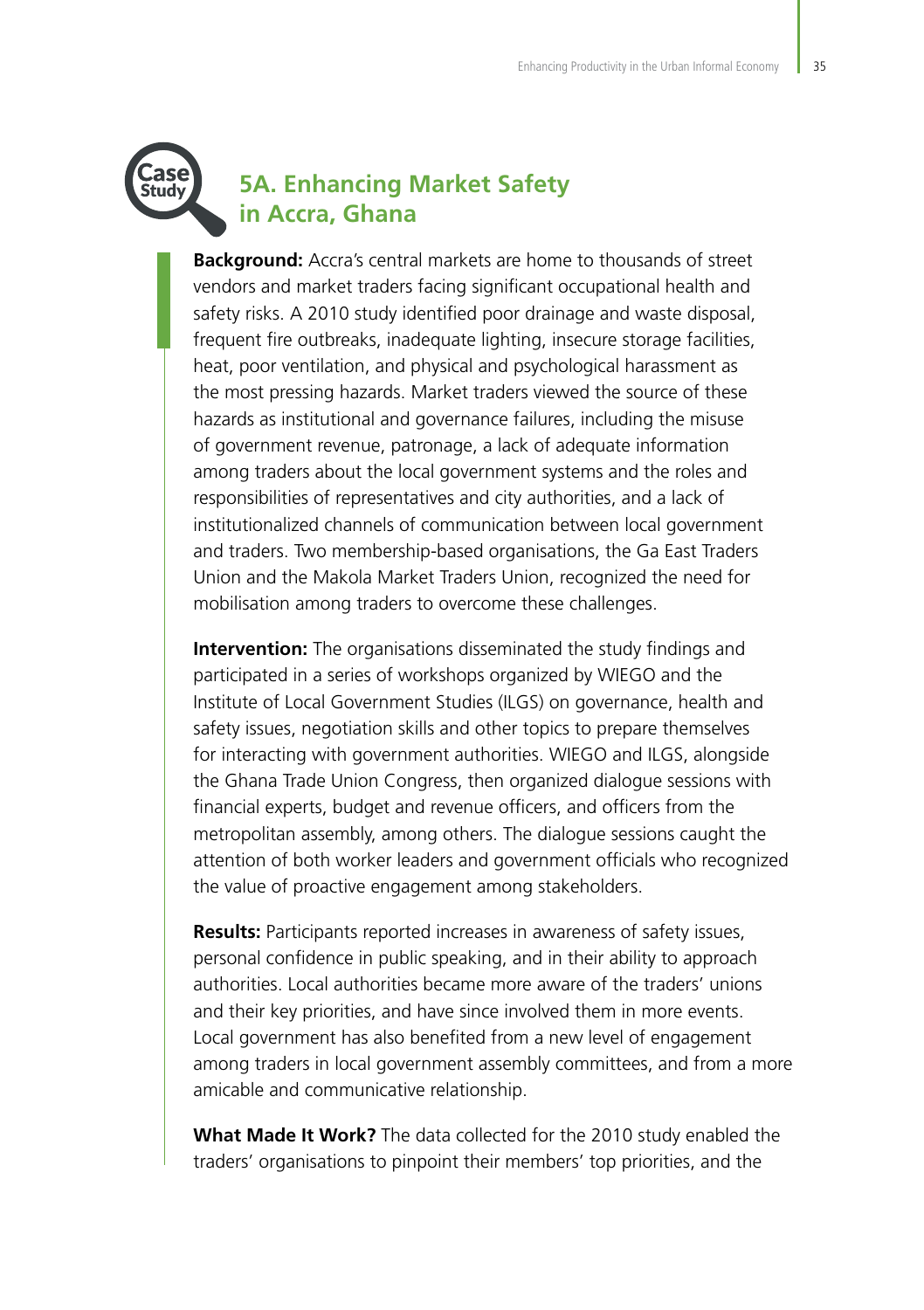## 5A. Enhancing Market Safety in Accra, Ghana

**Background:** Accra's central markets are home to thousands of street vendors and market traders facing significant occupational health and safety risks. A 2010 study identified poor drainage and waste disposal, frequent fire outbreaks, inadequate lighting, insecure storage facilities, heat, poor ventilation, and physical and psychological harassment as the most pressing hazards. Market traders viewed the source of these hazards as institutional and governance failures, including the misuse of government revenue, patronage, a lack of adequate information among traders about the local government systems and the roles and responsibilities of representatives and city authorities, and a lack of institutionalized channels of communication between local government and traders. Two membership-based organisations, the Ga East Traders Union and the Makola Market Traders Union, recognized the need for mobilisation among traders to overcome these challenges.

**Intervention:** The organisations disseminated the study findings and participated in a series of workshops organized by WIEGO and the Institute of Local Government Studies (ILGS) on governance, health and safety issues, negotiation skills and other topics to prepare themselves for interacting with government authorities. WIEGO and ILGS, alongside the Ghana Trade Union Congress, then organized dialogue sessions with financial experts, budget and revenue officers, and officers from the metropolitan assembly, among others. The dialogue sessions caught the attention of both worker leaders and government officials who recognized the value of proactive engagement among stakeholders.

**Results:** Participants reported increases in awareness of safety issues, personal confidence in public speaking, and in their ability to approach authorities. Local authorities became more aware of the traders' unions and their key priorities, and have since involved them in more events. Local government has also benefited from a new level of engagement among traders in local government assembly committees, and from a more amicable and communicative relationship.

**What Made It Work?** The data collected for the 2010 study enabled the traders' organisations to pinpoint their members' top priorities, and the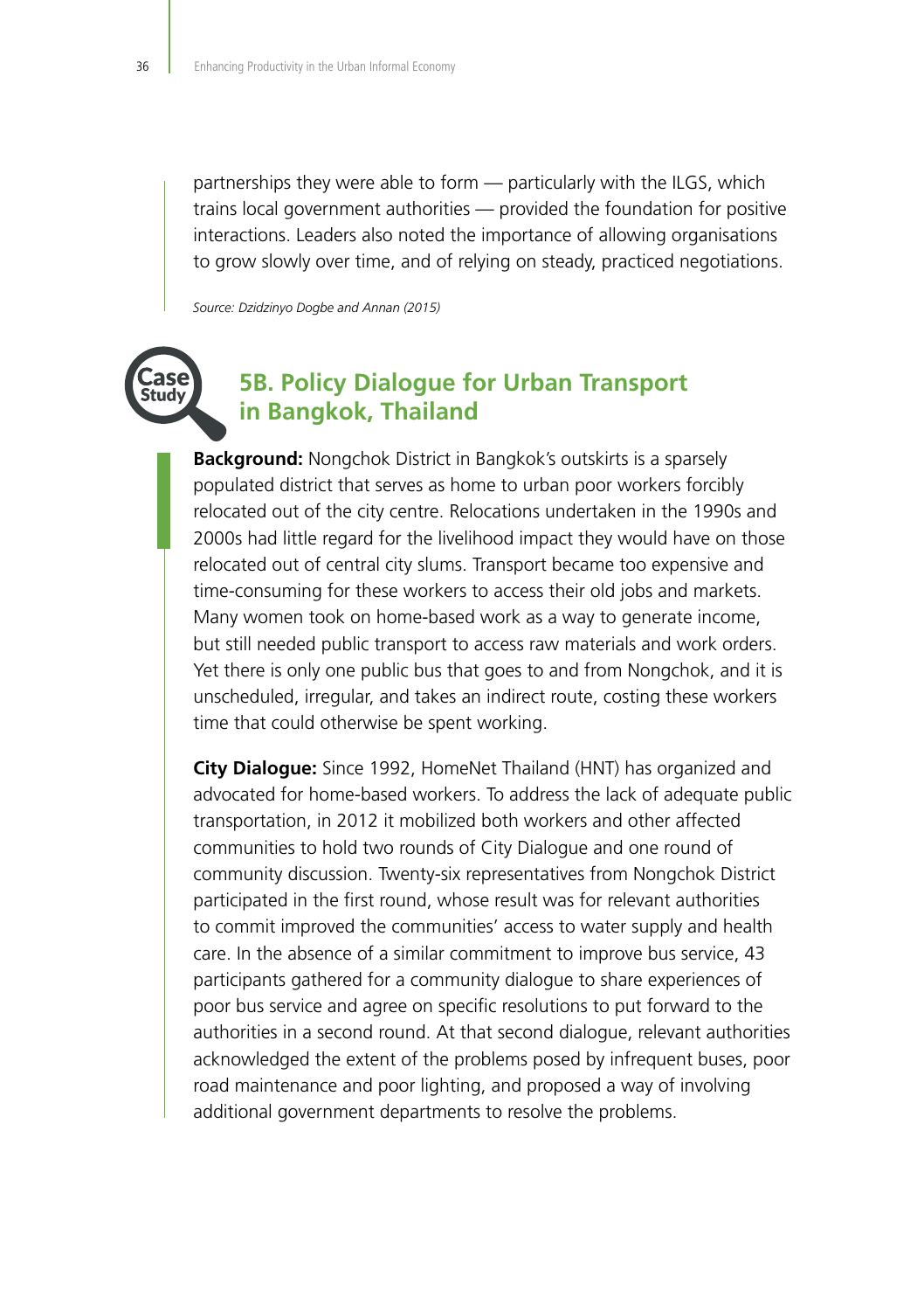partnerships they were able to form — particularly with the ILGS, which trains local government authorities — provided the foundation for positive interactions. Leaders also noted the importance of allowing organisations to grow slowly over time, and of relying on steady, practiced negotiations.

*Source: Dzidzinyo Dogbe and Annan (2015)*

## 5B. Policy Dialogue for Urban Transport in Bangkok, Thailand

**Background:** Nongchok District in Bangkok's outskirts is a sparsely populated district that serves as home to urban poor workers forcibly relocated out of the city centre. Relocations undertaken in the 1990s and 2000s had little regard for the livelihood impact they would have on those relocated out of central city slums. Transport became too expensive and time-consuming for these workers to access their old jobs and markets. Many women took on home-based work as a way to generate income, but still needed public transport to access raw materials and work orders. Yet there is only one public bus that goes to and from Nongchok, and it is unscheduled, irregular, and takes an indirect route, costing these workers time that could otherwise be spent working.

**City Dialogue:** Since 1992, HomeNet Thailand (HNT) has organized and advocated for home-based workers. To address the lack of adequate public transportation, in 2012 it mobilized both workers and other affected communities to hold two rounds of City Dialogue and one round of community discussion. Twenty-six representatives from Nongchok District participated in the first round, whose result was for relevant authorities to commit improved the communities' access to water supply and health care. In the absence of a similar commitment to improve bus service, 43 participants gathered for a community dialogue to share experiences of poor bus service and agree on specific resolutions to put forward to the authorities in a second round. At that second dialogue, relevant authorities acknowledged the extent of the problems posed by infrequent buses, poor road maintenance and poor lighting, and proposed a way of involving additional government departments to resolve the problems.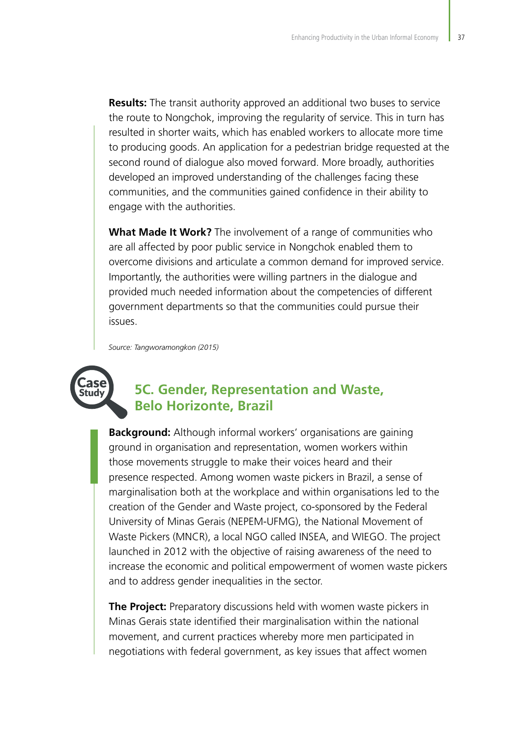**Results:** The transit authority approved an additional two buses to service the route to Nongchok, improving the regularity of service. This in turn has resulted in shorter waits, which has enabled workers to allocate more time to producing goods. An application for a pedestrian bridge requested at the second round of dialogue also moved forward. More broadly, authorities developed an improved understanding of the challenges facing these communities, and the communities gained confidence in their ability to engage with the authorities.

**What Made It Work?** The involvement of a range of communities who are all affected by poor public service in Nongchok enabled them to overcome divisions and articulate a common demand for improved service. Importantly, the authorities were willing partners in the dialogue and provided much needed information about the competencies of different government departments so that the communities could pursue their issues.

*Source: Tangworamongkon (2015)*

Case Study

## 5C. Gender, Representation and Waste, Belo Horizonte, Brazil

**Background:** Although informal workers' organisations are gaining ground in organisation and representation, women workers within those movements struggle to make their voices heard and their presence respected. Among women waste pickers in Brazil, a sense of marginalisation both at the workplace and within organisations led to the creation of the Gender and Waste project, co-sponsored by the Federal University of Minas Gerais (NEPEM-UFMG), the National Movement of Waste Pickers (MNCR), a local NGO called INSEA, and WIEGO. The project launched in 2012 with the objective of raising awareness of the need to increase the economic and political empowerment of women waste pickers and to address gender inequalities in the sector.

**The Project:** Preparatory discussions held with women waste pickers in Minas Gerais state identified their marginalisation within the national movement, and current practices whereby more men participated in negotiations with federal government, as key issues that affect women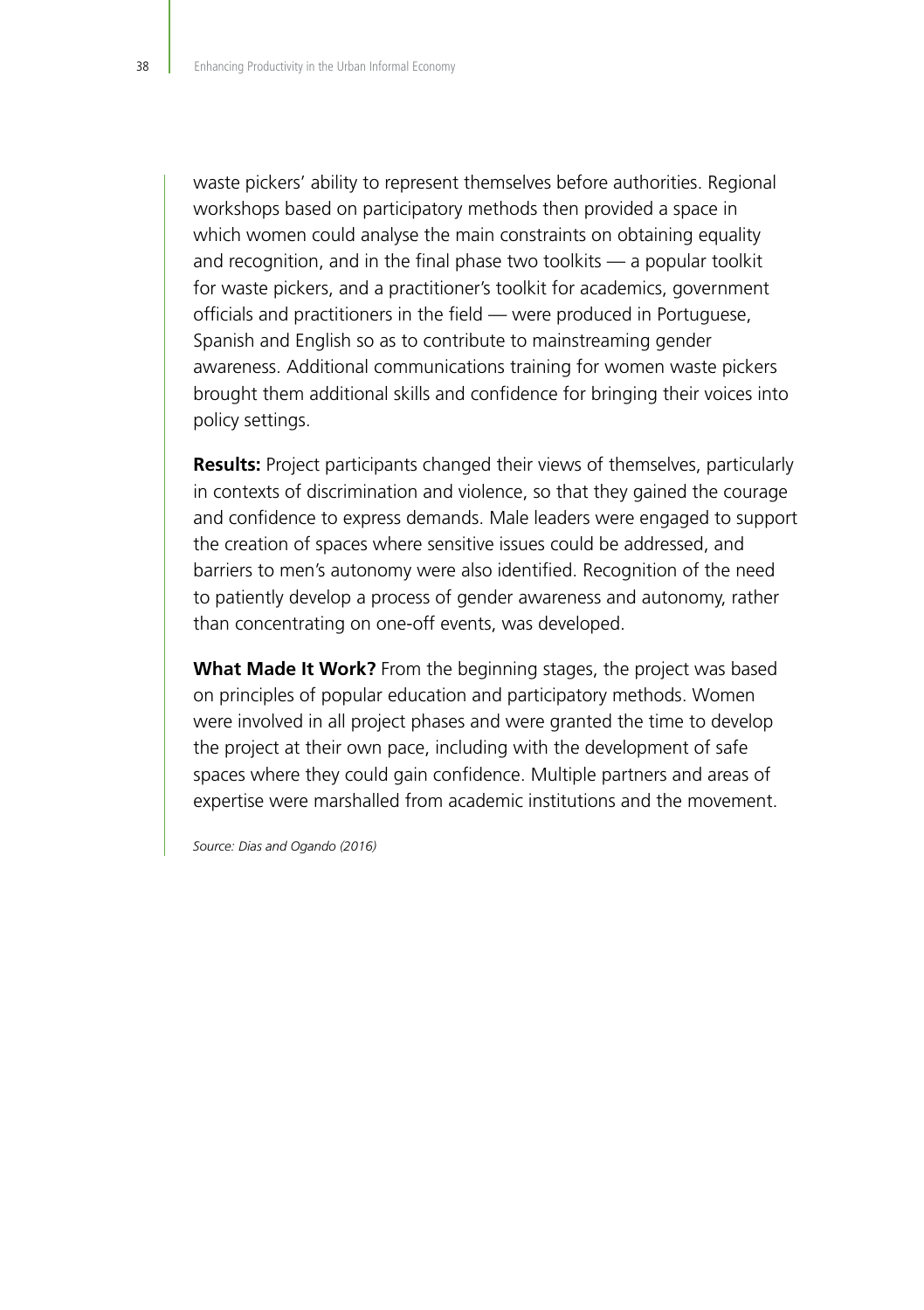waste pickers' ability to represent themselves before authorities. Regional workshops based on participatory methods then provided a space in which women could analyse the main constraints on obtaining equality and recognition, and in the final phase two toolkits — a popular toolkit for waste pickers, and a practitioner's toolkit for academics, government officials and practitioners in the field — were produced in Portuguese, Spanish and English so as to contribute to mainstreaming gender awareness. Additional communications training for women waste pickers brought them additional skills and confidence for bringing their voices into policy settings.

**Results:** Project participants changed their views of themselves, particularly in contexts of discrimination and violence, so that they gained the courage and confidence to express demands. Male leaders were engaged to support the creation of spaces where sensitive issues could be addressed, and barriers to men's autonomy were also identified. Recognition of the need to patiently develop a process of gender awareness and autonomy, rather than concentrating on one-off events, was developed.

**What Made It Work?** From the beginning stages, the project was based on principles of popular education and participatory methods. Women were involved in all project phases and were granted the time to develop the project at their own pace, including with the development of safe spaces where they could gain confidence. Multiple partners and areas of expertise were marshalled from academic institutions and the movement.

*Source: Dias and Ogando (2016)*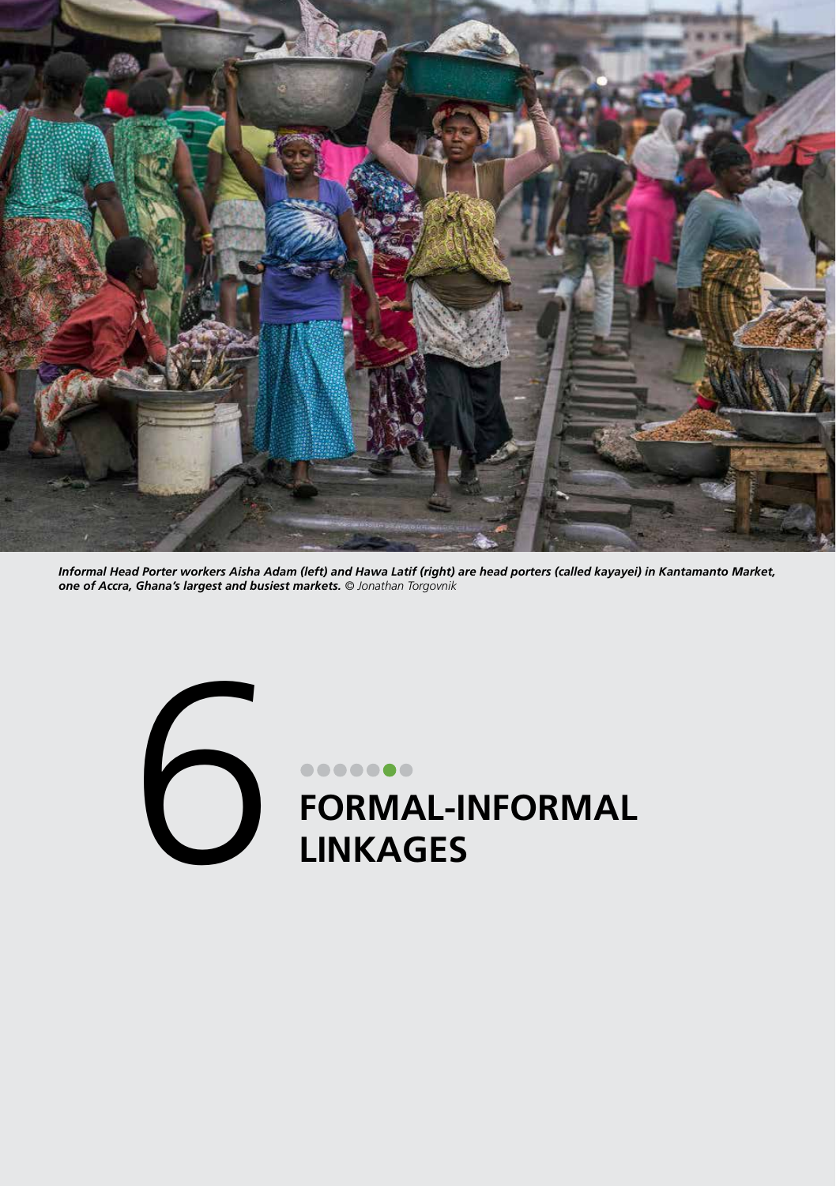*Informal Head Porter workers Aisha Adam (left) and Hawa Latif (right) are head porters (called kayayei) in Kantamanto Market, one of Accra, Ghana's largest and busiest markets.* © *Jonathan Torgovnik*

# 6 FORMAL-INFORMAL LINKAGES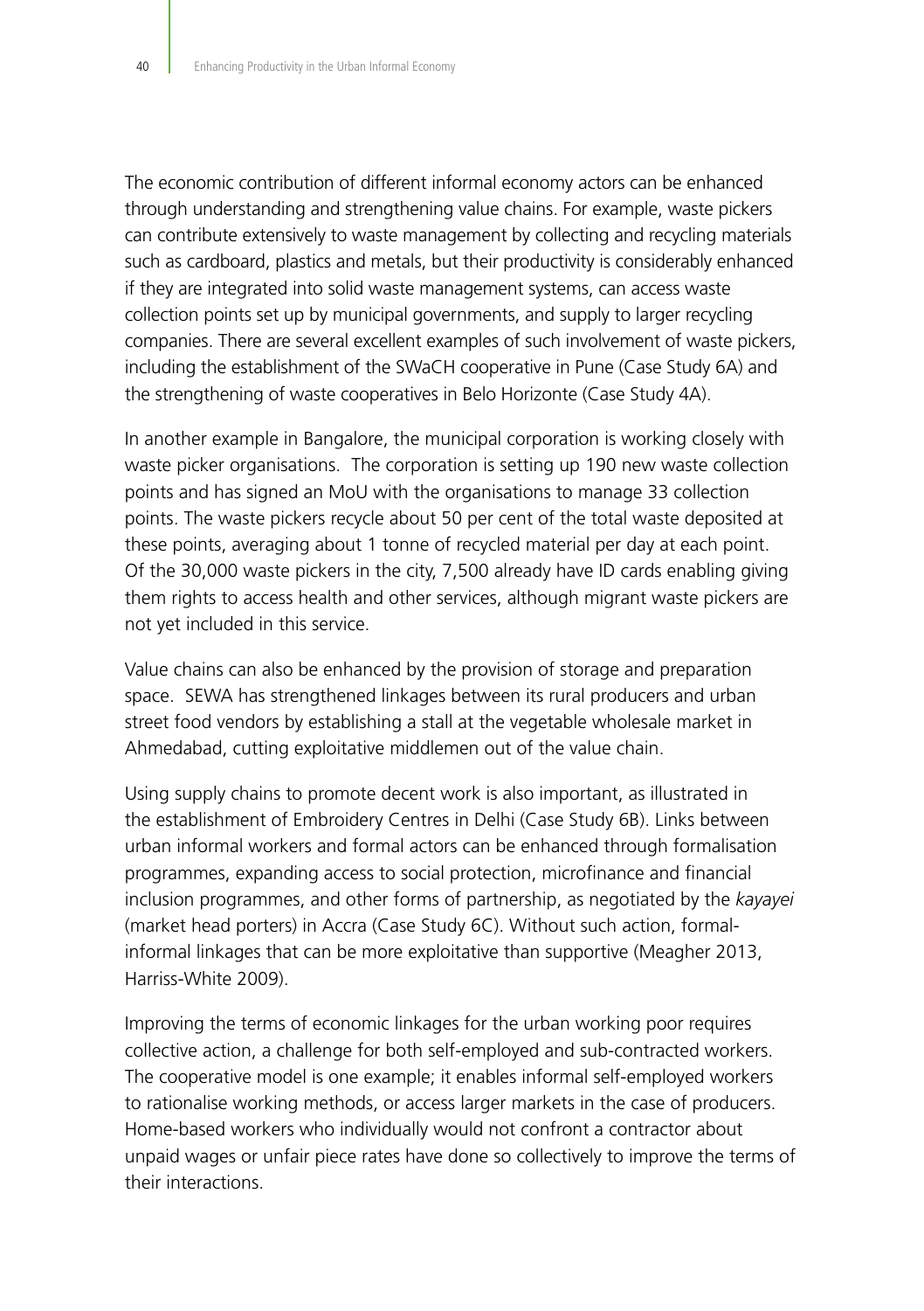The economic contribution of different informal economy actors can be enhanced through understanding and strengthening value chains. For example, waste pickers can contribute extensively to waste management by collecting and recycling materials such as cardboard, plastics and metals, but their productivity is considerably enhanced if they are integrated into solid waste management systems, can access waste collection points set up by municipal governments, and supply to larger recycling companies. There are several excellent examples of such involvement of waste pickers, including the establishment of the SWaCH cooperative in Pune (Case Study 6A) and the strengthening of waste cooperatives in Belo Horizonte (Case Study 4A).

In another example in Bangalore, the municipal corporation is working closely with waste picker organisations. The corporation is setting up 190 new waste collection points and has signed an MoU with the organisations to manage 33 collection points. The waste pickers recycle about 50 per cent of the total waste deposited at these points, averaging about 1 tonne of recycled material per day at each point. Of the 30,000 waste pickers in the city, 7,500 already have ID cards enabling giving them rights to access health and other services, although migrant waste pickers are not yet included in this service.

Value chains can also be enhanced by the provision of storage and preparation space. SEWA has strengthened linkages between its rural producers and urban street food vendors by establishing a stall at the vegetable wholesale market in Ahmedabad, cutting exploitative middlemen out of the value chain.

Using supply chains to promote decent work is also important, as illustrated in the establishment of Embroidery Centres in Delhi (Case Study 6B). Links between urban informal workers and formal actors can be enhanced through formalisation programmes, expanding access to social protection, microfinance and financial inclusion programmes, and other forms of partnership, as negotiated by the *kayayei* (market head porters) in Accra (Case Study 6C). Without such action, formal-informal linkages that can be more exploitative than supportive (Meagher 2013, Harriss-White 2009).

Improving the terms of economic linkages for the urban working poor requires collective action, a challenge for both self-employed and sub-contracted workers. The cooperative model is one example; it enables informal self-employed workers to rationalise working methods, or access larger markets in the case of producers. Home-based workers who individually would not confront a contractor about unpaid wages or unfair piece rates have done so collectively to improve the terms of their interactions.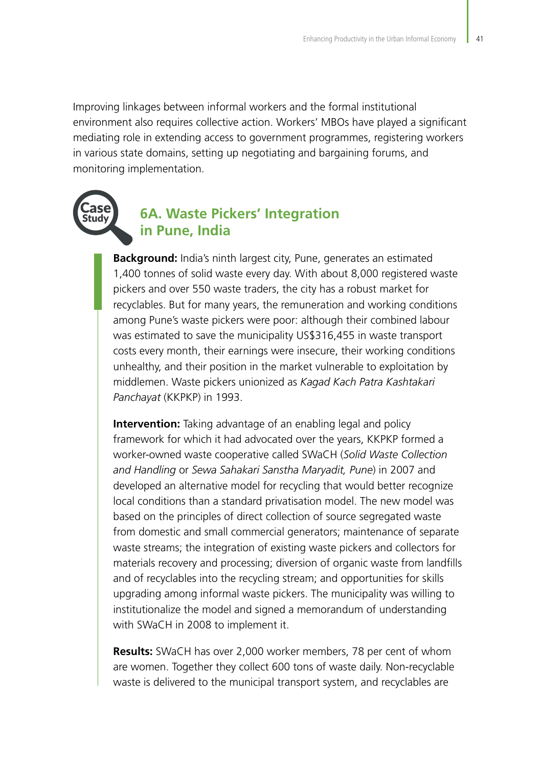Improving linkages between informal workers and the formal institutional environment also requires collective action. Workers' MBOs have played a significant mediating role in extending access to government programmes, registering workers in various state domains, setting up negotiating and bargaining forums, and monitoring implementation.

Case Study

## 6A. Waste Pickers' Integration in Pune, India

**Background:** India's ninth largest city, Pune, generates an estimated 1,400 tonnes of solid waste every day. With about 8,000 registered waste pickers and over 550 waste traders, the city has a robust market for recyclables. But for many years, the remuneration and working conditions among Pune's waste pickers were poor: although their combined labour was estimated to save the municipality US$316,455 in waste transport costs every month, their earnings were insecure, their working conditions unhealthy, and their position in the market vulnerable to exploitation by middlemen. Waste pickers unionized as *Kagad Kach Patra Kashtakari Panchayat* (KKPKP) in 1993.

**Intervention:** Taking advantage of an enabling legal and policy framework for which it had advocated over the years, KKPKP formed a worker-owned waste cooperative called SWaCH (*Solid Waste Collection and Handling* or *Sewa Sahakari Sanstha Maryadit, Pune*) in 2007 and developed an alternative model for recycling that would better recognize local conditions than a standard privatisation model. The new model was based on the principles of direct collection of source segregated waste from domestic and small commercial generators; maintenance of separate waste streams; the integration of existing waste pickers and collectors for materials recovery and processing; diversion of organic waste from landfills and of recyclables into the recycling stream; and opportunities for skills upgrading among informal waste pickers. The municipality was willing to institutionalize the model and signed a memorandum of understanding with SWaCH in 2008 to implement it.

**Results:** SWaCH has over 2,000 worker members, 78 per cent of whom are women. Together they collect 600 tons of waste daily. Non-recyclable waste is delivered to the municipal transport system, and recyclables are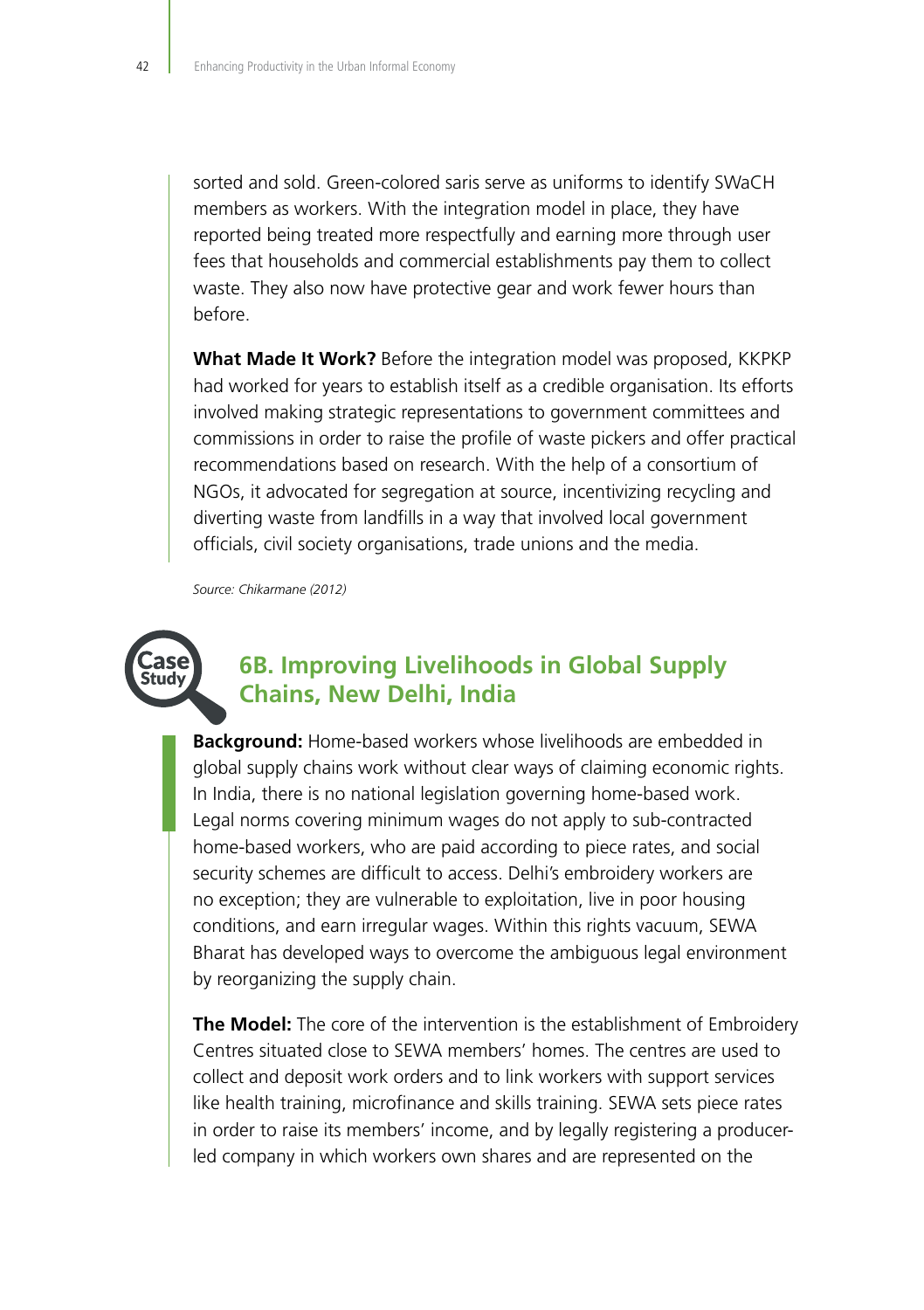sorted and sold. Green-colored saris serve as uniforms to identify SWaCH members as workers. With the integration model in place, they have reported being treated more respectfully and earning more through user fees that households and commercial establishments pay them to collect waste. They also now have protective gear and work fewer hours than before.

**What Made It Work?** Before the integration model was proposed, KKPKP had worked for years to establish itself as a credible organisation. Its efforts involved making strategic representations to government committees and commissions in order to raise the profile of waste pickers and offer practical recommendations based on research. With the help of a consortium of NGOs, it advocated for segregation at source, incentivizing recycling and diverting waste from landfills in a way that involved local government officials, civil society organisations, trade unions and the media.

*Source: Chikarmane (2012)*

Case Study

## 6B. Improving Livelihoods in Global Supply Chains, New Delhi, India

**Background:** Home-based workers whose livelihoods are embedded in global supply chains work without clear ways of claiming economic rights. In India, there is no national legislation governing home-based work. Legal norms covering minimum wages do not apply to sub-contracted home-based workers, who are paid according to piece rates, and social security schemes are difficult to access. Delhi's embroidery workers are no exception; they are vulnerable to exploitation, live in poor housing conditions, and earn irregular wages. Within this rights vacuum, SEWA Bharat has developed ways to overcome the ambiguous legal environment by reorganizing the supply chain.

**The Model:** The core of the intervention is the establishment of Embroidery Centres situated close to SEWA members' homes. The centres are used to collect and deposit work orders and to link workers with support services like health training, microfinance and skills training. SEWA sets piece rates in order to raise its members' income, and by legally registering a producer-led company in which workers own shares and are represented on the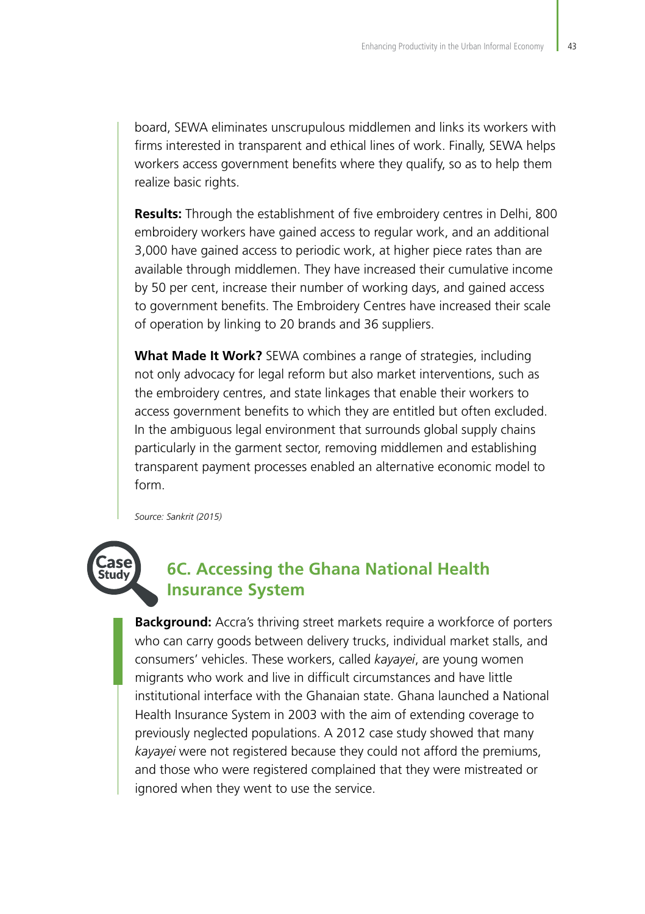board, SEWA eliminates unscrupulous middlemen and links its workers with firms interested in transparent and ethical lines of work. Finally, SEWA helps workers access government benefits where they qualify, so as to help them realize basic rights.

**Results:** Through the establishment of five embroidery centres in Delhi, 800 embroidery workers have gained access to regular work, and an additional 3,000 have gained access to periodic work, at higher piece rates than are available through middlemen. They have increased their cumulative income by 50 per cent, increase their number of working days, and gained access to government benefits. The Embroidery Centres have increased their scale of operation by linking to 20 brands and 36 suppliers.

**What Made It Work?** SEWA combines a range of strategies, including not only advocacy for legal reform but also market interventions, such as the embroidery centres, and state linkages that enable their workers to access government benefits to which they are entitled but often excluded. In the ambiguous legal environment that surrounds global supply chains particularly in the garment sector, removing middlemen and establishing transparent payment processes enabled an alternative economic model to form.

*Source: Sankrit (2015)*

## 6C. Accessing the Ghana National Health Insurance System

**Background:** Accra's thriving street markets require a workforce of porters who can carry goods between delivery trucks, individual market stalls, and consumers' vehicles. These workers, called *kayayei*, are young women migrants who work and live in difficult circumstances and have little institutional interface with the Ghanaian state. Ghana launched a National Health Insurance System in 2003 with the aim of extending coverage to previously neglected populations. A 2012 case study showed that many *kayayei* were not registered because they could not afford the premiums, and those who were registered complained that they were mistreated or ignored when they went to use the service.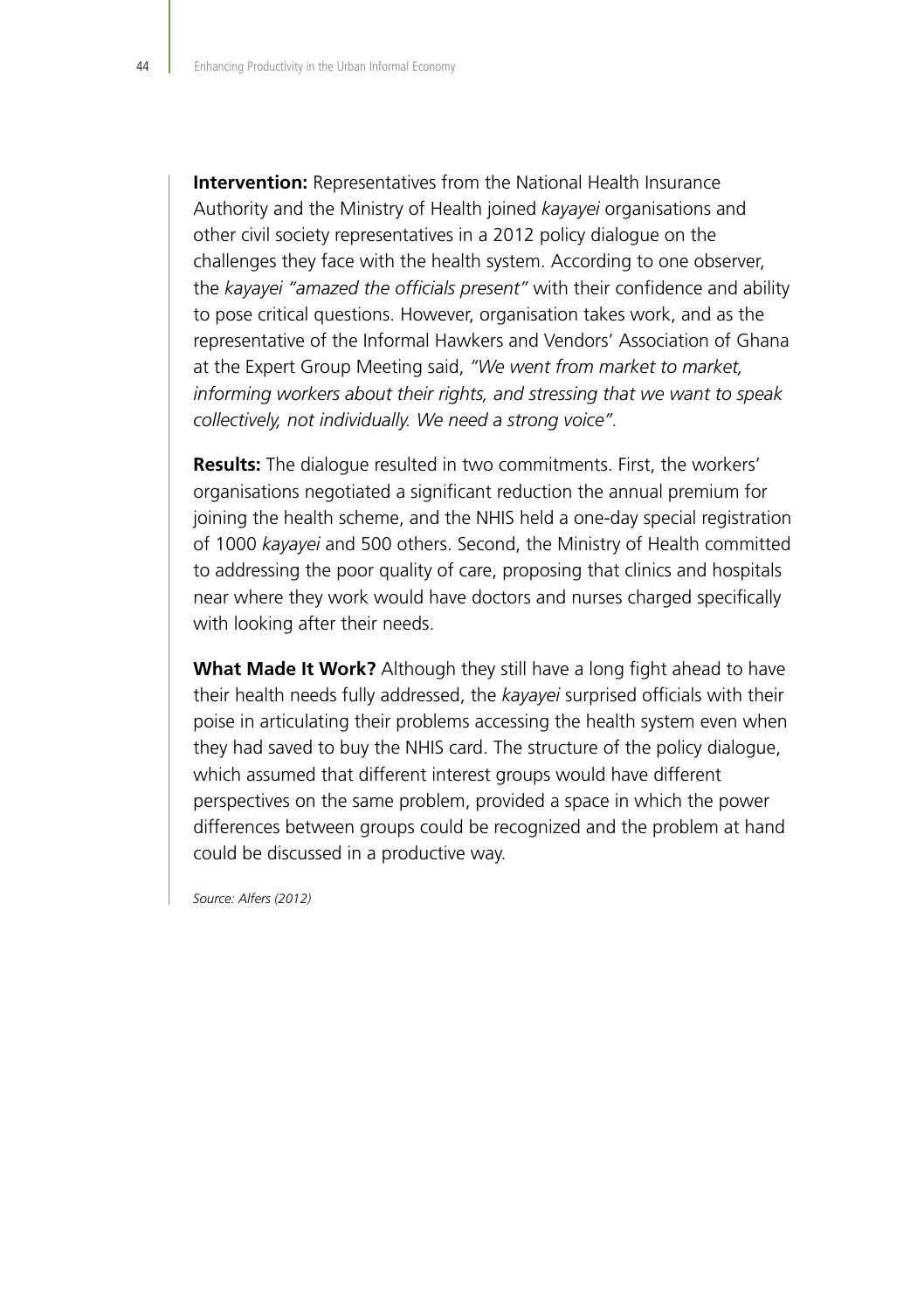**Intervention:** Representatives from the National Health Insurance Authority and the Ministry of Health joined *kayayei* organisations and other civil society representatives in a 2012 policy dialogue on the challenges they face with the health system. According to one observer, the *kayayei "amazed the officials present"* with their confidence and ability to pose critical questions. However, organisation takes work, and as the representative of the Informal Hawkers and Vendors' Association of Ghana at the Expert Group Meeting said, *"We went from market to market, informing workers about their rights, and stressing that we want to speak collectively, not individually. We need a strong voice".*

**Results:** The dialogue resulted in two commitments. First, the workers' organisations negotiated a significant reduction the annual premium for joining the health scheme, and the NHIS held a one-day special registration of 1000 *kayayei* and 500 others. Second, the Ministry of Health committed to addressing the poor quality of care, proposing that clinics and hospitals near where they work would have doctors and nurses charged specifically with looking after their needs.

**What Made It Work?** Although they still have a long fight ahead to have their health needs fully addressed, the *kayayei* surprised officials with their poise in articulating their problems accessing the health system even when they had saved to buy the NHIS card. The structure of the policy dialogue, which assumed that different interest groups would have different perspectives on the same problem, provided a space in which the power differences between groups could be recognized and the problem at hand could be discussed in a productive way.

*Source: Alfers (2012)*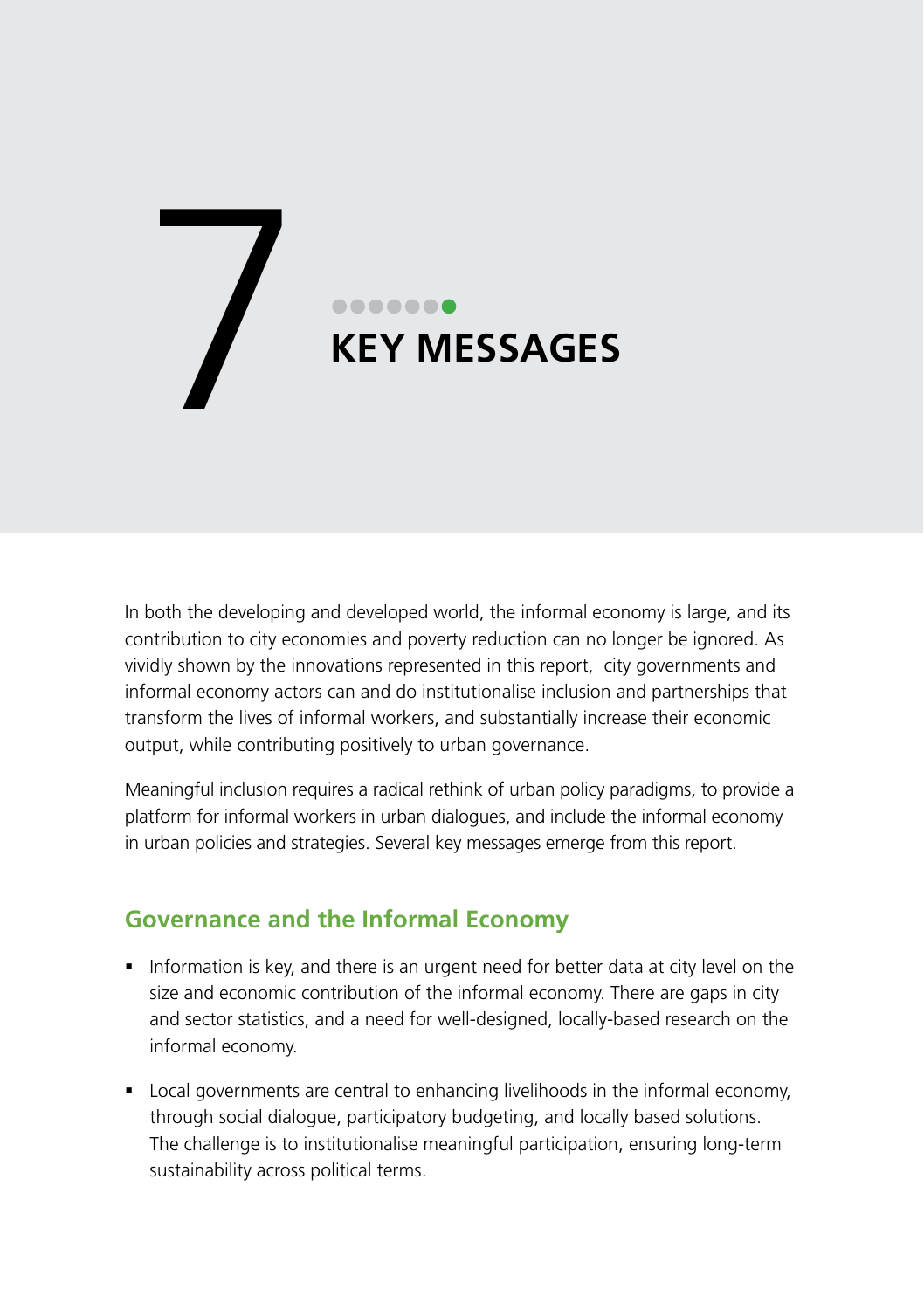# 7 KEY MESSAGES

In both the developing and developed world, the informal economy is large, and its contribution to city economies and poverty reduction can no longer be ignored. As vividly shown by the innovations represented in this report, city governments and informal economy actors can and do institutionalise inclusion and partnerships that transform the lives of informal workers, and substantially increase their economic output, while contributing positively to urban governance.

Meaningful inclusion requires a radical rethink of urban policy paradigms, to provide a platform for informal workers in urban dialogues, and include the informal economy in urban policies and strategies. Several key messages emerge from this report.

## Governance and the Informal Economy

- Information is key, and there is an urgent need for better data at city level on the size and economic contribution of the informal economy. There are gaps in city and sector statistics, and a need for well-designed, locally-based research on the informal economy.
- Local governments are central to enhancing livelihoods in the informal economy, through social dialogue, participatory budgeting, and locally based solutions. The challenge is to institutionalise meaningful participation, ensuring long-term sustainability across political terms.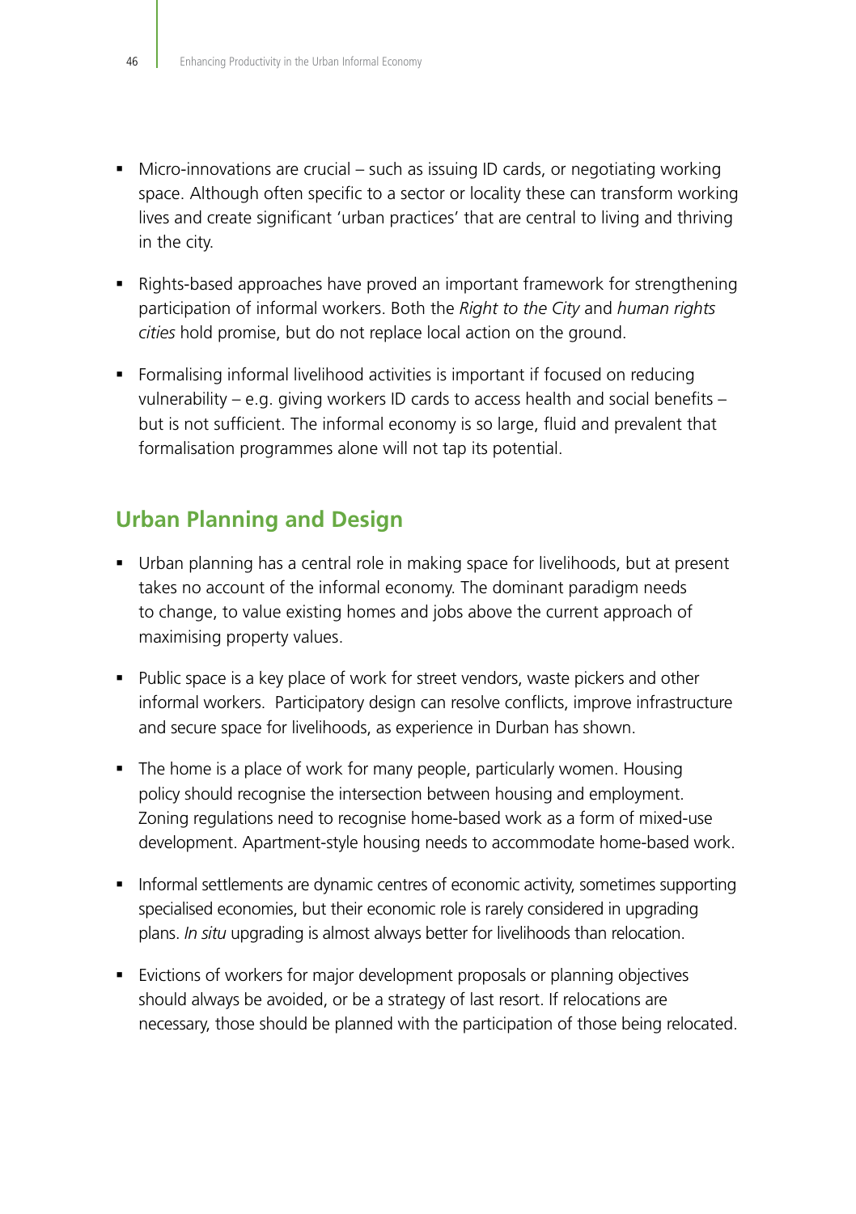- Micro-innovations are crucial – such as issuing ID cards, or negotiating working space. Although often specific to a sector or locality these can transform working lives and create significant 'urban practices' that are central to living and thriving in the city.

- Rights-based approaches have proved an important framework for strengthening participation of informal workers. Both the *Right to the City* and *human rights cities* hold promise, but do not replace local action on the ground.

- Formalising informal livelihood activities is important if focused on reducing vulnerability – e.g. giving workers ID cards to access health and social benefits – but is not sufficient. The informal economy is so large, fluid and prevalent that formalisation programmes alone will not tap its potential.

## Urban Planning and Design

- Urban planning has a central role in making space for livelihoods, but at present takes no account of the informal economy. The dominant paradigm needs to change, to value existing homes and jobs above the current approach of maximising property values.

- Public space is a key place of work for street vendors, waste pickers and other informal workers. Participatory design can resolve conflicts, improve infrastructure and secure space for livelihoods, as experience in Durban has shown.

- The home is a place of work for many people, particularly women. Housing policy should recognise the intersection between housing and employment. Zoning regulations need to recognise home-based work as a form of mixed-use development. Apartment-style housing needs to accommodate home-based work.

- Informal settlements are dynamic centres of economic activity, sometimes supporting specialised economies, but their economic role is rarely considered in upgrading plans. *In situ* upgrading is almost always better for livelihoods than relocation.

- Evictions of workers for major development proposals or planning objectives should always be avoided, or be a strategy of last resort. If relocations are necessary, those should be planned with the participation of those being relocated.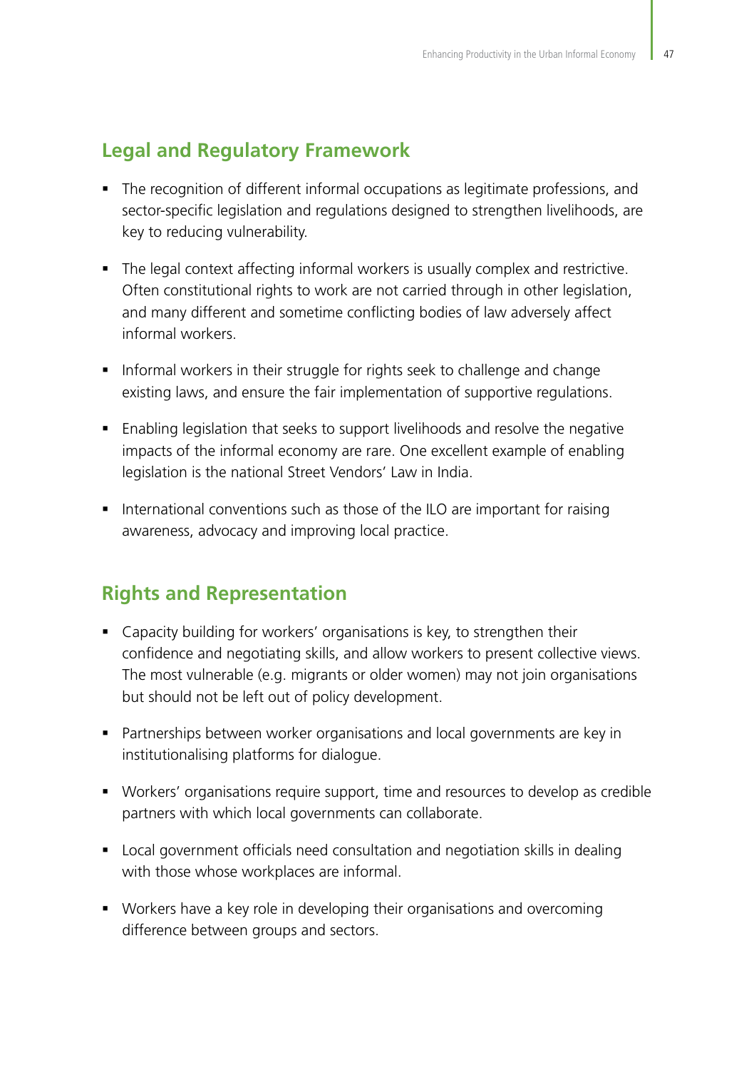## Legal and Regulatory Framework

- The recognition of different informal occupations as legitimate professions, and sector-specific legislation and regulations designed to strengthen livelihoods, are key to reducing vulnerability.
- The legal context affecting informal workers is usually complex and restrictive. Often constitutional rights to work are not carried through in other legislation, and many different and sometime conflicting bodies of law adversely affect informal workers.
- Informal workers in their struggle for rights seek to challenge and change existing laws, and ensure the fair implementation of supportive regulations.
- Enabling legislation that seeks to support livelihoods and resolve the negative impacts of the informal economy are rare. One excellent example of enabling legislation is the national Street Vendors' Law in India.
- International conventions such as those of the ILO are important for raising awareness, advocacy and improving local practice.

## Rights and Representation

- Capacity building for workers' organisations is key, to strengthen their confidence and negotiating skills, and allow workers to present collective views. The most vulnerable (e.g. migrants or older women) may not join organisations but should not be left out of policy development.
- Partnerships between worker organisations and local governments are key in institutionalising platforms for dialogue.
- Workers' organisations require support, time and resources to develop as credible partners with which local governments can collaborate.
- Local government officials need consultation and negotiation skills in dealing with those whose workplaces are informal.
- Workers have a key role in developing their organisations and overcoming difference between groups and sectors.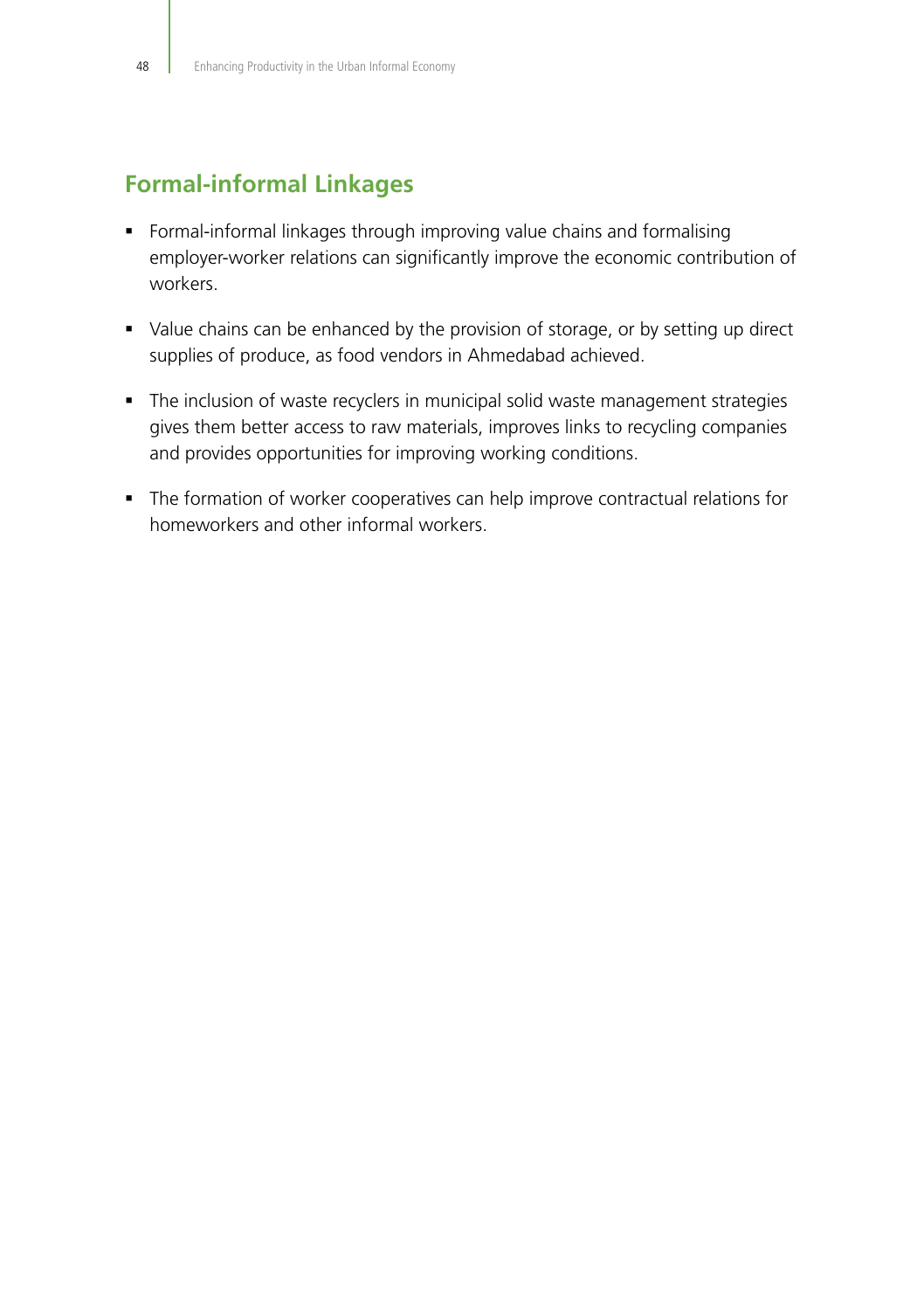## Formal-informal Linkages

- Formal-informal linkages through improving value chains and formalising employer-worker relations can significantly improve the economic contribution of workers.
- Value chains can be enhanced by the provision of storage, or by setting up direct supplies of produce, as food vendors in Ahmedabad achieved.
- The inclusion of waste recyclers in municipal solid waste management strategies gives them better access to raw materials, improves links to recycling companies and provides opportunities for improving working conditions.
- The formation of worker cooperatives can help improve contractual relations for homeworkers and other informal workers.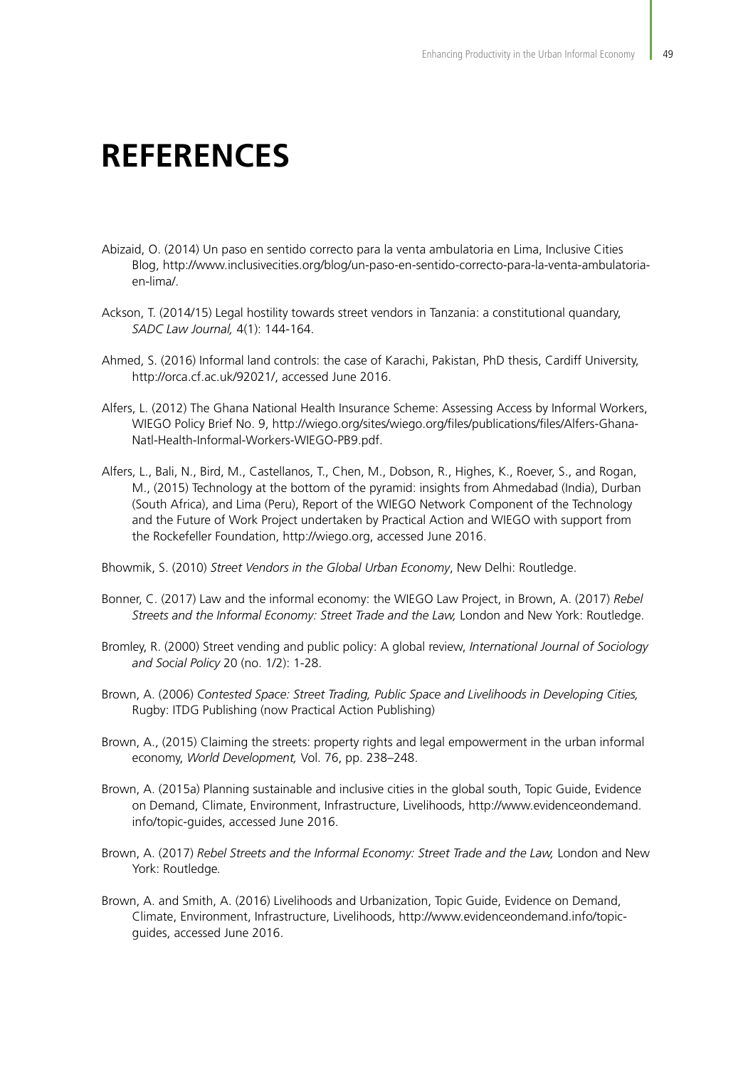# REFERENCES

Abizaid, O. (2014) Un paso en sentido correcto para la venta ambulatoria en Lima, Inclusive Cities Blog, http://www.inclusivecities.org/blog/un-paso-en-sentido-correcto-para-la-venta-ambulatoria-en-lima/.

Ackson, T. (2014/15) Legal hostility towards street vendors in Tanzania: a constitutional quandary, *SADC Law Journal,* 4(1): 144-164.

Ahmed, S. (2016) Informal land controls: the case of Karachi, Pakistan, PhD thesis, Cardiff University, http://orca.cf.ac.uk/92021/, accessed June 2016.

Alfers, L. (2012) The Ghana National Health Insurance Scheme: Assessing Access by Informal Workers, WIEGO Policy Brief No. 9, http://wiego.org/sites/wiego.org/files/publications/files/Alfers-Ghana-Natl-Health-Informal-Workers-WIEGO-PB9.pdf.

Alfers, L., Bali, N., Bird, M., Castellanos, T., Chen, M., Dobson, R., Highes, K., Roever, S., and Rogan, M., (2015) Technology at the bottom of the pyramid: insights from Ahmedabad (India), Durban (South Africa), and Lima (Peru), Report of the WIEGO Network Component of the Technology and the Future of Work Project undertaken by Practical Action and WIEGO with support from the Rockefeller Foundation, http://wiego.org, accessed June 2016.

Bhowmik, S. (2010) *Street Vendors in the Global Urban Economy*, New Delhi: Routledge.

Bonner, C. (2017) Law and the informal economy: the WIEGO Law Project, in Brown, A. (2017) *Rebel Streets and the Informal Economy: Street Trade and the Law,* London and New York: Routledge.

Bromley, R. (2000) Street vending and public policy: A global review, *International Journal of Sociology and Social Policy* 20 (no. 1/2): 1-28.

Brown, A. (2006) *Contested Space: Street Trading, Public Space and Livelihoods in Developing Cities,* Rugby: ITDG Publishing (now Practical Action Publishing)

Brown, A., (2015) Claiming the streets: property rights and legal empowerment in the urban informal economy, *World Development,* Vol. 76, pp. 238–248.

Brown, A. (2015a) Planning sustainable and inclusive cities in the global south, Topic Guide, Evidence on Demand, Climate, Environment, Infrastructure, Livelihoods, http://www.evidenceondemand.info/topic-guides, accessed June 2016.

Brown, A. (2017) *Rebel Streets and the Informal Economy: Street Trade and the Law,* London and New York: Routledge.

Brown, A. and Smith, A. (2016) Livelihoods and Urbanization, Topic Guide, Evidence on Demand, Climate, Environment, Infrastructure, Livelihoods, http://www.evidenceondemand.info/topic-guides, accessed June 2016.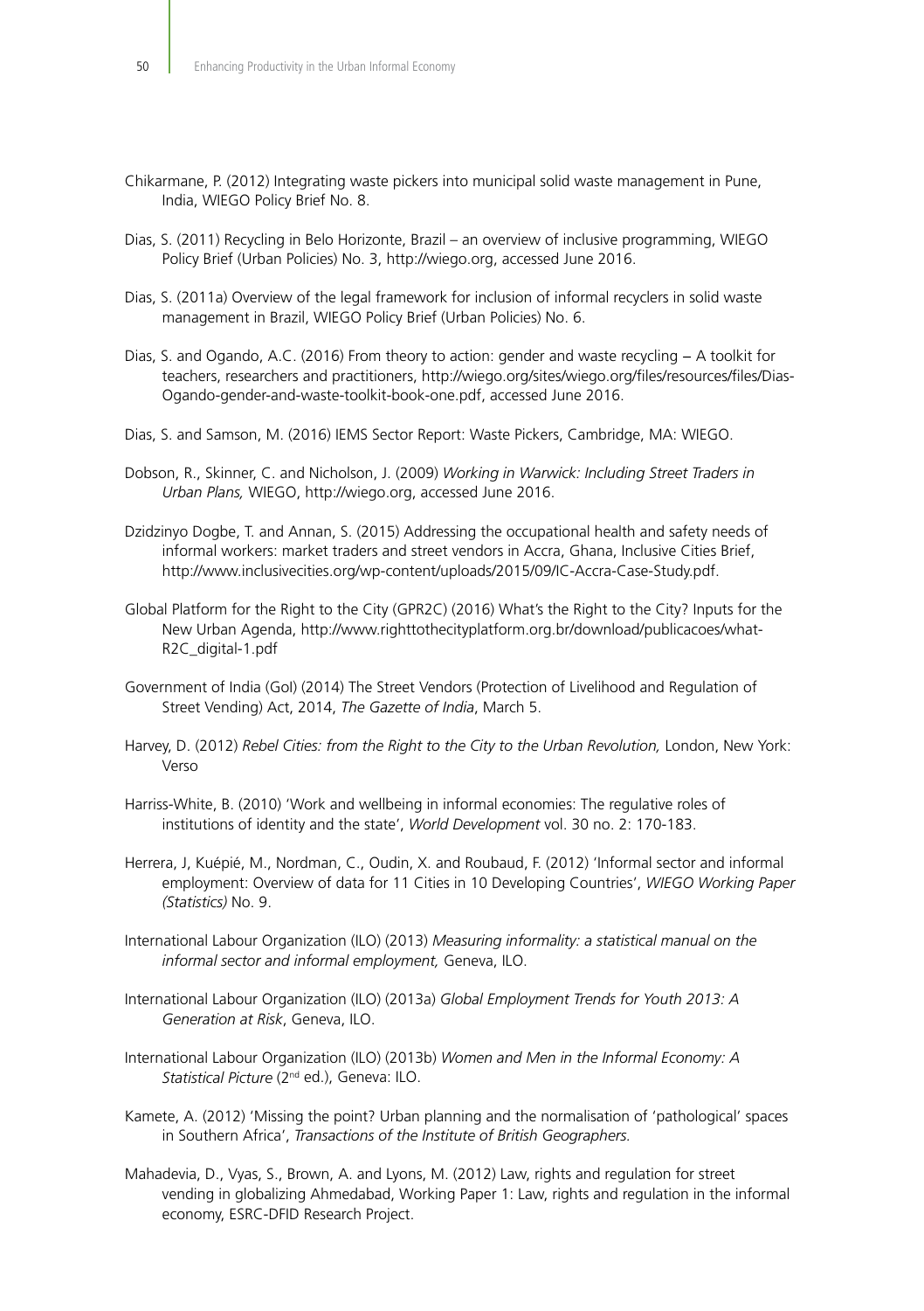Chikarmane, P. (2012) Integrating waste pickers into municipal solid waste management in Pune, India, WIEGO Policy Brief No. 8.

Dias, S. (2011) Recycling in Belo Horizonte, Brazil – an overview of inclusive programming, WIEGO Policy Brief (Urban Policies) No. 3, http://wiego.org, accessed June 2016.

Dias, S. (2011a) Overview of the legal framework for inclusion of informal recyclers in solid waste management in Brazil, WIEGO Policy Brief (Urban Policies) No. 6.

Dias, S. and Ogando, A.C. (2016) From theory to action: gender and waste recycling – A toolkit for teachers, researchers and practitioners, http://wiego.org/sites/wiego.org/files/resources/files/Dias-Ogando-gender-and-waste-toolkit-book-one.pdf, accessed June 2016.

Dias, S. and Samson, M. (2016) IEMS Sector Report: Waste Pickers, Cambridge, MA: WIEGO.

Dobson, R., Skinner, C. and Nicholson, J. (2009) *Working in Warwick: Including Street Traders in Urban Plans,* WIEGO, http://wiego.org, accessed June 2016.

Dzidzinyo Dogbe, T. and Annan, S. (2015) Addressing the occupational health and safety needs of informal workers: market traders and street vendors in Accra, Ghana, Inclusive Cities Brief, http://www.inclusivecities.org/wp-content/uploads/2015/09/IC-Accra-Case-Study.pdf.

Global Platform for the Right to the City (GPR2C) (2016) What's the Right to the City? Inputs for the New Urban Agenda, http://www.righttothecityplatform.org.br/download/publicacoes/what-R2C_digital-1.pdf

Government of India (GoI) (2014) The Street Vendors (Protection of Livelihood and Regulation of Street Vending) Act, 2014, *The Gazette of India*, March 5.

Harvey, D. (2012) *Rebel Cities: from the Right to the City to the Urban Revolution,* London, New York: Verso

Harriss-White, B. (2010) 'Work and wellbeing in informal economies: The regulative roles of institutions of identity and the state', *World Development* vol. 30 no. 2: 170-183.

Herrera, J, Kuépié, M., Nordman, C., Oudin, X. and Roubaud, F. (2012) 'Informal sector and informal employment: Overview of data for 11 Cities in 10 Developing Countries', *WIEGO Working Paper (Statistics)* No. 9.

International Labour Organization (ILO) (2013) *Measuring informality: a statistical manual on the informal sector and informal employment,* Geneva, ILO.

International Labour Organization (ILO) (2013a) *Global Employment Trends for Youth 2013: A Generation at Risk*, Geneva, ILO.

International Labour Organization (ILO) (2013b) *Women and Men in the Informal Economy: A Statistical Picture* (2nd ed.), Geneva: ILO.

Kamete, A. (2012) 'Missing the point? Urban planning and the normalisation of 'pathological' spaces in Southern Africa', *Transactions of the Institute of British Geographers.*

Mahadevia, D., Vyas, S., Brown, A. and Lyons, M. (2012) Law, rights and regulation for street vending in globalizing Ahmedabad, Working Paper 1: Law, rights and regulation in the informal economy, ESRC-DFID Research Project.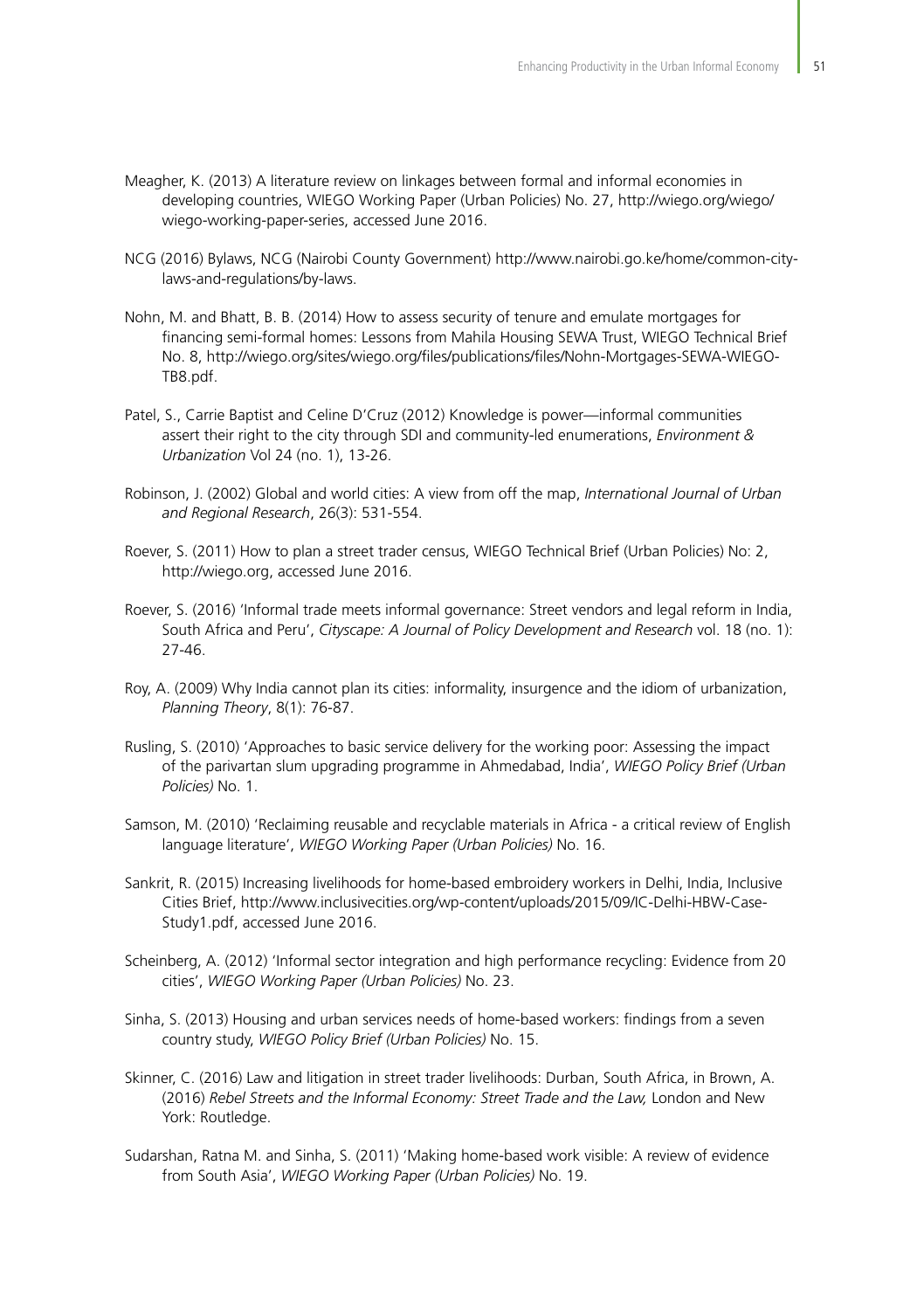Meagher, K. (2013) A literature review on linkages between formal and informal economies in developing countries, WIEGO Working Paper (Urban Policies) No. 27, http://wiego.org/wiego/wiego-working-paper-series, accessed June 2016.

NCG (2016) Bylaws, NCG (Nairobi County Government) http://www.nairobi.go.ke/home/common-city-laws-and-regulations/by-laws.

Nohn, M. and Bhatt, B. B. (2014) How to assess security of tenure and emulate mortgages for financing semi-formal homes: Lessons from Mahila Housing SEWA Trust, WIEGO Technical Brief No. 8, http://wiego.org/sites/wiego.org/files/publications/files/Nohn-Mortgages-SEWA-WIEGO-TB8.pdf.

Patel, S., Carrie Baptist and Celine D'Cruz (2012) Knowledge is power—informal communities assert their right to the city through SDI and community-led enumerations, *Environment & Urbanization* Vol 24 (no. 1), 13-26.

Robinson, J. (2002) Global and world cities: A view from off the map, *International Journal of Urban and Regional Research*, 26(3): 531-554.

Roever, S. (2011) How to plan a street trader census, WIEGO Technical Brief (Urban Policies) No: 2, http://wiego.org, accessed June 2016.

Roever, S. (2016) 'Informal trade meets informal governance: Street vendors and legal reform in India, South Africa and Peru', *Cityscape: A Journal of Policy Development and Research* vol. 18 (no. 1): 27-46.

Roy, A. (2009) Why India cannot plan its cities: informality, insurgence and the idiom of urbanization, *Planning Theory*, 8(1): 76-87.

Rusling, S. (2010) 'Approaches to basic service delivery for the working poor: Assessing the impact of the parivartan slum upgrading programme in Ahmedabad, India', *WIEGO Policy Brief (Urban Policies)* No. 1.

Samson, M. (2010) 'Reclaiming reusable and recyclable materials in Africa - a critical review of English language literature', *WIEGO Working Paper (Urban Policies)* No. 16.

Sankrit, R. (2015) Increasing livelihoods for home-based embroidery workers in Delhi, India, Inclusive Cities Brief, http://www.inclusivecities.org/wp-content/uploads/2015/09/IC-Delhi-HBW-Case-Study1.pdf, accessed June 2016.

Scheinberg, A. (2012) 'Informal sector integration and high performance recycling: Evidence from 20 cities', *WIEGO Working Paper (Urban Policies)* No. 23.

Sinha, S. (2013) Housing and urban services needs of home-based workers: findings from a seven country study, *WIEGO Policy Brief (Urban Policies)* No. 15.

Skinner, C. (2016) Law and litigation in street trader livelihoods: Durban, South Africa, in Brown, A. (2016) *Rebel Streets and the Informal Economy: Street Trade and the Law,* London and New York: Routledge.

Sudarshan, Ratna M. and Sinha, S. (2011) 'Making home-based work visible: A review of evidence from South Asia', *WIEGO Working Paper (Urban Policies)* No. 19.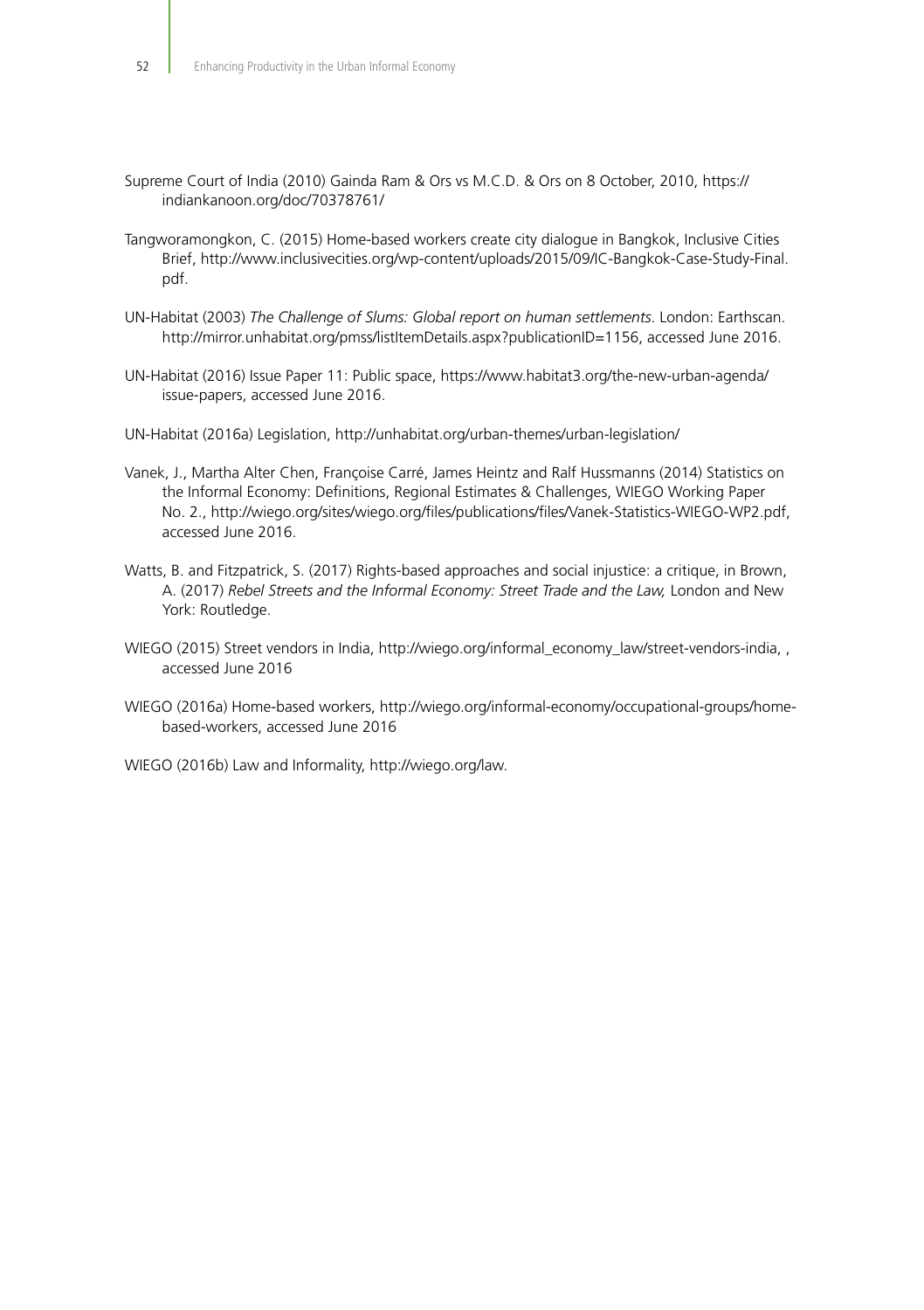Supreme Court of India (2010) Gainda Ram & Ors vs M.C.D. & Ors on 8 October, 2010, https://indiankanoon.org/doc/70378761/

Tangworamongkon, C. (2015) Home-based workers create city dialogue in Bangkok, Inclusive Cities Brief, http://www.inclusivecities.org/wp-content/uploads/2015/09/IC-Bangkok-Case-Study-Final.pdf.

UN-Habitat (2003) *The Challenge of Slums: Global report on human settlements*. London: Earthscan. http://mirror.unhabitat.org/pmss/listItemDetails.aspx?publicationID=1156, accessed June 2016.

UN-Habitat (2016) Issue Paper 11: Public space, https://www.habitat3.org/the-new-urban-agenda/issue-papers, accessed June 2016.

UN-Habitat (2016a) Legislation, http://unhabitat.org/urban-themes/urban-legislation/

Vanek, J., Martha Alter Chen, Françoise Carré, James Heintz and Ralf Hussmanns (2014) Statistics on the Informal Economy: Definitions, Regional Estimates & Challenges, WIEGO Working Paper No. 2., http://wiego.org/sites/wiego.org/files/publications/files/Vanek-Statistics-WIEGO-WP2.pdf, accessed June 2016.

Watts, B. and Fitzpatrick, S. (2017) Rights-based approaches and social injustice: a critique, in Brown, A. (2017) *Rebel Streets and the Informal Economy: Street Trade and the Law,* London and New York: Routledge.

WIEGO (2015) Street vendors in India, http://wiego.org/informal_economy_law/street-vendors-india, , accessed June 2016

WIEGO (2016a) Home-based workers, http://wiego.org/informal-economy/occupational-groups/home-based-workers, accessed June 2016

WIEGO (2016b) Law and Informality, http://wiego.org/law.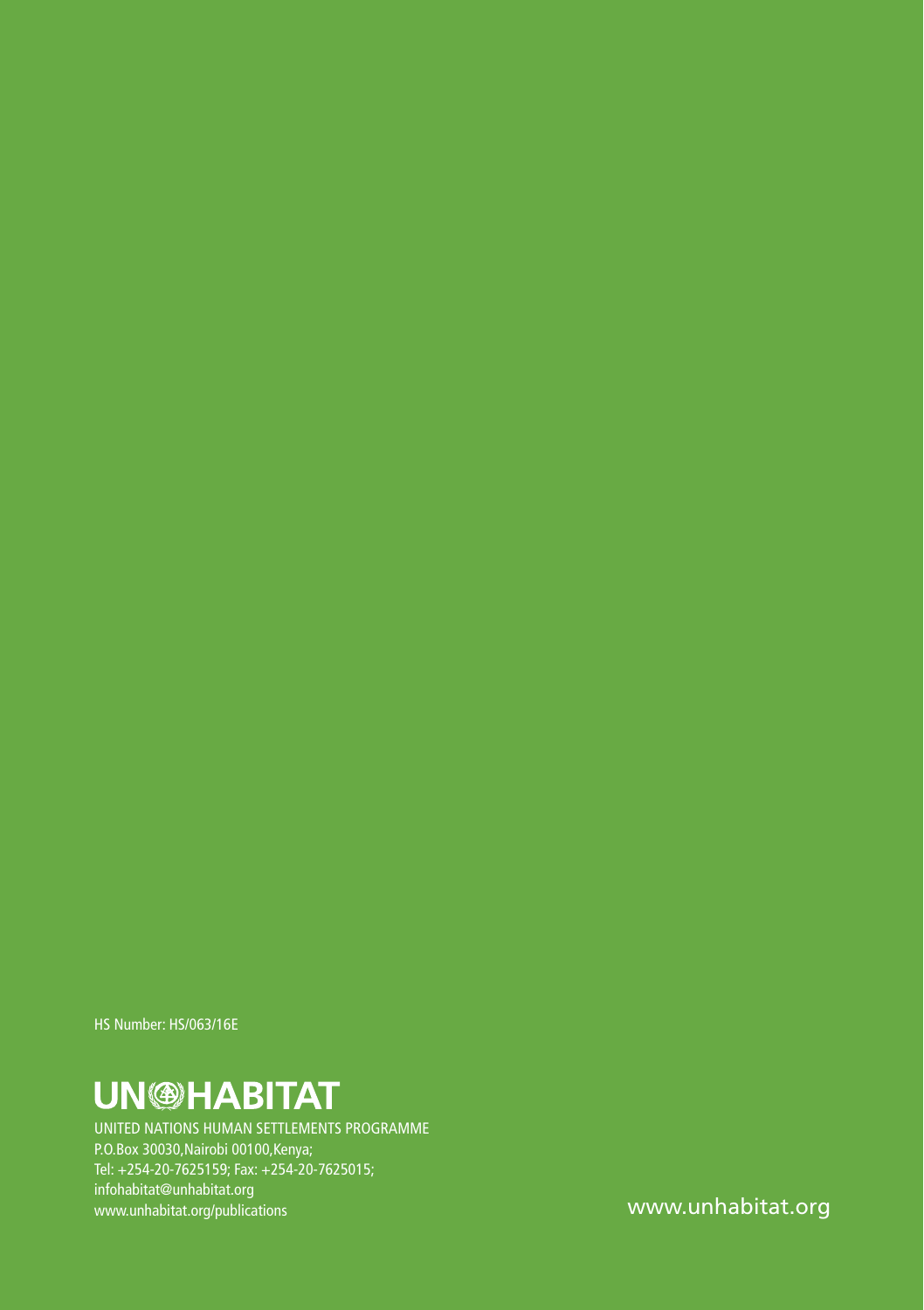HS Number: HS/063/16E

**UN-HABITAT**

UNITED NATIONS HUMAN SETTLEMENTS PROGRAMME
P.O.Box 30030,Nairobi 00100,Kenya;
Tel: +254-20-7625159; Fax: +254-20-7625015;
infohabitat@unhabitat.org
www.unhabitat.org/publications

www.unhabitat.org